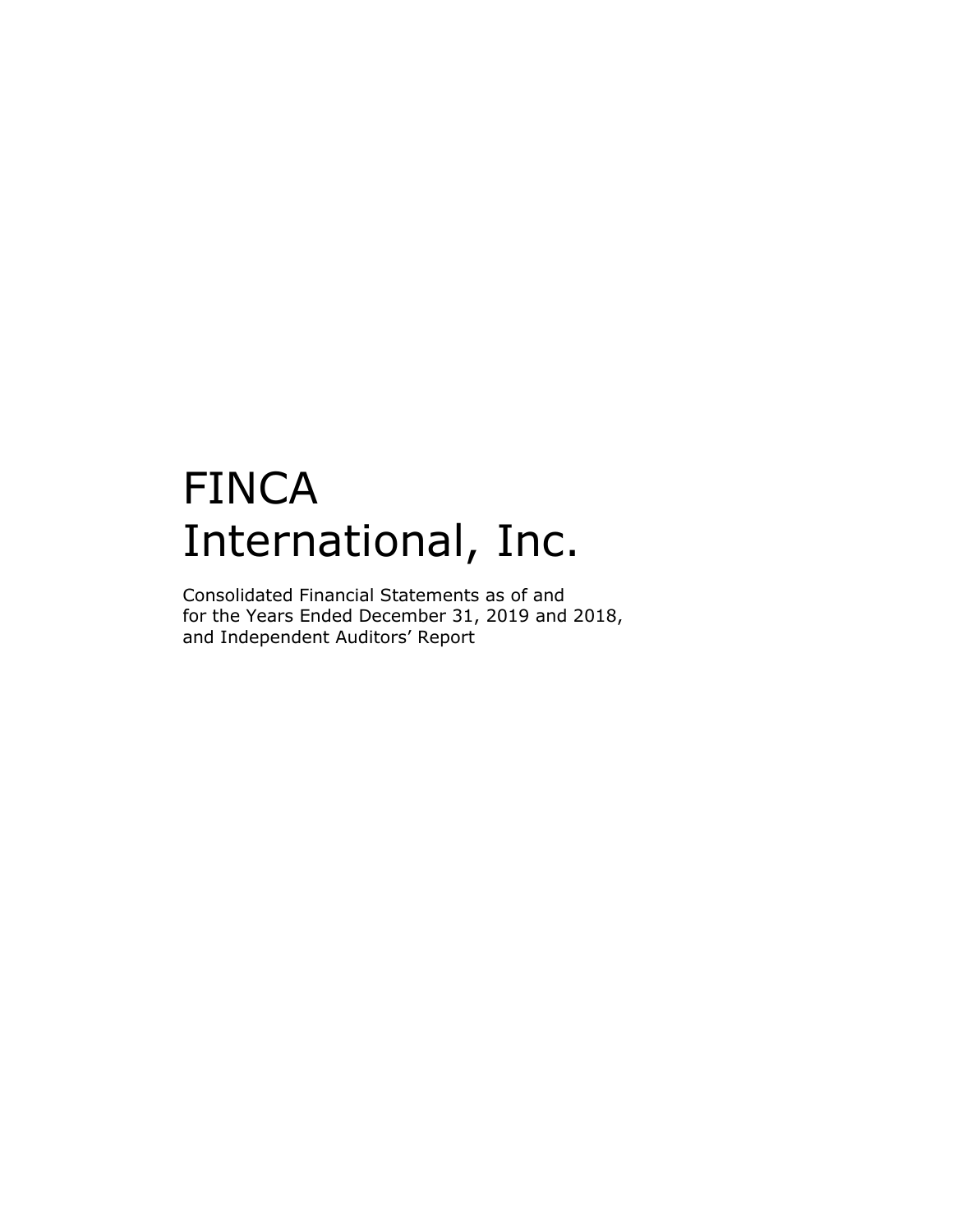# FINCA International, Inc.

Consolidated Financial Statements as of and for the Years Ended December 31, 2019 and 2018, and Independent Auditors' Report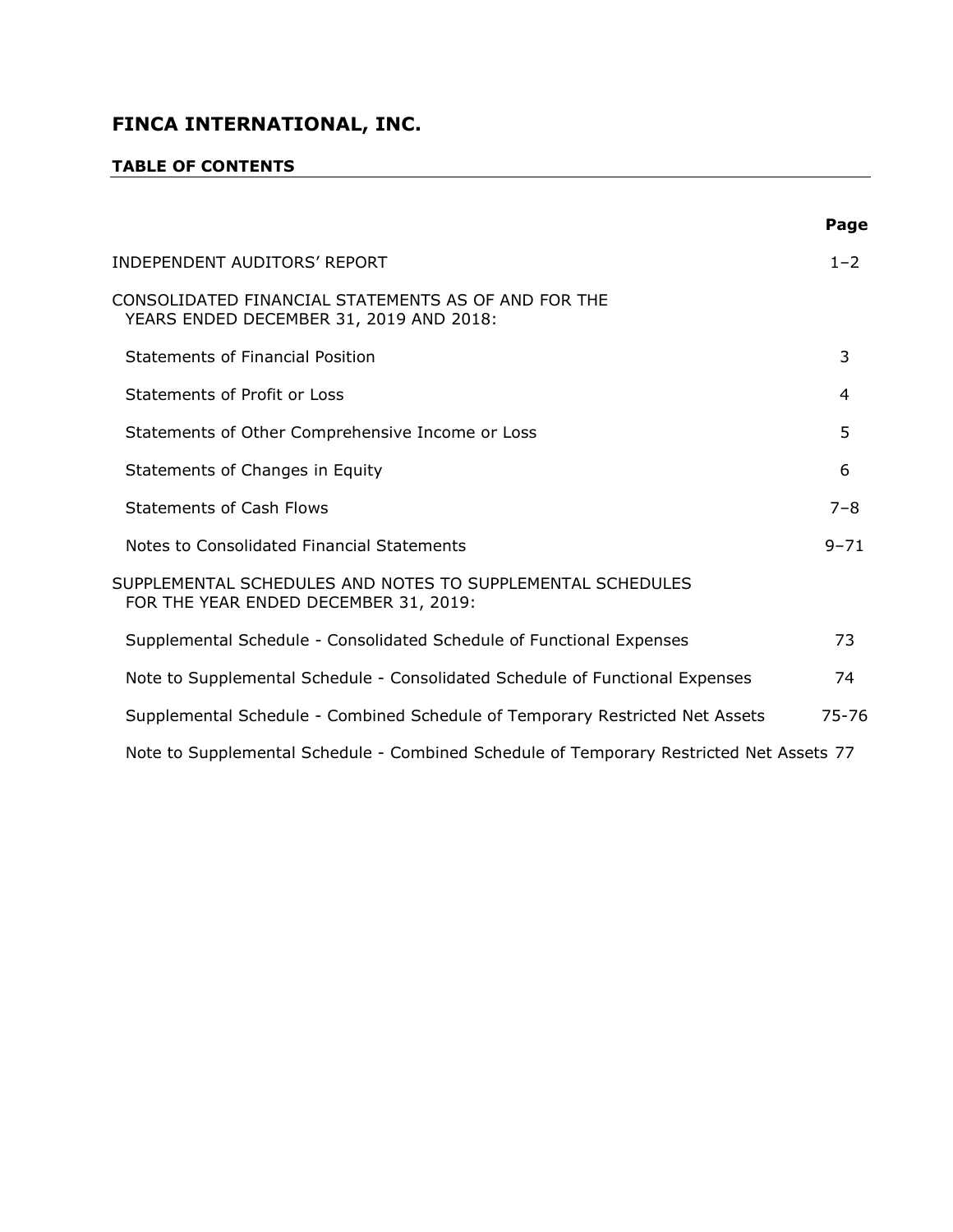# FINCA INTERNATIONAL, INC.

## TABLE OF CONTENTS

| | Page |
|---|---|
| INDEPENDENT AUDITORS' REPORT | 1–2 |
| CONSOLIDATED FINANCIAL STATEMENTS AS OF AND FOR THE YEARS ENDED DECEMBER 31, 2019 AND 2018: | |
| Statements of Financial Position | 3 |
| Statements of Profit or Loss | 4 |
| Statements of Other Comprehensive Income or Loss | 5 |
| Statements of Changes in Equity | 6 |
| Statements of Cash Flows | 7–8 |
| Notes to Consolidated Financial Statements | 9–71 |
| SUPPLEMENTAL SCHEDULES AND NOTES TO SUPPLEMENTAL SCHEDULES FOR THE YEAR ENDED DECEMBER 31, 2019: | |
| Supplemental Schedule - Consolidated Schedule of Functional Expenses | 73 |
| Note to Supplemental Schedule - Consolidated Schedule of Functional Expenses | 74 |
| Supplemental Schedule - Combined Schedule of Temporary Restricted Net Assets | 75-76 |
| Note to Supplemental Schedule - Combined Schedule of Temporary Restricted Net Assets | 77 |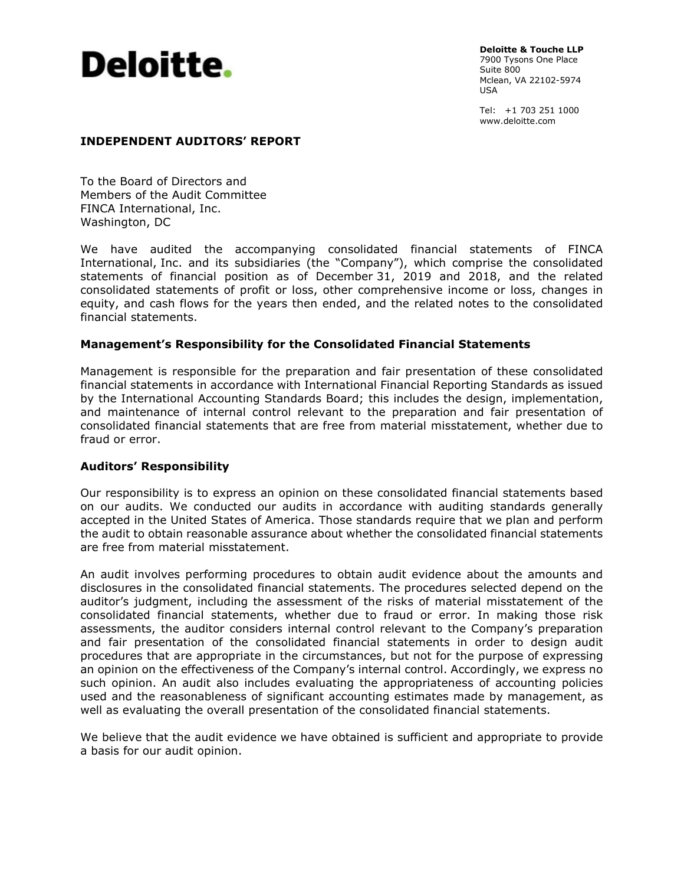**Deloitte.**

**Deloitte & Touche LLP**
7900 Tysons One Place
Suite 800
Mclean, VA 22102-5974
USA

Tel: +1 703 251 1000
www.deloitte.com

## INDEPENDENT AUDITORS' REPORT

To the Board of Directors and
Members of the Audit Committee
FINCA International, Inc.
Washington, DC

We have audited the accompanying consolidated financial statements of FINCA International, Inc. and its subsidiaries (the "Company"), which comprise the consolidated statements of financial position as of December 31, 2019 and 2018, and the related consolidated statements of profit or loss, other comprehensive income or loss, changes in equity, and cash flows for the years then ended, and the related notes to the consolidated financial statements.

### Management's Responsibility for the Consolidated Financial Statements

Management is responsible for the preparation and fair presentation of these consolidated financial statements in accordance with International Financial Reporting Standards as issued by the International Accounting Standards Board; this includes the design, implementation, and maintenance of internal control relevant to the preparation and fair presentation of consolidated financial statements that are free from material misstatement, whether due to fraud or error.

### Auditors' Responsibility

Our responsibility is to express an opinion on these consolidated financial statements based on our audits. We conducted our audits in accordance with auditing standards generally accepted in the United States of America. Those standards require that we plan and perform the audit to obtain reasonable assurance about whether the consolidated financial statements are free from material misstatement.

An audit involves performing procedures to obtain audit evidence about the amounts and disclosures in the consolidated financial statements. The procedures selected depend on the auditor's judgment, including the assessment of the risks of material misstatement of the consolidated financial statements, whether due to fraud or error. In making those risk assessments, the auditor considers internal control relevant to the Company's preparation and fair presentation of the consolidated financial statements in order to design audit procedures that are appropriate in the circumstances, but not for the purpose of expressing an opinion on the effectiveness of the Company's internal control. Accordingly, we express no such opinion. An audit also includes evaluating the appropriateness of accounting policies used and the reasonableness of significant accounting estimates made by management, as well as evaluating the overall presentation of the consolidated financial statements.

We believe that the audit evidence we have obtained is sufficient and appropriate to provide a basis for our audit opinion.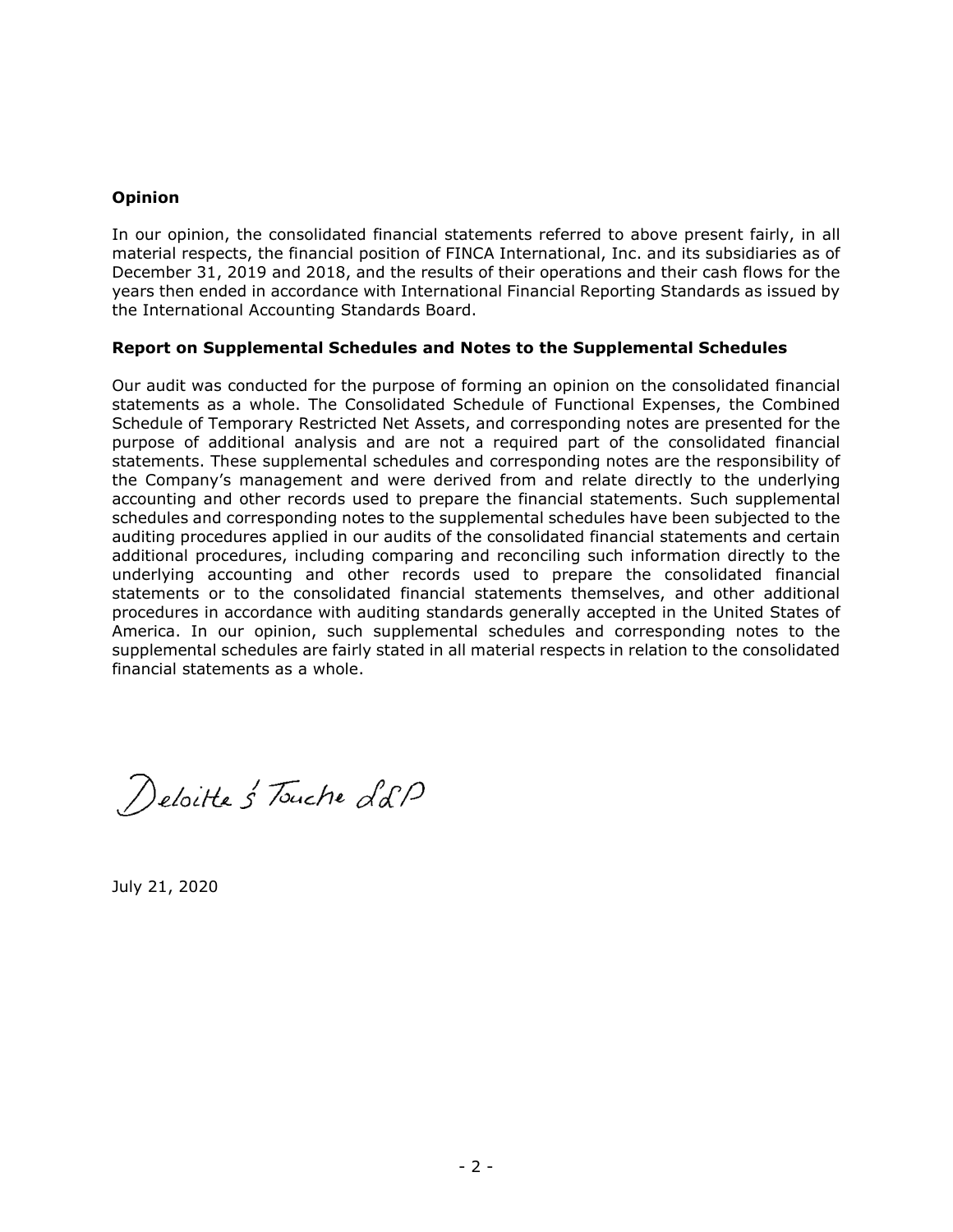**Opinion**

In our opinion, the consolidated financial statements referred to above present fairly, in all material respects, the financial position of FINCA International, Inc. and its subsidiaries as of December 31, 2019 and 2018, and the results of their operations and their cash flows for the years then ended in accordance with International Financial Reporting Standards as issued by the International Accounting Standards Board.

**Report on Supplemental Schedules and Notes to the Supplemental Schedules**

Our audit was conducted for the purpose of forming an opinion on the consolidated financial statements as a whole. The Consolidated Schedule of Functional Expenses, the Combined Schedule of Temporary Restricted Net Assets, and corresponding notes are presented for the purpose of additional analysis and are not a required part of the consolidated financial statements. These supplemental schedules and corresponding notes are the responsibility of the Company's management and were derived from and relate directly to the underlying accounting and other records used to prepare the financial statements. Such supplemental schedules and corresponding notes to the supplemental schedules have been subjected to the auditing procedures applied in our audits of the consolidated financial statements and certain additional procedures, including comparing and reconciling such information directly to the underlying accounting and other records used to prepare the consolidated financial statements or to the consolidated financial statements themselves, and other additional procedures in accordance with auditing standards generally accepted in the United States of America. In our opinion, such supplemental schedules and corresponding notes to the supplemental schedules are fairly stated in all material respects in relation to the consolidated financial statements as a whole.

Deloitte & Touche LLP

July 21, 2020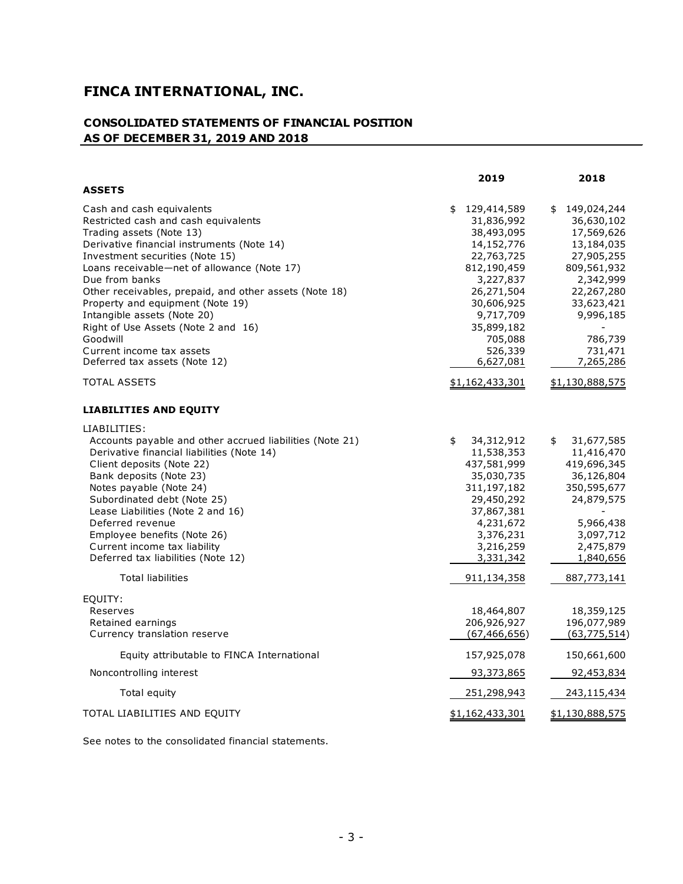# FINCA INTERNATIONAL, INC.

## CONSOLIDATED STATEMENTS OF FINANCIAL POSITION
## AS OF DECEMBER 31, 2019 AND 2018

| | 2019 | 2018 |
|---|---|---|
| **ASSETS** | | |
| Cash and cash equivalents | $ 129,414,589 | $ 149,024,244 |
| Restricted cash and cash equivalents | 31,836,992 | 36,630,102 |
| Trading assets (Note 13) | 38,493,095 | 17,569,626 |
| Derivative financial instruments (Note 14) | 14,152,776 | 13,184,035 |
| Investment securities (Note 15) | 22,763,725 | 27,905,255 |
| Loans receivable—net of allowance (Note 17) | 812,190,459 | 809,561,932 |
| Due from banks | 3,227,837 | 2,342,999 |
| Other receivables, prepaid, and other assets (Note 18) | 26,271,504 | 22,267,280 |
| Property and equipment (Note 19) | 30,606,925 | 33,623,421 |
| Intangible assets (Note 20) | 9,717,709 | 9,996,185 |
| Right of Use Assets (Note 2 and 16) | 35,899,182 | - |
| Goodwill | 705,088 | 786,739 |
| Current income tax assets | 526,339 | 731,471 |
| Deferred tax assets (Note 12) | 6,627,081 | 7,265,286 |
| TOTAL ASSETS | $1,162,433,301 | $1,130,888,575 |
| **LIABILITIES AND EQUITY** | | |
| LIABILITIES: | | |
| Accounts payable and other accrued liabilities (Note 21) | $ 34,312,912 | $ 31,677,585 |
| Derivative financial liabilities (Note 14) | 11,538,353 | 11,416,470 |
| Client deposits (Note 22) | 437,581,999 | 419,696,345 |
| Bank deposits (Note 23) | 35,030,735 | 36,126,804 |
| Notes payable (Note 24) | 311,197,182 | 350,595,677 |
| Subordinated debt (Note 25) | 29,450,292 | 24,879,575 |
| Lease Liabilities (Note 2 and 16) | 37,867,381 | - |
| Deferred revenue | 4,231,672 | 5,966,438 |
| Employee benefits (Note 26) | 3,376,231 | 3,097,712 |
| Current income tax liability | 3,216,259 | 2,475,879 |
| Deferred tax liabilities (Note 12) | 3,331,342 | 1,840,656 |
| Total liabilities | 911,134,358 | 887,773,141 |
| EQUITY: | | |
| Reserves | 18,464,807 | 18,359,125 |
| Retained earnings | 206,926,927 | 196,077,989 |
| Currency translation reserve | (67,466,656) | (63,775,514) |
| Equity attributable to FINCA International | 157,925,078 | 150,661,600 |
| Noncontrolling interest | 93,373,865 | 92,453,834 |
| Total equity | 251,298,943 | 243,115,434 |
| TOTAL LIABILITIES AND EQUITY | $1,162,433,301 | $1,130,888,575 |

See notes to the consolidated financial statements.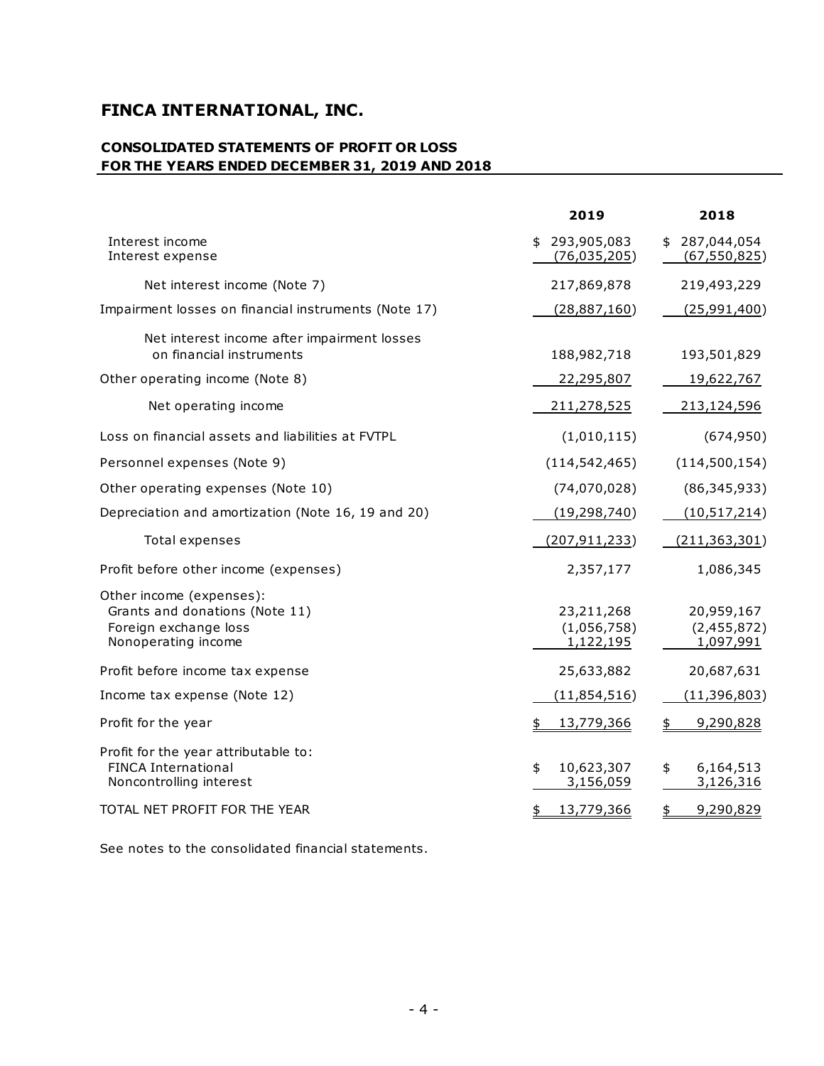# FINCA INTERNATIONAL, INC.

## CONSOLIDATED STATEMENTS OF PROFIT OR LOSS
## FOR THE YEARS ENDED DECEMBER 31, 2019 AND 2018

| | 2019 | 2018 |
|---|---|---|
| Interest income | $ 293,905,083 | $ 287,044,054 |
| Interest expense | (76,035,205) | (67,550,825) |
| Net interest income (Note 7) | 217,869,878 | 219,493,229 |
| Impairment losses on financial instruments (Note 17) | (28,887,160) | (25,991,400) |
| Net interest income after impairment losses on financial instruments | 188,982,718 | 193,501,829 |
| Other operating income (Note 8) | 22,295,807 | 19,622,767 |
| Net operating income | 211,278,525 | 213,124,596 |
| Loss on financial assets and liabilities at FVTPL | (1,010,115) | (674,950) |
| Personnel expenses (Note 9) | (114,542,465) | (114,500,154) |
| Other operating expenses (Note 10) | (74,070,028) | (86,345,933) |
| Depreciation and amortization (Note 16, 19 and 20) | (19,298,740) | (10,517,214) |
| Total expenses | (207,911,233) | (211,363,301) |
| Profit before other income (expenses) | 2,357,177 | 1,086,345 |
| Other income (expenses): | | |
| Grants and donations (Note 11) | 23,211,268 | 20,959,167 |
| Foreign exchange loss | (1,056,758) | (2,455,872) |
| Nonoperating income | 1,122,195 | 1,097,991 |
| Profit before income tax expense | 25,633,882 | 20,687,631 |
| Income tax expense (Note 12) | (11,854,516) | (11,396,803) |
| Profit for the year | $ 13,779,366 | $ 9,290,828 |
| Profit for the year attributable to: | | |
| FINCA International | $ 10,623,307 | $ 6,164,513 |
| Noncontrolling interest | 3,156,059 | 3,126,316 |
| TOTAL NET PROFIT FOR THE YEAR | $ 13,779,366 | $ 9,290,829 |

See notes to the consolidated financial statements.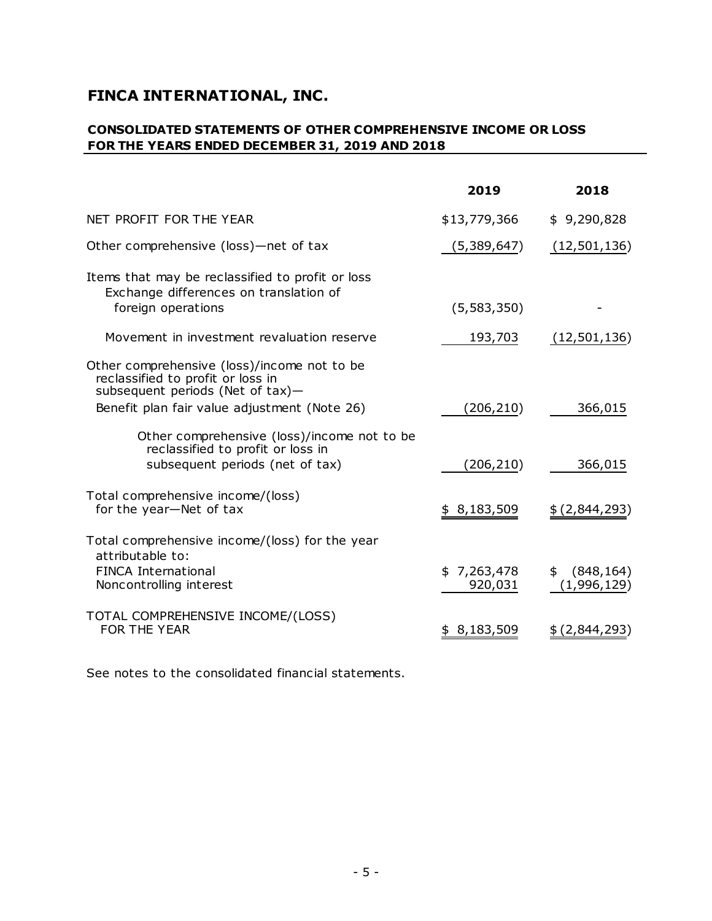# FINCA INTERNATIONAL, INC.

## CONSOLIDATED STATEMENTS OF OTHER COMPREHENSIVE INCOME OR LOSS FOR THE YEARS ENDED DECEMBER 31, 2019 AND 2018

| | 2019 | 2018 |
|---|---|---|
| NET PROFIT FOR THE YEAR | $13,779,366 | $ 9,290,828 |
| Other comprehensive (loss)—net of tax | (5,389,647) | (12,501,136) |
| Items that may be reclassified to profit or loss<br>Exchange differences on translation of foreign operations | (5,583,350) | - |
| Movement in investment revaluation reserve | 193,703 | (12,501,136) |
| Other comprehensive (loss)/income not to be reclassified to profit or loss in subsequent periods (Net of tax)—<br>Benefit plan fair value adjustment (Note 26) | (206,210) | 366,015 |
| Other comprehensive (loss)/income not to be reclassified to profit or loss in subsequent periods (net of tax) | (206,210) | 366,015 |
| Total comprehensive income/(loss) for the year—Net of tax | $ 8,183,509 | $ (2,844,293) |
| Total comprehensive income/(loss) for the year attributable to: | | |
| FINCA International | $ 7,263,478 | $ (848,164) |
| Noncontrolling interest | 920,031 | (1,996,129) |
| TOTAL COMPREHENSIVE INCOME/(LOSS) FOR THE YEAR | $ 8,183,509 | $ (2,844,293) |

See notes to the consolidated financial statements.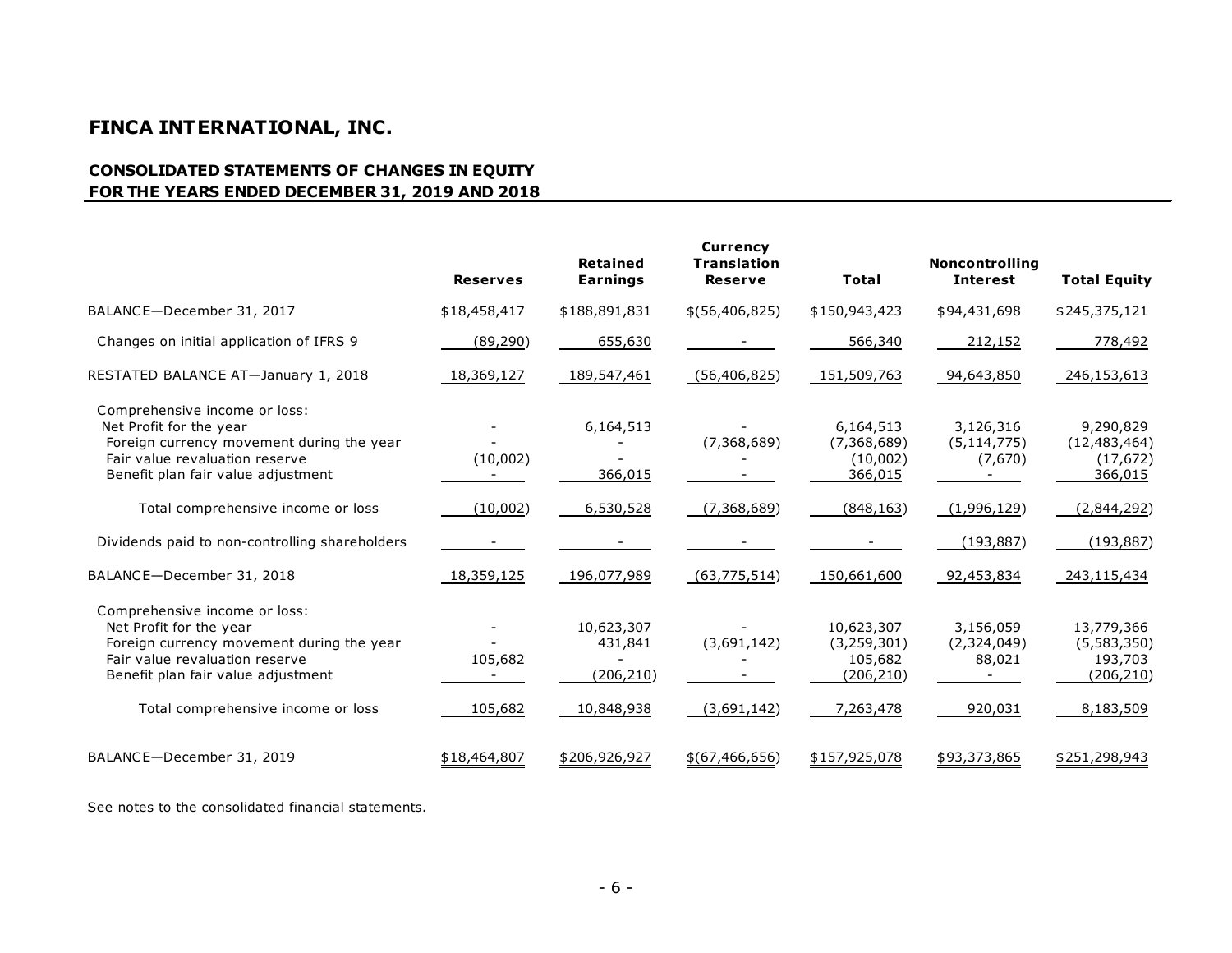# FINCA INTERNATIONAL, INC.

## CONSOLIDATED STATEMENTS OF CHANGES IN EQUITY FOR THE YEARS ENDED DECEMBER 31, 2019 AND 2018

| | Reserves | Retained Earnings | Currency Translation Reserve | Total | Noncontrolling Interest | Total Equity |
|---|---|---|---|---|---|---|
| BALANCE—December 31, 2017 | $18,458,417 | $188,891,831 | $(56,406,825) | $150,943,423 | $94,431,698 | $245,375,121 |
| Changes on initial application of IFRS 9 | (89,290) | 655,630 | - | 566,340 | 212,152 | 778,492 |
| RESTATED BALANCE AT—January 1, 2018 | 18,369,127 | 189,547,461 | (56,406,825) | 151,509,763 | 94,643,850 | 246,153,613 |
| Comprehensive income or loss: | | | | | | |
| Net Profit for the year | - | 6,164,513 | - | 6,164,513 | 3,126,316 | 9,290,829 |
| Foreign currency movement during the year | - | - | (7,368,689) | (7,368,689) | (5,114,775) | (12,483,464) |
| Fair value revaluation reserve | (10,002) | - | - | (10,002) | (7,670) | (17,672) |
| Benefit plan fair value adjustment | - | 366,015 | - | 366,015 | - | 366,015 |
| Total comprehensive income or loss | (10,002) | 6,530,528 | (7,368,689) | (848,163) | (1,996,129) | (2,844,292) |
| Dividends paid to non-controlling shareholders | - | - | - | - | (193,887) | (193,887) |
| BALANCE—December 31, 2018 | 18,359,125 | 196,077,989 | (63,775,514) | 150,661,600 | 92,453,834 | 243,115,434 |
| Comprehensive income or loss: | | | | | | |
| Net Profit for the year | - | 10,623,307 | - | 10,623,307 | 3,156,059 | 13,779,366 |
| Foreign currency movement during the year | - | 431,841 | (3,691,142) | (3,259,301) | (2,324,049) | (5,583,350) |
| Fair value revaluation reserve | 105,682 | - | - | 105,682 | 88,021 | 193,703 |
| Benefit plan fair value adjustment | - | (206,210) | - | (206,210) | - | (206,210) |
| Total comprehensive income or loss | 105,682 | 10,848,938 | (3,691,142) | 7,263,478 | 920,031 | 8,183,509 |
| BALANCE—December 31, 2019 | $18,464,807 | $206,926,927 | $(67,466,656) | $157,925,078 | $93,373,865 | $251,298,943 |

See notes to the consolidated financial statements.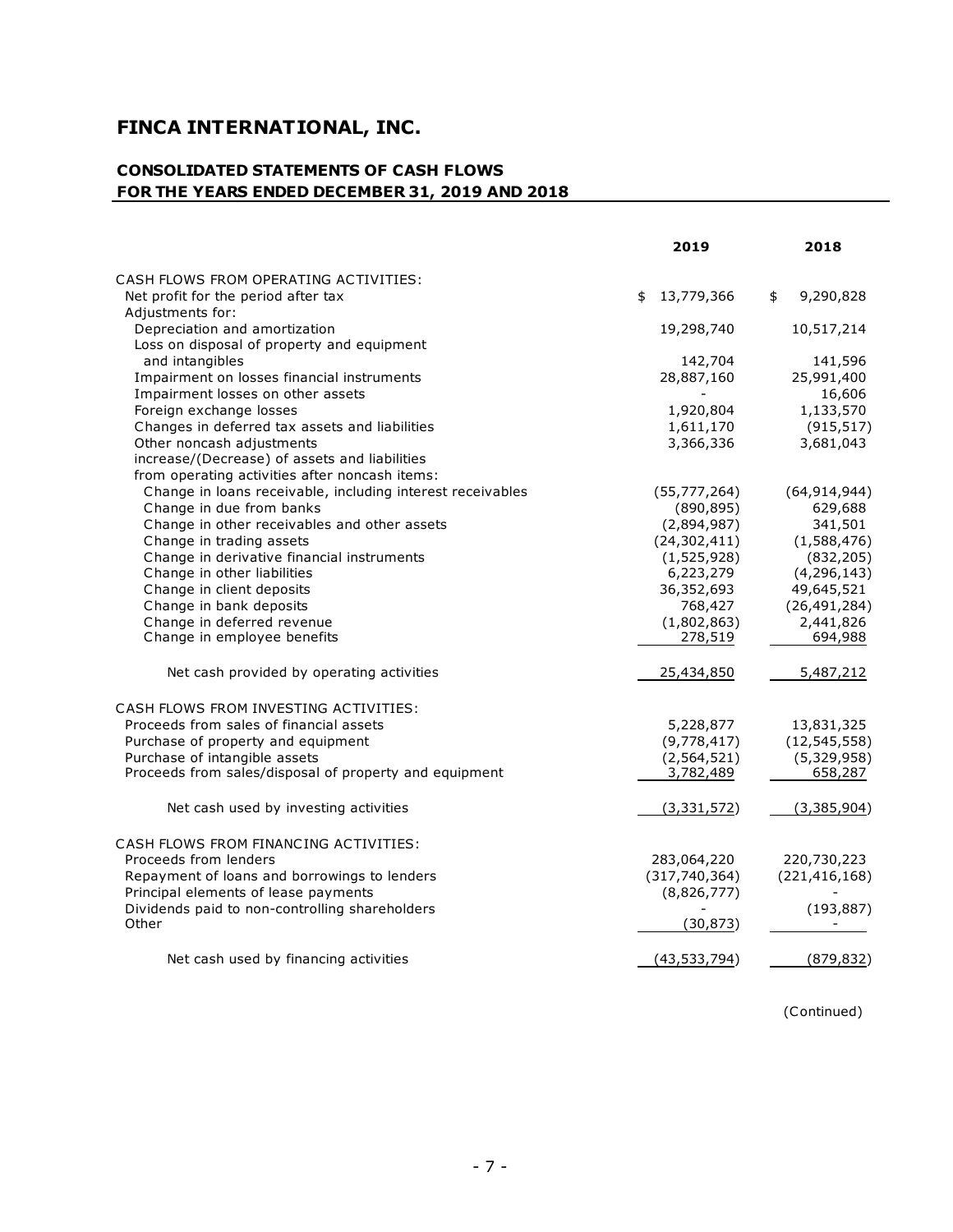# FINCA INTERNATIONAL, INC.

## CONSOLIDATED STATEMENTS OF CASH FLOWS
## FOR THE YEARS ENDED DECEMBER 31, 2019 AND 2018

| | 2019 | 2018 |
|---|---|---|
| CASH FLOWS FROM OPERATING ACTIVITIES: | | |
| Net profit for the period after tax | $ 13,779,366 | $ 9,290,828 |
| Adjustments for: | | |
| Depreciation and amortization | 19,298,740 | 10,517,214 |
| Loss on disposal of property and equipment and intangibles | 142,704 | 141,596 |
| Impairment on losses financial instruments | 28,887,160 | 25,991,400 |
| Impairment losses on other assets | - | 16,606 |
| Foreign exchange losses | 1,920,804 | 1,133,570 |
| Changes in deferred tax assets and liabilities | 1,611,170 | (915,517) |
| Other noncash adjustments | 3,366,336 | 3,681,043 |
| increase/(Decrease) of assets and liabilities from operating activities after noncash items: | | |
| Change in loans receivable, including interest receivables | (55,777,264) | (64,914,944) |
| Change in due from banks | (890,895) | 629,688 |
| Change in other receivables and other assets | (2,894,987) | 341,501 |
| Change in trading assets | (24,302,411) | (1,588,476) |
| Change in derivative financial instruments | (1,525,928) | (832,205) |
| Change in other liabilities | 6,223,279 | (4,296,143) |
| Change in client deposits | 36,352,693 | 49,645,521 |
| Change in bank deposits | 768,427 | (26,491,284) |
| Change in deferred revenue | (1,802,863) | 2,441,826 |
| Change in employee benefits | 278,519 | 694,988 |
| Net cash provided by operating activities | 25,434,850 | 5,487,212 |
| CASH FLOWS FROM INVESTING ACTIVITIES: | | |
| Proceeds from sales of financial assets | 5,228,877 | 13,831,325 |
| Purchase of property and equipment | (9,778,417) | (12,545,558) |
| Purchase of intangible assets | (2,564,521) | (5,329,958) |
| Proceeds from sales/disposal of property and equipment | 3,782,489 | 658,287 |
| Net cash used by investing activities | (3,331,572) | (3,385,904) |
| CASH FLOWS FROM FINANCING ACTIVITIES: | | |
| Proceeds from lenders | 283,064,220 | 220,730,223 |
| Repayment of loans and borrowings to lenders | (317,740,364) | (221,416,168) |
| Principal elements of lease payments | (8,826,777) | - |
| Dividends paid to non-controlling shareholders | - | (193,887) |
| Other | (30,873) | - |
| Net cash used by financing activities | (43,533,794) | (879,832) |

(Continued)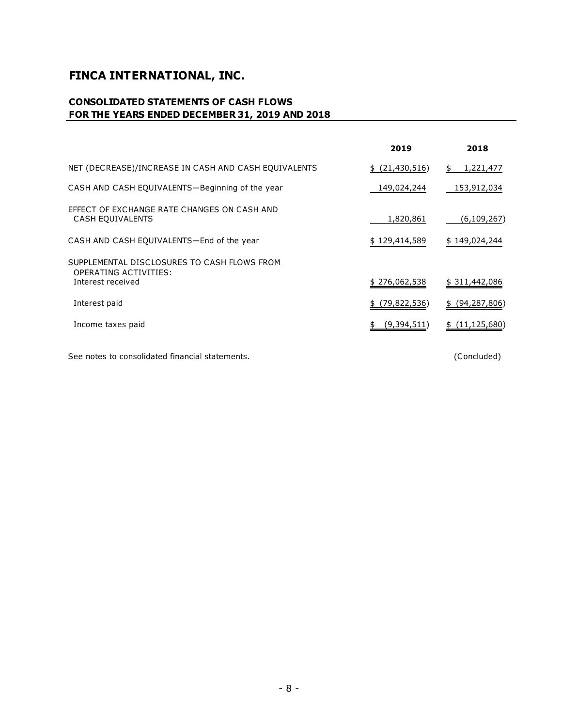# FINCA INTERNATIONAL, INC.

## CONSOLIDATED STATEMENTS OF CASH FLOWS
## FOR THE YEARS ENDED DECEMBER 31, 2019 AND 2018

| | 2019 | 2018 |
|---|---|---|
| NET (DECREASE)/INCREASE IN CASH AND CASH EQUIVALENTS | $ (21,430,516) | $ 1,221,477 |
| CASH AND CASH EQUIVALENTS—Beginning of the year | 149,024,244 | 153,912,034 |
| EFFECT OF EXCHANGE RATE CHANGES ON CASH AND CASH EQUIVALENTS | 1,820,861 | (6,109,267) |
| CASH AND CASH EQUIVALENTS—End of the year | $ 129,414,589 | $ 149,024,244 |
| SUPPLEMENTAL DISCLOSURES TO CASH FLOWS FROM OPERATING ACTIVITIES: | | |
| Interest received | $ 276,062,538 | $ 311,442,086 |
| Interest paid | $ (79,822,536) | $ (94,287,806) |
| Income taxes paid | $ (9,394,511) | $ (11,125,680) |

See notes to consolidated financial statements. (Concluded)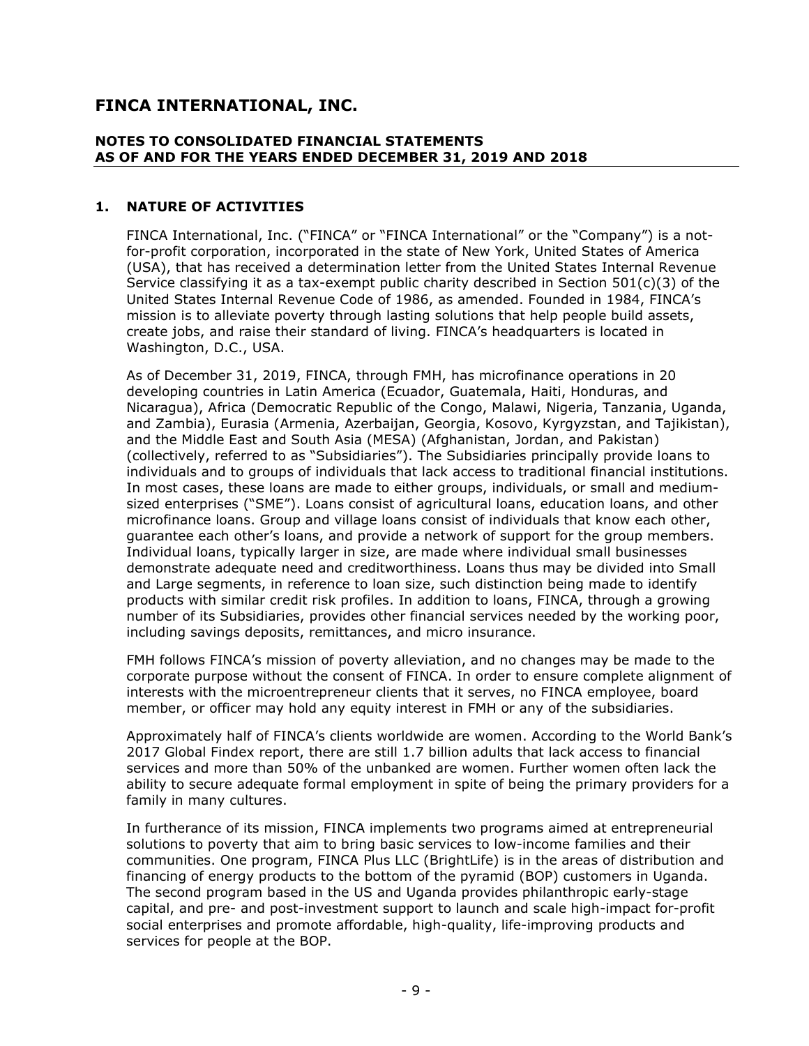# FINCA INTERNATIONAL, INC.

## NOTES TO CONSOLIDATED FINANCIAL STATEMENTS AS OF AND FOR THE YEARS ENDED DECEMBER 31, 2019 AND 2018

### 1. NATURE OF ACTIVITIES

FINCA International, Inc. ("FINCA" or "FINCA International" or the "Company") is a not-for-profit corporation, incorporated in the state of New York, United States of America (USA), that has received a determination letter from the United States Internal Revenue Service classifying it as a tax-exempt public charity described in Section 501(c)(3) of the United States Internal Revenue Code of 1986, as amended. Founded in 1984, FINCA's mission is to alleviate poverty through lasting solutions that help people build assets, create jobs, and raise their standard of living. FINCA's headquarters is located in Washington, D.C., USA.

As of December 31, 2019, FINCA, through FMH, has microfinance operations in 20 developing countries in Latin America (Ecuador, Guatemala, Haiti, Honduras, and Nicaragua), Africa (Democratic Republic of the Congo, Malawi, Nigeria, Tanzania, Uganda, and Zambia), Eurasia (Armenia, Azerbaijan, Georgia, Kosovo, Kyrgyzstan, and Tajikistan), and the Middle East and South Asia (MESA) (Afghanistan, Jordan, and Pakistan) (collectively, referred to as "Subsidiaries"). The Subsidiaries principally provide loans to individuals and to groups of individuals that lack access to traditional financial institutions. In most cases, these loans are made to either groups, individuals, or small and medium-sized enterprises ("SME"). Loans consist of agricultural loans, education loans, and other microfinance loans. Group and village loans consist of individuals that know each other, guarantee each other's loans, and provide a network of support for the group members. Individual loans, typically larger in size, are made where individual small businesses demonstrate adequate need and creditworthiness. Loans thus may be divided into Small and Large segments, in reference to loan size, such distinction being made to identify products with similar credit risk profiles. In addition to loans, FINCA, through a growing number of its Subsidiaries, provides other financial services needed by the working poor, including savings deposits, remittances, and micro insurance.

FMH follows FINCA's mission of poverty alleviation, and no changes may be made to the corporate purpose without the consent of FINCA. In order to ensure complete alignment of interests with the microentrepreneur clients that it serves, no FINCA employee, board member, or officer may hold any equity interest in FMH or any of the subsidiaries.

Approximately half of FINCA's clients worldwide are women. According to the World Bank's 2017 Global Findex report, there are still 1.7 billion adults that lack access to financial services and more than 50% of the unbanked are women. Further women often lack the ability to secure adequate formal employment in spite of being the primary providers for a family in many cultures.

In furtherance of its mission, FINCA implements two programs aimed at entrepreneurial solutions to poverty that aim to bring basic services to low-income families and their communities. One program, FINCA Plus LLC (BrightLife) is in the areas of distribution and financing of energy products to the bottom of the pyramid (BOP) customers in Uganda. The second program based in the US and Uganda provides philanthropic early-stage capital, and pre- and post-investment support to launch and scale high-impact for-profit social enterprises and promote affordable, high-quality, life-improving products and services for people at the BOP.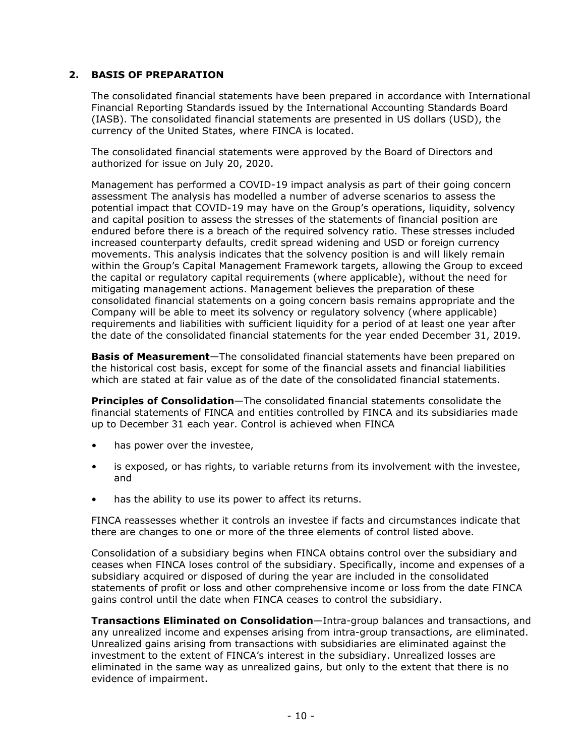## 2. BASIS OF PREPARATION

The consolidated financial statements have been prepared in accordance with International Financial Reporting Standards issued by the International Accounting Standards Board (IASB). The consolidated financial statements are presented in US dollars (USD), the currency of the United States, where FINCA is located.

The consolidated financial statements were approved by the Board of Directors and authorized for issue on July 20, 2020.

Management has performed a COVID-19 impact analysis as part of their going concern assessment The analysis has modelled a number of adverse scenarios to assess the potential impact that COVID-19 may have on the Group's operations, liquidity, solvency and capital position to assess the stresses of the statements of financial position are endured before there is a breach of the required solvency ratio. These stresses included increased counterparty defaults, credit spread widening and USD or foreign currency movements. This analysis indicates that the solvency position is and will likely remain within the Group's Capital Management Framework targets, allowing the Group to exceed the capital or regulatory capital requirements (where applicable), without the need for mitigating management actions. Management believes the preparation of these consolidated financial statements on a going concern basis remains appropriate and the Company will be able to meet its solvency or regulatory solvency (where applicable) requirements and liabilities with sufficient liquidity for a period of at least one year after the date of the consolidated financial statements for the year ended December 31, 2019.

**Basis of Measurement**—The consolidated financial statements have been prepared on the historical cost basis, except for some of the financial assets and financial liabilities which are stated at fair value as of the date of the consolidated financial statements.

**Principles of Consolidation**—The consolidated financial statements consolidate the financial statements of FINCA and entities controlled by FINCA and its subsidiaries made up to December 31 each year. Control is achieved when FINCA

- has power over the investee,
- is exposed, or has rights, to variable returns from its involvement with the investee, and
- has the ability to use its power to affect its returns.

FINCA reassesses whether it controls an investee if facts and circumstances indicate that there are changes to one or more of the three elements of control listed above.

Consolidation of a subsidiary begins when FINCA obtains control over the subsidiary and ceases when FINCA loses control of the subsidiary. Specifically, income and expenses of a subsidiary acquired or disposed of during the year are included in the consolidated statements of profit or loss and other comprehensive income or loss from the date FINCA gains control until the date when FINCA ceases to control the subsidiary.

**Transactions Eliminated on Consolidation**—Intra-group balances and transactions, and any unrealized income and expenses arising from intra-group transactions, are eliminated. Unrealized gains arising from transactions with subsidiaries are eliminated against the investment to the extent of FINCA's interest in the subsidiary. Unrealized losses are eliminated in the same way as unrealized gains, but only to the extent that there is no evidence of impairment.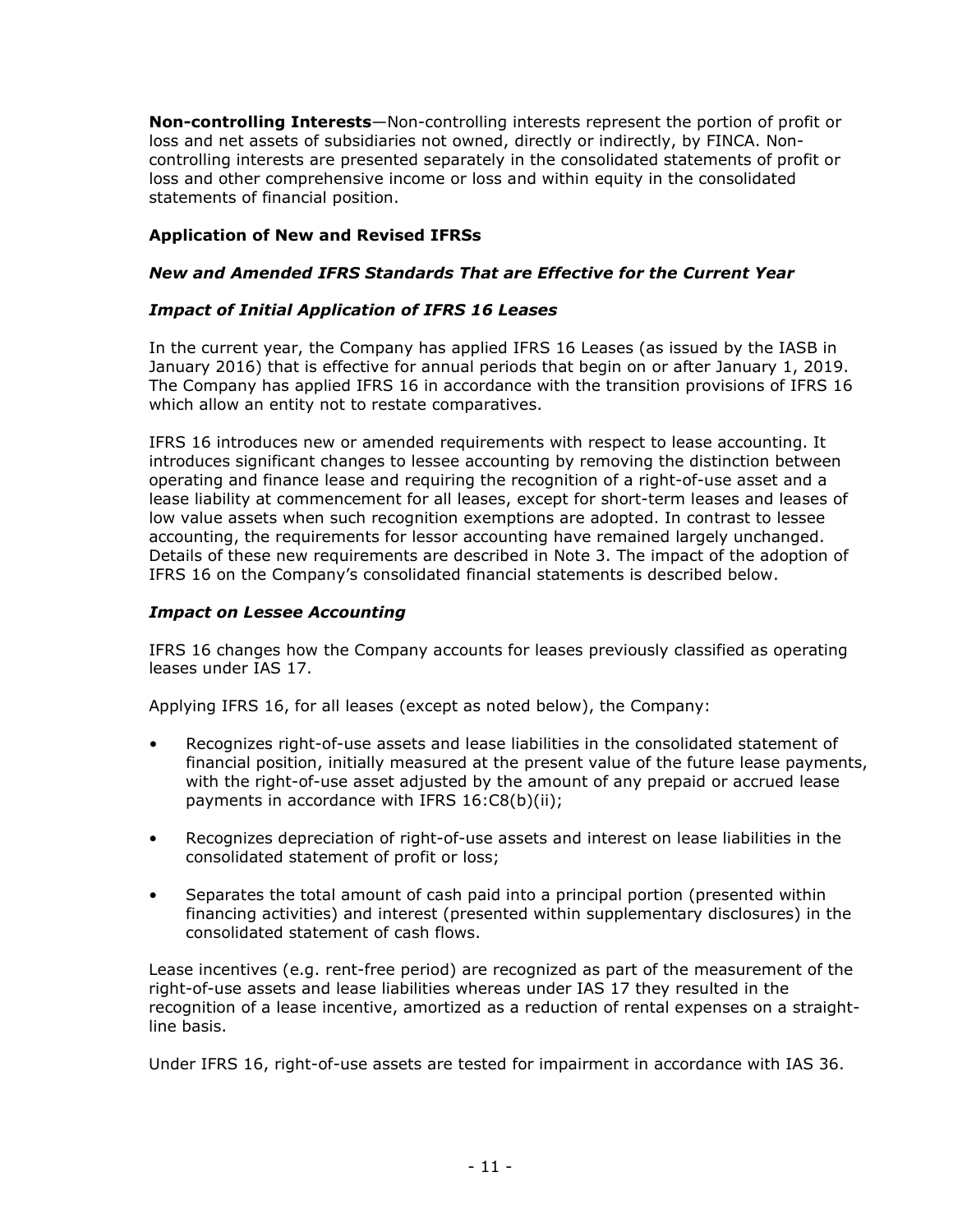**Non-controlling Interests**—Non-controlling interests represent the portion of profit or loss and net assets of subsidiaries not owned, directly or indirectly, by FINCA. Non-controlling interests are presented separately in the consolidated statements of profit or loss and other comprehensive income or loss and within equity in the consolidated statements of financial position.

### Application of New and Revised IFRSs

#### *New and Amended IFRS Standards That are Effective for the Current Year*

#### *Impact of Initial Application of IFRS 16 Leases*

In the current year, the Company has applied IFRS 16 Leases (as issued by the IASB in January 2016) that is effective for annual periods that begin on or after January 1, 2019. The Company has applied IFRS 16 in accordance with the transition provisions of IFRS 16 which allow an entity not to restate comparatives.

IFRS 16 introduces new or amended requirements with respect to lease accounting. It introduces significant changes to lessee accounting by removing the distinction between operating and finance lease and requiring the recognition of a right-of-use asset and a lease liability at commencement for all leases, except for short-term leases and leases of low value assets when such recognition exemptions are adopted. In contrast to lessee accounting, the requirements for lessor accounting have remained largely unchanged. Details of these new requirements are described in Note 3. The impact of the adoption of IFRS 16 on the Company's consolidated financial statements is described below.

#### *Impact on Lessee Accounting*

IFRS 16 changes how the Company accounts for leases previously classified as operating leases under IAS 17.

Applying IFRS 16, for all leases (except as noted below), the Company:

- Recognizes right-of-use assets and lease liabilities in the consolidated statement of financial position, initially measured at the present value of the future lease payments, with the right-of-use asset adjusted by the amount of any prepaid or accrued lease payments in accordance with IFRS 16:C8(b)(ii);
- Recognizes depreciation of right-of-use assets and interest on lease liabilities in the consolidated statement of profit or loss;
- Separates the total amount of cash paid into a principal portion (presented within financing activities) and interest (presented within supplementary disclosures) in the consolidated statement of cash flows.

Lease incentives (e.g. rent-free period) are recognized as part of the measurement of the right-of-use assets and lease liabilities whereas under IAS 17 they resulted in the recognition of a lease incentive, amortized as a reduction of rental expenses on a straight-line basis.

Under IFRS 16, right-of-use assets are tested for impairment in accordance with IAS 36.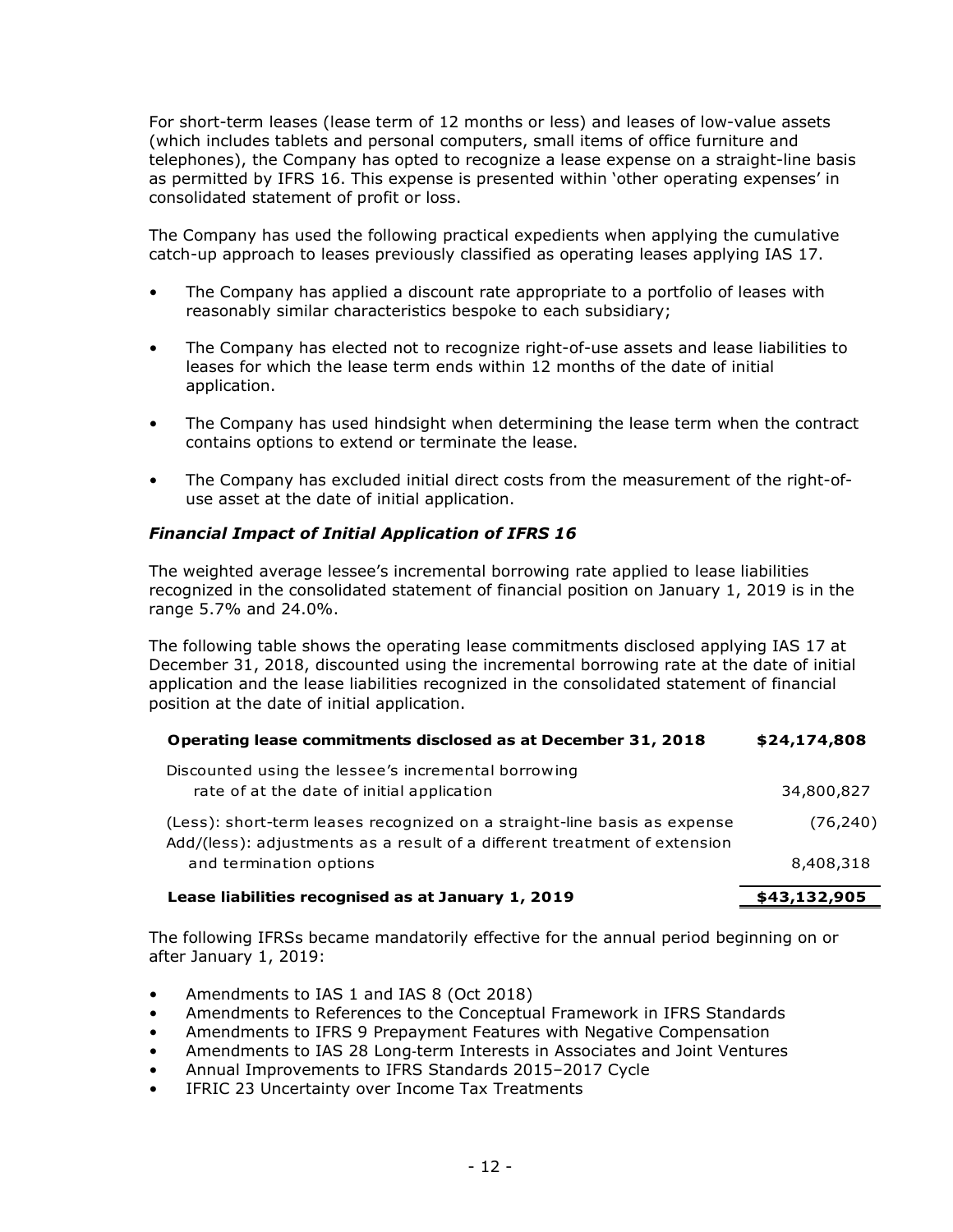For short-term leases (lease term of 12 months or less) and leases of low-value assets (which includes tablets and personal computers, small items of office furniture and telephones), the Company has opted to recognize a lease expense on a straight-line basis as permitted by IFRS 16. This expense is presented within 'other operating expenses' in consolidated statement of profit or loss.

The Company has used the following practical expedients when applying the cumulative catch-up approach to leases previously classified as operating leases applying IAS 17.

- The Company has applied a discount rate appropriate to a portfolio of leases with reasonably similar characteristics bespoke to each subsidiary;
- The Company has elected not to recognize right-of-use assets and lease liabilities to leases for which the lease term ends within 12 months of the date of initial application.
- The Company has used hindsight when determining the lease term when the contract contains options to extend or terminate the lease.
- The Company has excluded initial direct costs from the measurement of the right-of-use asset at the date of initial application.

### *Financial Impact of Initial Application of IFRS 16*

The weighted average lessee's incremental borrowing rate applied to lease liabilities recognized in the consolidated statement of financial position on January 1, 2019 is in the range 5.7% and 24.0%.

The following table shows the operating lease commitments disclosed applying IAS 17 at December 31, 2018, discounted using the incremental borrowing rate at the date of initial application and the lease liabilities recognized in the consolidated statement of financial position at the date of initial application.

| | |
|---|---|
| **Operating lease commitments disclosed as at December 31, 2018** | **$24,174,808** |
| Discounted using the lessee's incremental borrowing rate of at the date of initial application | 34,800,827 |
| (Less): short-term leases recognized on a straight-line basis as expense | (76,240) |
| Add/(less): adjustments as a result of a different treatment of extension and termination options | 8,408,318 |
| **Lease liabilities recognised as at January 1, 2019** | **$43,132,905** |

The following IFRSs became mandatorily effective for the annual period beginning on or after January 1, 2019:

- Amendments to IAS 1 and IAS 8 (Oct 2018)
- Amendments to References to the Conceptual Framework in IFRS Standards
- Amendments to IFRS 9 Prepayment Features with Negative Compensation
- Amendments to IAS 28 Long-term Interests in Associates and Joint Ventures
- Annual Improvements to IFRS Standards 2015–2017 Cycle
- IFRIC 23 Uncertainty over Income Tax Treatments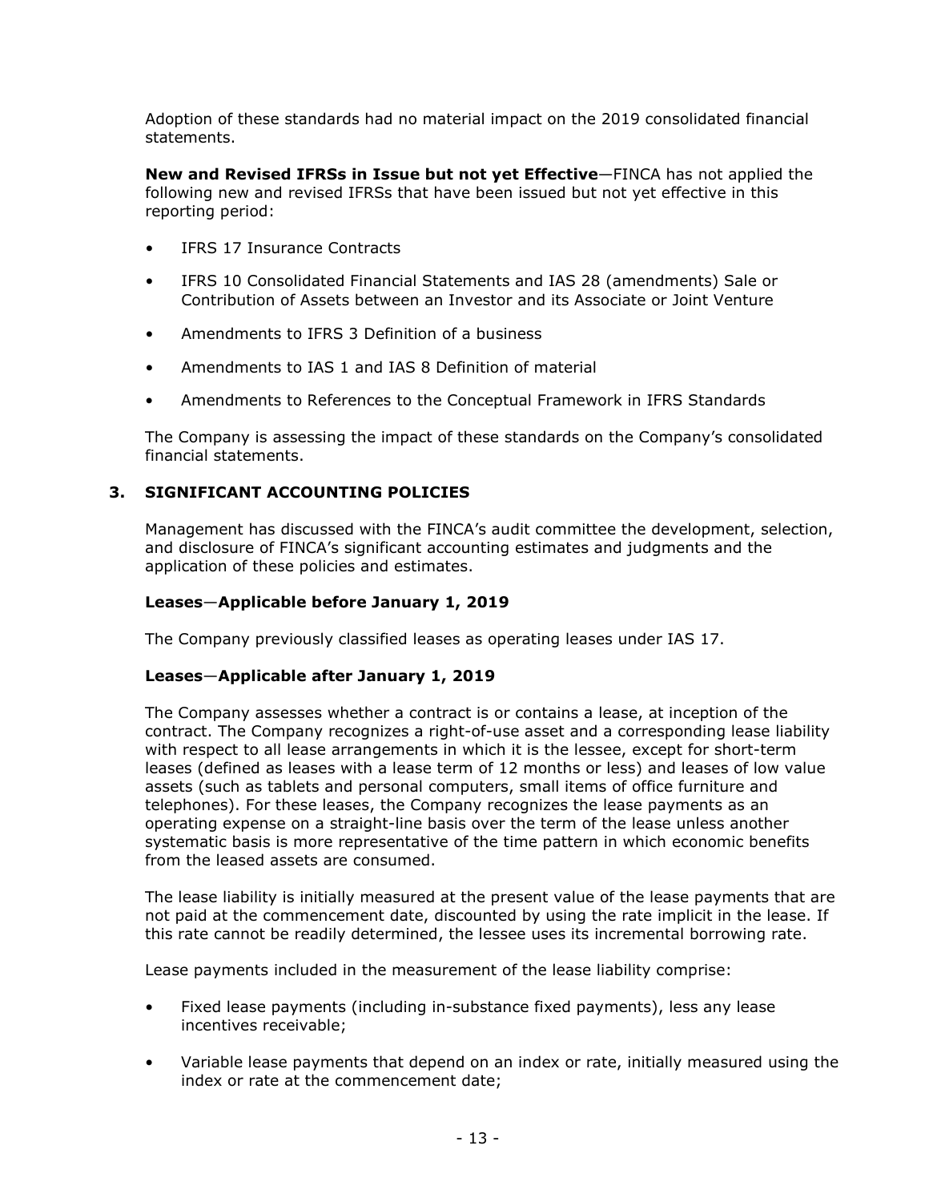Adoption of these standards had no material impact on the 2019 consolidated financial statements.

**New and Revised IFRSs in Issue but not yet Effective**—FINCA has not applied the following new and revised IFRSs that have been issued but not yet effective in this reporting period:

- IFRS 17 Insurance Contracts
- IFRS 10 Consolidated Financial Statements and IAS 28 (amendments) Sale or Contribution of Assets between an Investor and its Associate or Joint Venture
- Amendments to IFRS 3 Definition of a business
- Amendments to IAS 1 and IAS 8 Definition of material
- Amendments to References to the Conceptual Framework in IFRS Standards

The Company is assessing the impact of these standards on the Company's consolidated financial statements.

## 3. SIGNIFICANT ACCOUNTING POLICIES

Management has discussed with the FINCA's audit committee the development, selection, and disclosure of FINCA's significant accounting estimates and judgments and the application of these policies and estimates.

**Leases—Applicable before January 1, 2019**

The Company previously classified leases as operating leases under IAS 17.

**Leases—Applicable after January 1, 2019**

The Company assesses whether a contract is or contains a lease, at inception of the contract. The Company recognizes a right-of-use asset and a corresponding lease liability with respect to all lease arrangements in which it is the lessee, except for short-term leases (defined as leases with a lease term of 12 months or less) and leases of low value assets (such as tablets and personal computers, small items of office furniture and telephones). For these leases, the Company recognizes the lease payments as an operating expense on a straight-line basis over the term of the lease unless another systematic basis is more representative of the time pattern in which economic benefits from the leased assets are consumed.

The lease liability is initially measured at the present value of the lease payments that are not paid at the commencement date, discounted by using the rate implicit in the lease. If this rate cannot be readily determined, the lessee uses its incremental borrowing rate.

Lease payments included in the measurement of the lease liability comprise:

- Fixed lease payments (including in-substance fixed payments), less any lease incentives receivable;
- Variable lease payments that depend on an index or rate, initially measured using the index or rate at the commencement date;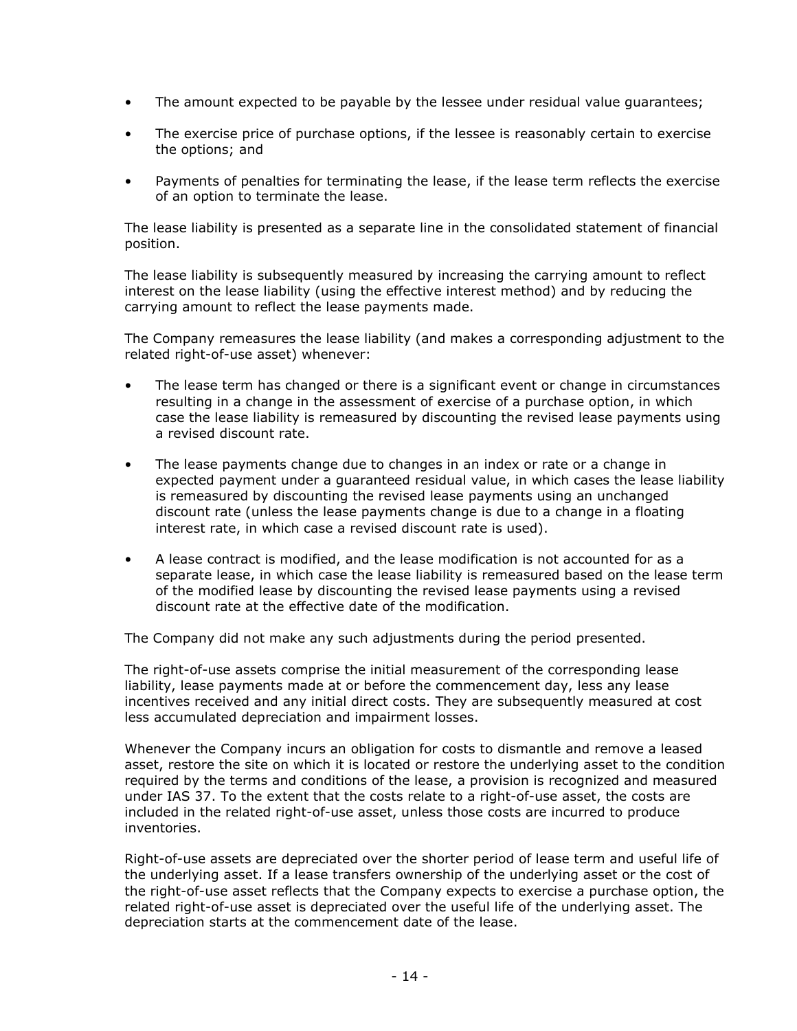- The amount expected to be payable by the lessee under residual value guarantees;
- The exercise price of purchase options, if the lessee is reasonably certain to exercise the options; and
- Payments of penalties for terminating the lease, if the lease term reflects the exercise of an option to terminate the lease.

The lease liability is presented as a separate line in the consolidated statement of financial position.

The lease liability is subsequently measured by increasing the carrying amount to reflect interest on the lease liability (using the effective interest method) and by reducing the carrying amount to reflect the lease payments made.

The Company remeasures the lease liability (and makes a corresponding adjustment to the related right-of-use asset) whenever:

- The lease term has changed or there is a significant event or change in circumstances resulting in a change in the assessment of exercise of a purchase option, in which case the lease liability is remeasured by discounting the revised lease payments using a revised discount rate.
- The lease payments change due to changes in an index or rate or a change in expected payment under a guaranteed residual value, in which cases the lease liability is remeasured by discounting the revised lease payments using an unchanged discount rate (unless the lease payments change is due to a change in a floating interest rate, in which case a revised discount rate is used).
- A lease contract is modified, and the lease modification is not accounted for as a separate lease, in which case the lease liability is remeasured based on the lease term of the modified lease by discounting the revised lease payments using a revised discount rate at the effective date of the modification.

The Company did not make any such adjustments during the period presented.

The right-of-use assets comprise the initial measurement of the corresponding lease liability, lease payments made at or before the commencement day, less any lease incentives received and any initial direct costs. They are subsequently measured at cost less accumulated depreciation and impairment losses.

Whenever the Company incurs an obligation for costs to dismantle and remove a leased asset, restore the site on which it is located or restore the underlying asset to the condition required by the terms and conditions of the lease, a provision is recognized and measured under IAS 37. To the extent that the costs relate to a right-of-use asset, the costs are included in the related right-of-use asset, unless those costs are incurred to produce inventories.

Right-of-use assets are depreciated over the shorter period of lease term and useful life of the underlying asset. If a lease transfers ownership of the underlying asset or the cost of the right-of-use asset reflects that the Company expects to exercise a purchase option, the related right-of-use asset is depreciated over the useful life of the underlying asset. The depreciation starts at the commencement date of the lease.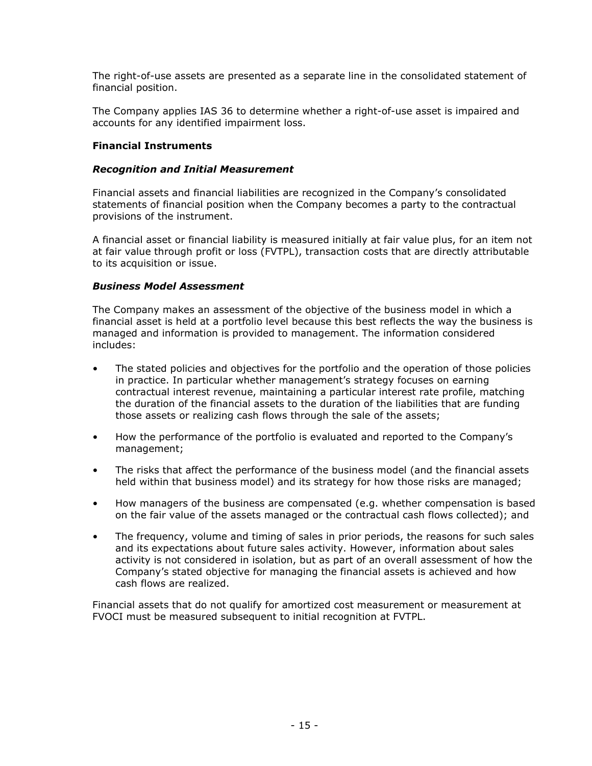The right-of-use assets are presented as a separate line in the consolidated statement of financial position.

The Company applies IAS 36 to determine whether a right-of-use asset is impaired and accounts for any identified impairment loss.

**Financial Instruments**

***Recognition and Initial Measurement***

Financial assets and financial liabilities are recognized in the Company's consolidated statements of financial position when the Company becomes a party to the contractual provisions of the instrument.

A financial asset or financial liability is measured initially at fair value plus, for an item not at fair value through profit or loss (FVTPL), transaction costs that are directly attributable to its acquisition or issue.

***Business Model Assessment***

The Company makes an assessment of the objective of the business model in which a financial asset is held at a portfolio level because this best reflects the way the business is managed and information is provided to management. The information considered includes:

- The stated policies and objectives for the portfolio and the operation of those policies in practice. In particular whether management's strategy focuses on earning contractual interest revenue, maintaining a particular interest rate profile, matching the duration of the financial assets to the duration of the liabilities that are funding those assets or realizing cash flows through the sale of the assets;
- How the performance of the portfolio is evaluated and reported to the Company's management;
- The risks that affect the performance of the business model (and the financial assets held within that business model) and its strategy for how those risks are managed;
- How managers of the business are compensated (e.g. whether compensation is based on the fair value of the assets managed or the contractual cash flows collected); and
- The frequency, volume and timing of sales in prior periods, the reasons for such sales and its expectations about future sales activity. However, information about sales activity is not considered in isolation, but as part of an overall assessment of how the Company's stated objective for managing the financial assets is achieved and how cash flows are realized.

Financial assets that do not qualify for amortized cost measurement or measurement at FVOCI must be measured subsequent to initial recognition at FVTPL.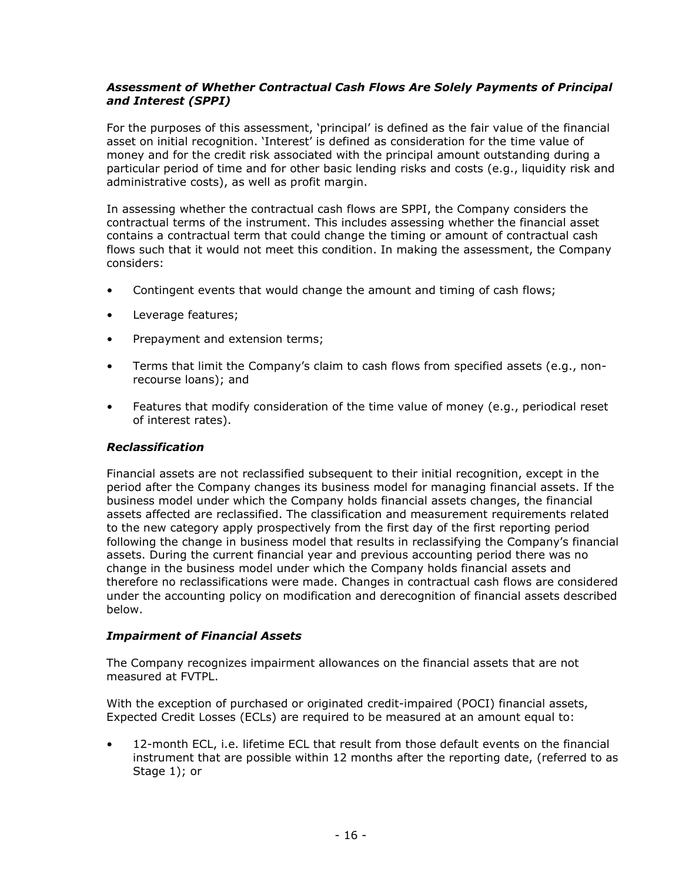### *Assessment of Whether Contractual Cash Flows Are Solely Payments of Principal and Interest (SPPI)*

For the purposes of this assessment, 'principal' is defined as the fair value of the financial asset on initial recognition. 'Interest' is defined as consideration for the time value of money and for the credit risk associated with the principal amount outstanding during a particular period of time and for other basic lending risks and costs (e.g., liquidity risk and administrative costs), as well as profit margin.

In assessing whether the contractual cash flows are SPPI, the Company considers the contractual terms of the instrument. This includes assessing whether the financial asset contains a contractual term that could change the timing or amount of contractual cash flows such that it would not meet this condition. In making the assessment, the Company considers:

- Contingent events that would change the amount and timing of cash flows;
- Leverage features;
- Prepayment and extension terms;
- Terms that limit the Company's claim to cash flows from specified assets (e.g., non-recourse loans); and
- Features that modify consideration of the time value of money (e.g., periodical reset of interest rates).

### *Reclassification*

Financial assets are not reclassified subsequent to their initial recognition, except in the period after the Company changes its business model for managing financial assets. If the business model under which the Company holds financial assets changes, the financial assets affected are reclassified. The classification and measurement requirements related to the new category apply prospectively from the first day of the first reporting period following the change in business model that results in reclassifying the Company's financial assets. During the current financial year and previous accounting period there was no change in the business model under which the Company holds financial assets and therefore no reclassifications were made. Changes in contractual cash flows are considered under the accounting policy on modification and derecognition of financial assets described below.

### *Impairment of Financial Assets*

The Company recognizes impairment allowances on the financial assets that are not measured at FVTPL.

With the exception of purchased or originated credit-impaired (POCI) financial assets, Expected Credit Losses (ECLs) are required to be measured at an amount equal to:

- 12-month ECL, i.e. lifetime ECL that result from those default events on the financial instrument that are possible within 12 months after the reporting date, (referred to as Stage 1); or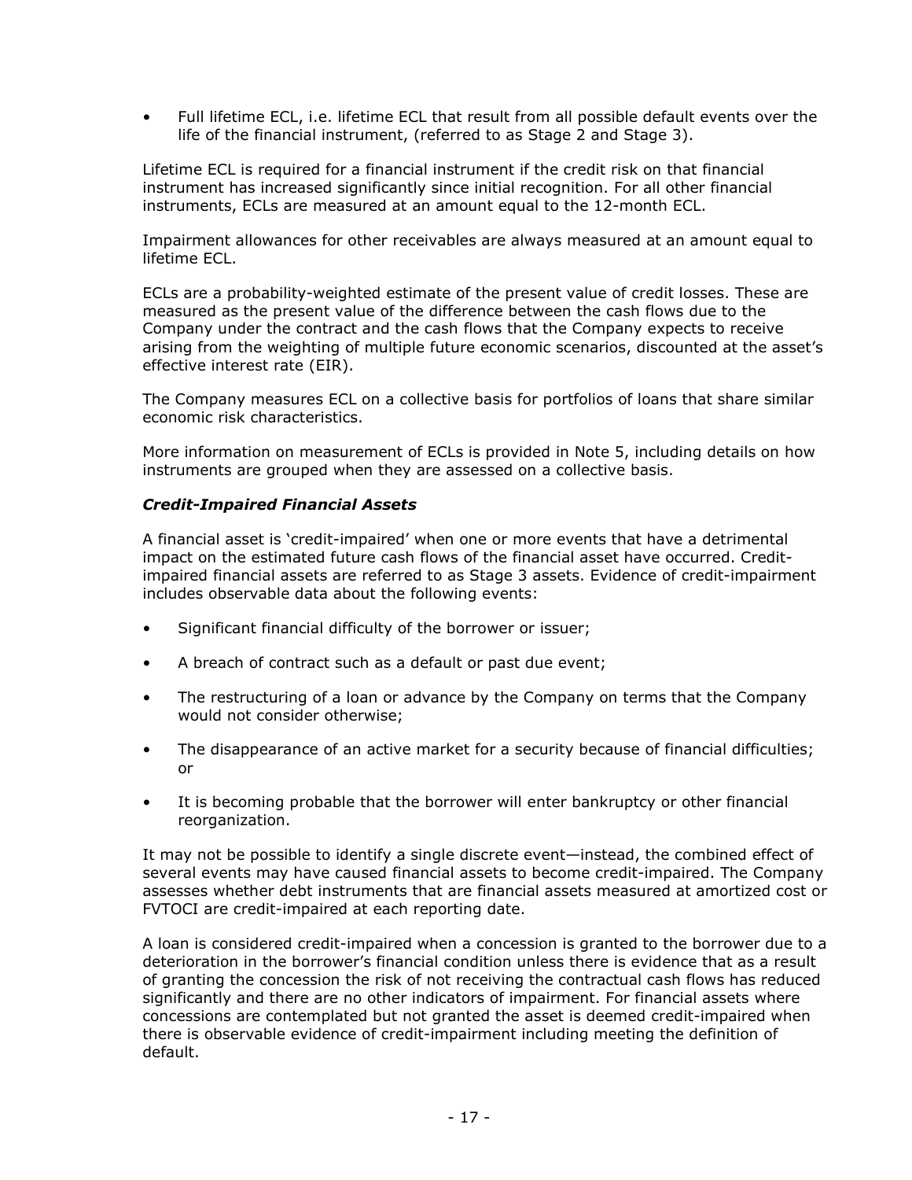- Full lifetime ECL, i.e. lifetime ECL that result from all possible default events over the life of the financial instrument, (referred to as Stage 2 and Stage 3).

Lifetime ECL is required for a financial instrument if the credit risk on that financial instrument has increased significantly since initial recognition. For all other financial instruments, ECLs are measured at an amount equal to the 12-month ECL.

Impairment allowances for other receivables are always measured at an amount equal to lifetime ECL.

ECLs are a probability-weighted estimate of the present value of credit losses. These are measured as the present value of the difference between the cash flows due to the Company under the contract and the cash flows that the Company expects to receive arising from the weighting of multiple future economic scenarios, discounted at the asset's effective interest rate (EIR).

The Company measures ECL on a collective basis for portfolios of loans that share similar economic risk characteristics.

More information on measurement of ECLs is provided in Note 5, including details on how instruments are grouped when they are assessed on a collective basis.

***Credit-Impaired Financial Assets***

A financial asset is 'credit-impaired' when one or more events that have a detrimental impact on the estimated future cash flows of the financial asset have occurred. Credit-impaired financial assets are referred to as Stage 3 assets. Evidence of credit-impairment includes observable data about the following events:

- Significant financial difficulty of the borrower or issuer;
- A breach of contract such as a default or past due event;
- The restructuring of a loan or advance by the Company on terms that the Company would not consider otherwise;
- The disappearance of an active market for a security because of financial difficulties; or
- It is becoming probable that the borrower will enter bankruptcy or other financial reorganization.

It may not be possible to identify a single discrete event—instead, the combined effect of several events may have caused financial assets to become credit-impaired. The Company assesses whether debt instruments that are financial assets measured at amortized cost or FVTOCI are credit-impaired at each reporting date.

A loan is considered credit-impaired when a concession is granted to the borrower due to a deterioration in the borrower's financial condition unless there is evidence that as a result of granting the concession the risk of not receiving the contractual cash flows has reduced significantly and there are no other indicators of impairment. For financial assets where concessions are contemplated but not granted the asset is deemed credit-impaired when there is observable evidence of credit-impairment including meeting the definition of default.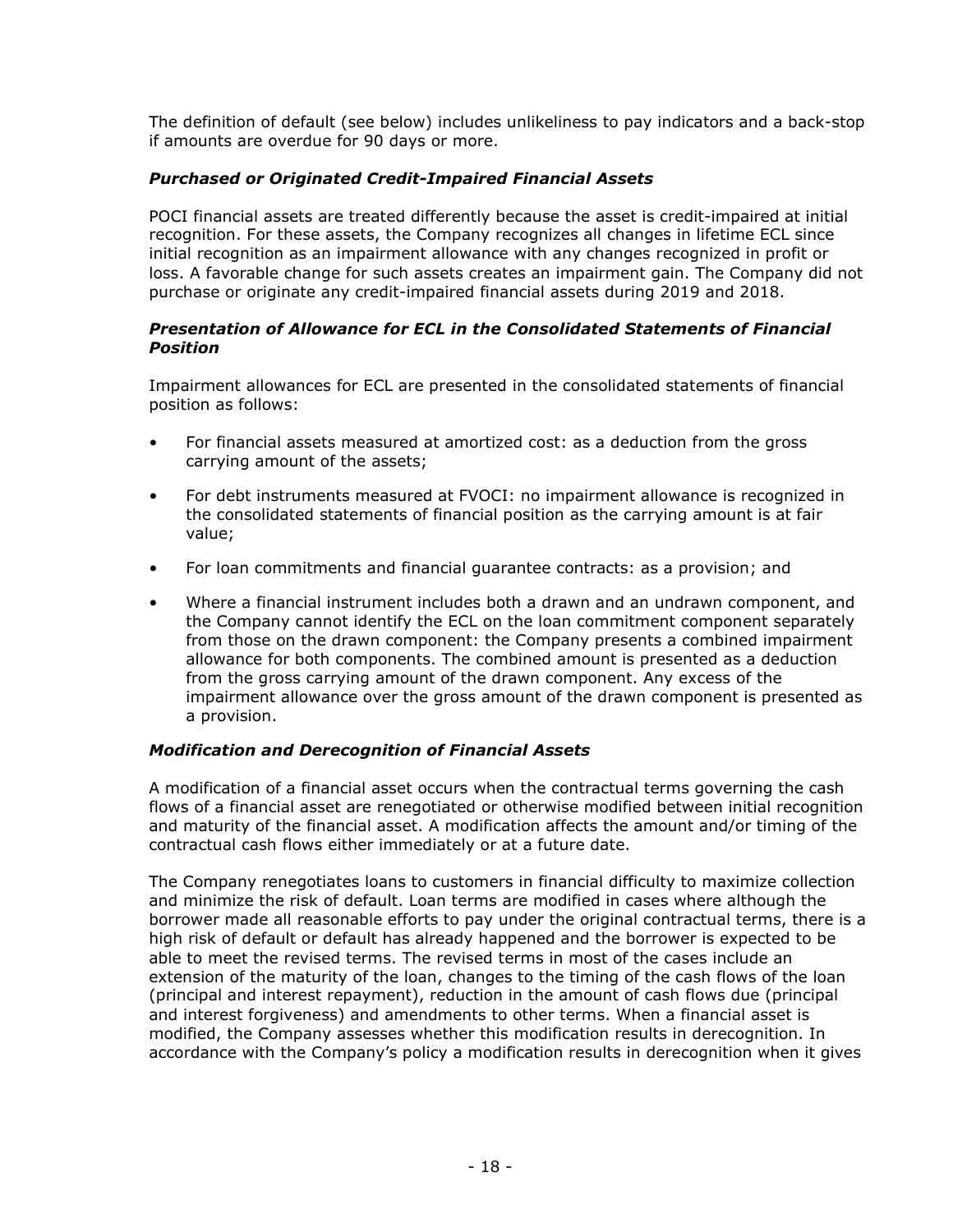The definition of default (see below) includes unlikeliness to pay indicators and a back-stop if amounts are overdue for 90 days or more.

### *Purchased or Originated Credit-Impaired Financial Assets*

POCI financial assets are treated differently because the asset is credit-impaired at initial recognition. For these assets, the Company recognizes all changes in lifetime ECL since initial recognition as an impairment allowance with any changes recognized in profit or loss. A favorable change for such assets creates an impairment gain. The Company did not purchase or originate any credit-impaired financial assets during 2019 and 2018.

### *Presentation of Allowance for ECL in the Consolidated Statements of Financial Position*

Impairment allowances for ECL are presented in the consolidated statements of financial position as follows:

- For financial assets measured at amortized cost: as a deduction from the gross carrying amount of the assets;
- For debt instruments measured at FVOCI: no impairment allowance is recognized in the consolidated statements of financial position as the carrying amount is at fair value;
- For loan commitments and financial guarantee contracts: as a provision; and
- Where a financial instrument includes both a drawn and an undrawn component, and the Company cannot identify the ECL on the loan commitment component separately from those on the drawn component: the Company presents a combined impairment allowance for both components. The combined amount is presented as a deduction from the gross carrying amount of the drawn component. Any excess of the impairment allowance over the gross amount of the drawn component is presented as a provision.

### *Modification and Derecognition of Financial Assets*

A modification of a financial asset occurs when the contractual terms governing the cash flows of a financial asset are renegotiated or otherwise modified between initial recognition and maturity of the financial asset. A modification affects the amount and/or timing of the contractual cash flows either immediately or at a future date.

The Company renegotiates loans to customers in financial difficulty to maximize collection and minimize the risk of default. Loan terms are modified in cases where although the borrower made all reasonable efforts to pay under the original contractual terms, there is a high risk of default or default has already happened and the borrower is expected to be able to meet the revised terms. The revised terms in most of the cases include an extension of the maturity of the loan, changes to the timing of the cash flows of the loan (principal and interest repayment), reduction in the amount of cash flows due (principal and interest forgiveness) and amendments to other terms. When a financial asset is modified, the Company assesses whether this modification results in derecognition. In accordance with the Company's policy a modification results in derecognition when it gives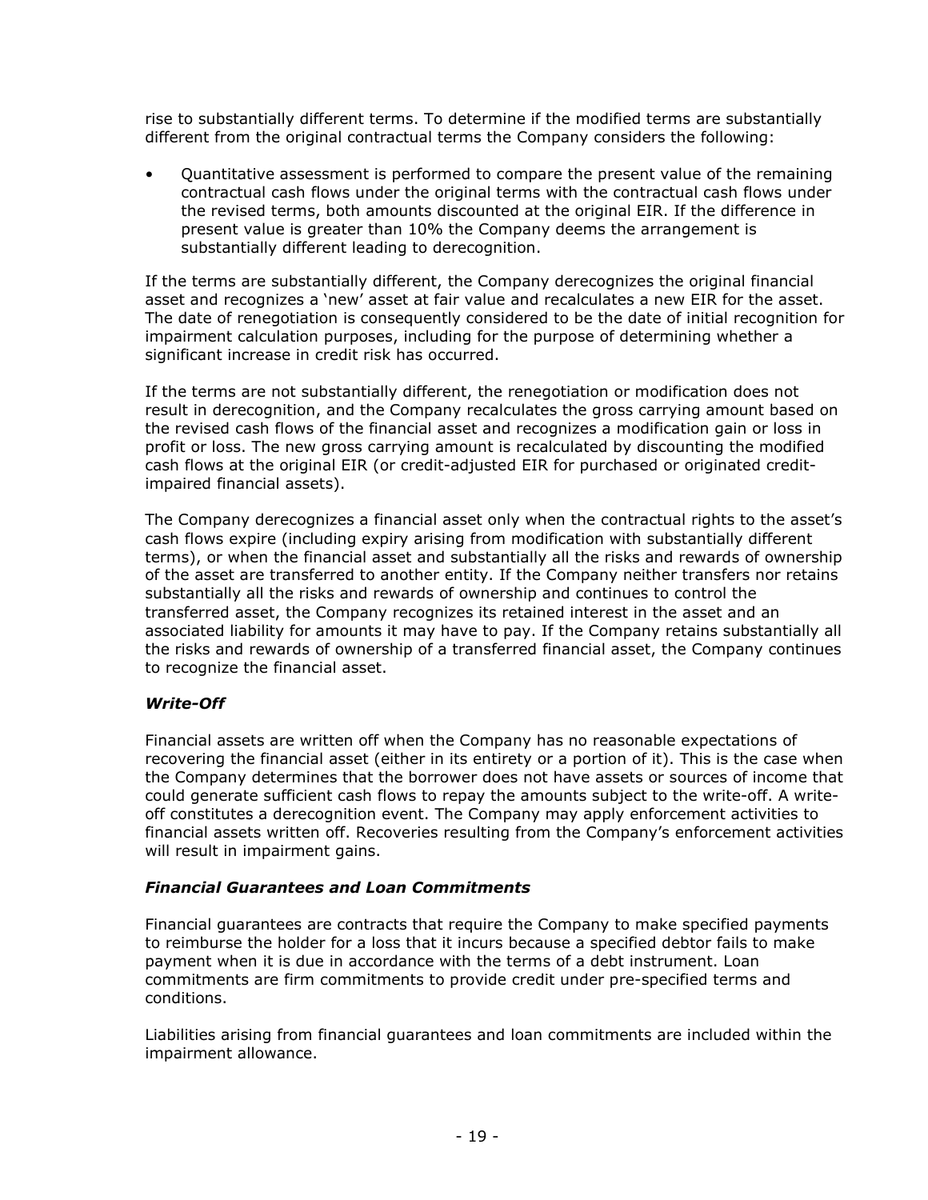rise to substantially different terms. To determine if the modified terms are substantially different from the original contractual terms the Company considers the following:

- Quantitative assessment is performed to compare the present value of the remaining contractual cash flows under the original terms with the contractual cash flows under the revised terms, both amounts discounted at the original EIR. If the difference in present value is greater than 10% the Company deems the arrangement is substantially different leading to derecognition.

If the terms are substantially different, the Company derecognizes the original financial asset and recognizes a 'new' asset at fair value and recalculates a new EIR for the asset. The date of renegotiation is consequently considered to be the date of initial recognition for impairment calculation purposes, including for the purpose of determining whether a significant increase in credit risk has occurred.

If the terms are not substantially different, the renegotiation or modification does not result in derecognition, and the Company recalculates the gross carrying amount based on the revised cash flows of the financial asset and recognizes a modification gain or loss in profit or loss. The new gross carrying amount is recalculated by discounting the modified cash flows at the original EIR (or credit-adjusted EIR for purchased or originated credit-impaired financial assets).

The Company derecognizes a financial asset only when the contractual rights to the asset's cash flows expire (including expiry arising from modification with substantially different terms), or when the financial asset and substantially all the risks and rewards of ownership of the asset are transferred to another entity. If the Company neither transfers nor retains substantially all the risks and rewards of ownership and continues to control the transferred asset, the Company recognizes its retained interest in the asset and an associated liability for amounts it may have to pay. If the Company retains substantially all the risks and rewards of ownership of a transferred financial asset, the Company continues to recognize the financial asset.

### *Write-Off*

Financial assets are written off when the Company has no reasonable expectations of recovering the financial asset (either in its entirety or a portion of it). This is the case when the Company determines that the borrower does not have assets or sources of income that could generate sufficient cash flows to repay the amounts subject to the write-off. A write-off constitutes a derecognition event. The Company may apply enforcement activities to financial assets written off. Recoveries resulting from the Company's enforcement activities will result in impairment gains.

### *Financial Guarantees and Loan Commitments*

Financial guarantees are contracts that require the Company to make specified payments to reimburse the holder for a loss that it incurs because a specified debtor fails to make payment when it is due in accordance with the terms of a debt instrument. Loan commitments are firm commitments to provide credit under pre-specified terms and conditions.

Liabilities arising from financial guarantees and loan commitments are included within the impairment allowance.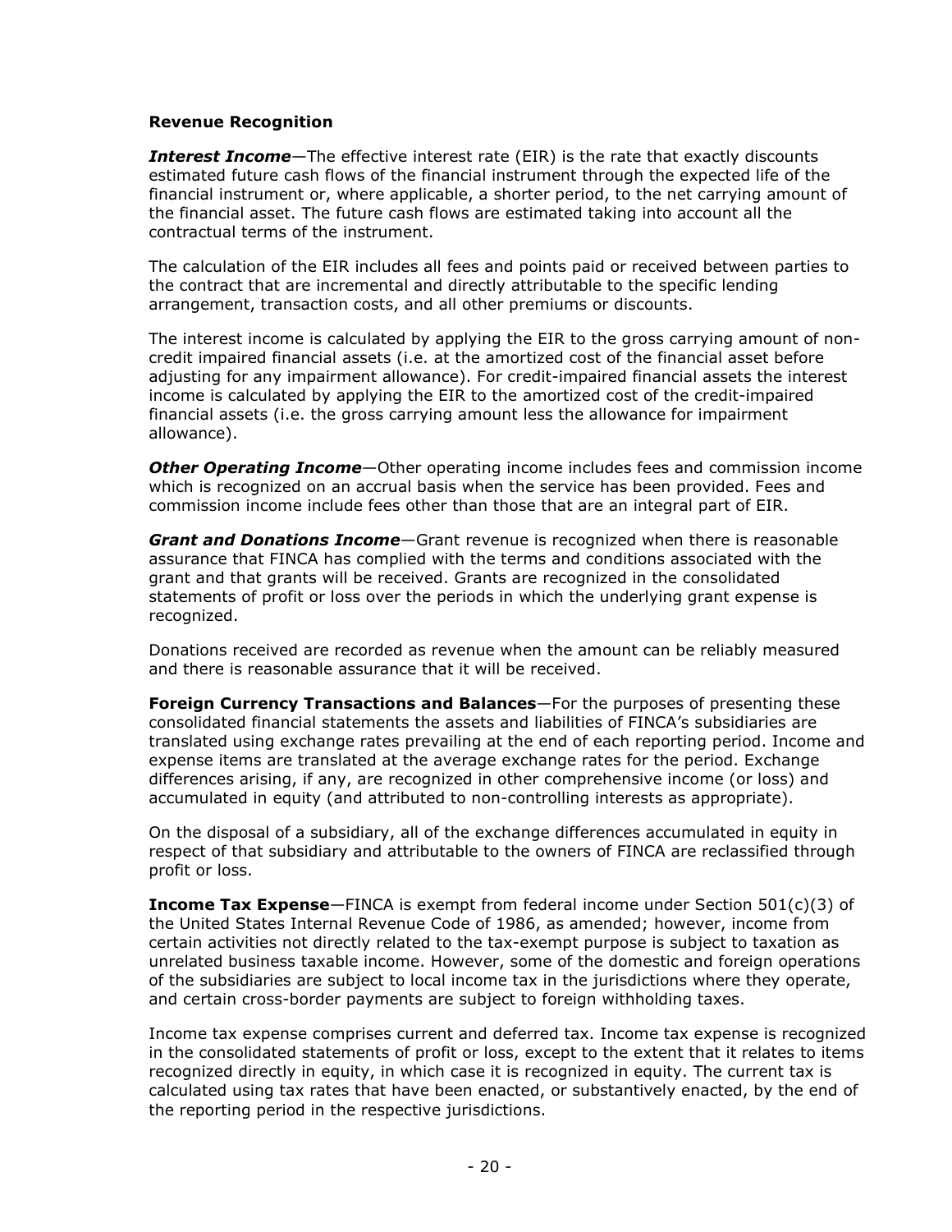**Revenue Recognition**

***Interest Income***—The effective interest rate (EIR) is the rate that exactly discounts estimated future cash flows of the financial instrument through the expected life of the financial instrument or, where applicable, a shorter period, to the net carrying amount of the financial asset. The future cash flows are estimated taking into account all the contractual terms of the instrument.

The calculation of the EIR includes all fees and points paid or received between parties to the contract that are incremental and directly attributable to the specific lending arrangement, transaction costs, and all other premiums or discounts.

The interest income is calculated by applying the EIR to the gross carrying amount of non-credit impaired financial assets (i.e. at the amortized cost of the financial asset before adjusting for any impairment allowance). For credit-impaired financial assets the interest income is calculated by applying the EIR to the amortized cost of the credit-impaired financial assets (i.e. the gross carrying amount less the allowance for impairment allowance).

***Other Operating Income***—Other operating income includes fees and commission income which is recognized on an accrual basis when the service has been provided. Fees and commission income include fees other than those that are an integral part of EIR.

***Grant and Donations Income***—Grant revenue is recognized when there is reasonable assurance that FINCA has complied with the terms and conditions associated with the grant and that grants will be received. Grants are recognized in the consolidated statements of profit or loss over the periods in which the underlying grant expense is recognized.

Donations received are recorded as revenue when the amount can be reliably measured and there is reasonable assurance that it will be received.

**Foreign Currency Transactions and Balances**—For the purposes of presenting these consolidated financial statements the assets and liabilities of FINCA's subsidiaries are translated using exchange rates prevailing at the end of each reporting period. Income and expense items are translated at the average exchange rates for the period. Exchange differences arising, if any, are recognized in other comprehensive income (or loss) and accumulated in equity (and attributed to non-controlling interests as appropriate).

On the disposal of a subsidiary, all of the exchange differences accumulated in equity in respect of that subsidiary and attributable to the owners of FINCA are reclassified through profit or loss.

**Income Tax Expense**—FINCA is exempt from federal income under Section 501(c)(3) of the United States Internal Revenue Code of 1986, as amended; however, income from certain activities not directly related to the tax-exempt purpose is subject to taxation as unrelated business taxable income. However, some of the domestic and foreign operations of the subsidiaries are subject to local income tax in the jurisdictions where they operate, and certain cross-border payments are subject to foreign withholding taxes.

Income tax expense comprises current and deferred tax. Income tax expense is recognized in the consolidated statements of profit or loss, except to the extent that it relates to items recognized directly in equity, in which case it is recognized in equity. The current tax is calculated using tax rates that have been enacted, or substantively enacted, by the end of the reporting period in the respective jurisdictions.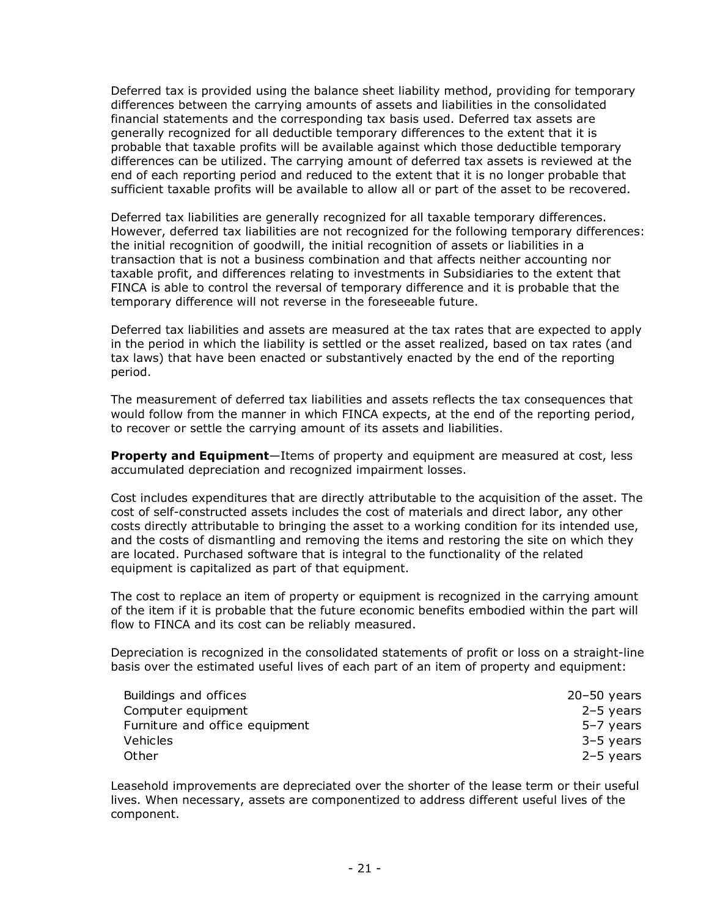Deferred tax is provided using the balance sheet liability method, providing for temporary differences between the carrying amounts of assets and liabilities in the consolidated financial statements and the corresponding tax basis used. Deferred tax assets are generally recognized for all deductible temporary differences to the extent that it is probable that taxable profits will be available against which those deductible temporary differences can be utilized. The carrying amount of deferred tax assets is reviewed at the end of each reporting period and reduced to the extent that it is no longer probable that sufficient taxable profits will be available to allow all or part of the asset to be recovered.

Deferred tax liabilities are generally recognized for all taxable temporary differences. However, deferred tax liabilities are not recognized for the following temporary differences: the initial recognition of goodwill, the initial recognition of assets or liabilities in a transaction that is not a business combination and that affects neither accounting nor taxable profit, and differences relating to investments in Subsidiaries to the extent that FINCA is able to control the reversal of temporary difference and it is probable that the temporary difference will not reverse in the foreseeable future.

Deferred tax liabilities and assets are measured at the tax rates that are expected to apply in the period in which the liability is settled or the asset realized, based on tax rates (and tax laws) that have been enacted or substantively enacted by the end of the reporting period.

The measurement of deferred tax liabilities and assets reflects the tax consequences that would follow from the manner in which FINCA expects, at the end of the reporting period, to recover or settle the carrying amount of its assets and liabilities.

**Property and Equipment**—Items of property and equipment are measured at cost, less accumulated depreciation and recognized impairment losses.

Cost includes expenditures that are directly attributable to the acquisition of the asset. The cost of self-constructed assets includes the cost of materials and direct labor, any other costs directly attributable to bringing the asset to a working condition for its intended use, and the costs of dismantling and removing the items and restoring the site on which they are located. Purchased software that is integral to the functionality of the related equipment is capitalized as part of that equipment.

The cost to replace an item of property or equipment is recognized in the carrying amount of the item if it is probable that the future economic benefits embodied within the part will flow to FINCA and its cost can be reliably measured.

Depreciation is recognized in the consolidated statements of profit or loss on a straight-line basis over the estimated useful lives of each part of an item of property and equipment:

| | |
|---|---|
| Buildings and offices | 20–50 years |
| Computer equipment | 2–5 years |
| Furniture and office equipment | 5–7 years |
| Vehicles | 3–5 years |
| Other | 2–5 years |

Leasehold improvements are depreciated over the shorter of the lease term or their useful lives. When necessary, assets are componentized to address different useful lives of the component.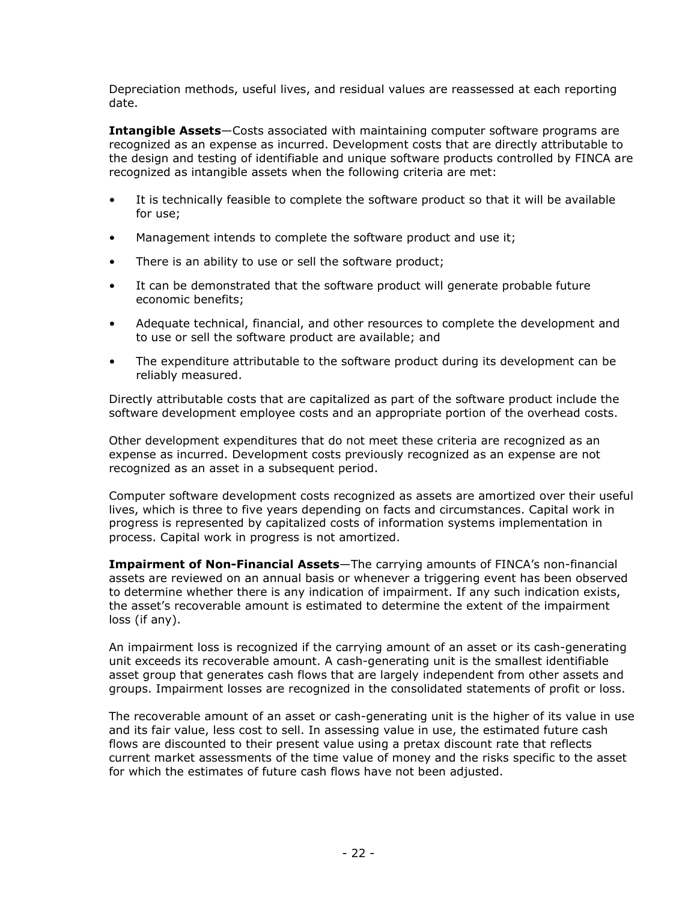Depreciation methods, useful lives, and residual values are reassessed at each reporting date.

**Intangible Assets**—Costs associated with maintaining computer software programs are recognized as an expense as incurred. Development costs that are directly attributable to the design and testing of identifiable and unique software products controlled by FINCA are recognized as intangible assets when the following criteria are met:

- It is technically feasible to complete the software product so that it will be available for use;
- Management intends to complete the software product and use it;
- There is an ability to use or sell the software product;
- It can be demonstrated that the software product will generate probable future economic benefits;
- Adequate technical, financial, and other resources to complete the development and to use or sell the software product are available; and
- The expenditure attributable to the software product during its development can be reliably measured.

Directly attributable costs that are capitalized as part of the software product include the software development employee costs and an appropriate portion of the overhead costs.

Other development expenditures that do not meet these criteria are recognized as an expense as incurred. Development costs previously recognized as an expense are not recognized as an asset in a subsequent period.

Computer software development costs recognized as assets are amortized over their useful lives, which is three to five years depending on facts and circumstances. Capital work in progress is represented by capitalized costs of information systems implementation in process. Capital work in progress is not amortized.

**Impairment of Non-Financial Assets**—The carrying amounts of FINCA's non-financial assets are reviewed on an annual basis or whenever a triggering event has been observed to determine whether there is any indication of impairment. If any such indication exists, the asset's recoverable amount is estimated to determine the extent of the impairment loss (if any).

An impairment loss is recognized if the carrying amount of an asset or its cash-generating unit exceeds its recoverable amount. A cash-generating unit is the smallest identifiable asset group that generates cash flows that are largely independent from other assets and groups. Impairment losses are recognized in the consolidated statements of profit or loss.

The recoverable amount of an asset or cash-generating unit is the higher of its value in use and its fair value, less cost to sell. In assessing value in use, the estimated future cash flows are discounted to their present value using a pretax discount rate that reflects current market assessments of the time value of money and the risks specific to the asset for which the estimates of future cash flows have not been adjusted.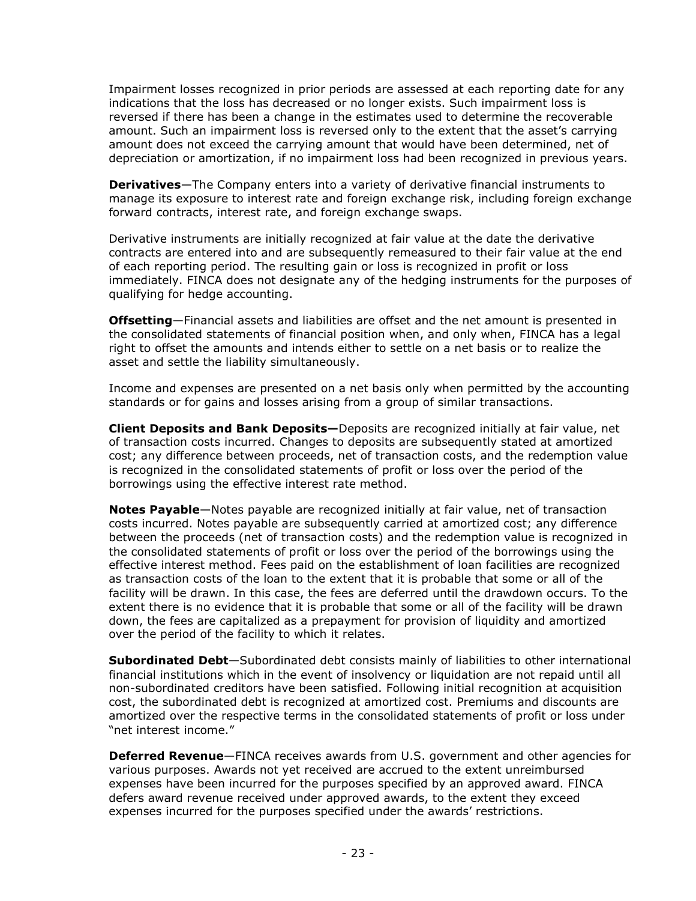Impairment losses recognized in prior periods are assessed at each reporting date for any indications that the loss has decreased or no longer exists. Such impairment loss is reversed if there has been a change in the estimates used to determine the recoverable amount. Such an impairment loss is reversed only to the extent that the asset's carrying amount does not exceed the carrying amount that would have been determined, net of depreciation or amortization, if no impairment loss had been recognized in previous years.

**Derivatives**—The Company enters into a variety of derivative financial instruments to manage its exposure to interest rate and foreign exchange risk, including foreign exchange forward contracts, interest rate, and foreign exchange swaps.

Derivative instruments are initially recognized at fair value at the date the derivative contracts are entered into and are subsequently remeasured to their fair value at the end of each reporting period. The resulting gain or loss is recognized in profit or loss immediately. FINCA does not designate any of the hedging instruments for the purposes of qualifying for hedge accounting.

**Offsetting**—Financial assets and liabilities are offset and the net amount is presented in the consolidated statements of financial position when, and only when, FINCA has a legal right to offset the amounts and intends either to settle on a net basis or to realize the asset and settle the liability simultaneously.

Income and expenses are presented on a net basis only when permitted by the accounting standards or for gains and losses arising from a group of similar transactions.

**Client Deposits and Bank Deposits—**Deposits are recognized initially at fair value, net of transaction costs incurred. Changes to deposits are subsequently stated at amortized cost; any difference between proceeds, net of transaction costs, and the redemption value is recognized in the consolidated statements of profit or loss over the period of the borrowings using the effective interest rate method.

**Notes Payable**—Notes payable are recognized initially at fair value, net of transaction costs incurred. Notes payable are subsequently carried at amortized cost; any difference between the proceeds (net of transaction costs) and the redemption value is recognized in the consolidated statements of profit or loss over the period of the borrowings using the effective interest method. Fees paid on the establishment of loan facilities are recognized as transaction costs of the loan to the extent that it is probable that some or all of the facility will be drawn. In this case, the fees are deferred until the drawdown occurs. To the extent there is no evidence that it is probable that some or all of the facility will be drawn down, the fees are capitalized as a prepayment for provision of liquidity and amortized over the period of the facility to which it relates.

**Subordinated Debt**—Subordinated debt consists mainly of liabilities to other international financial institutions which in the event of insolvency or liquidation are not repaid until all non-subordinated creditors have been satisfied. Following initial recognition at acquisition cost, the subordinated debt is recognized at amortized cost. Premiums and discounts are amortized over the respective terms in the consolidated statements of profit or loss under "net interest income."

**Deferred Revenue**—FINCA receives awards from U.S. government and other agencies for various purposes. Awards not yet received are accrued to the extent unreimbursed expenses have been incurred for the purposes specified by an approved award. FINCA defers award revenue received under approved awards, to the extent they exceed expenses incurred for the purposes specified under the awards' restrictions.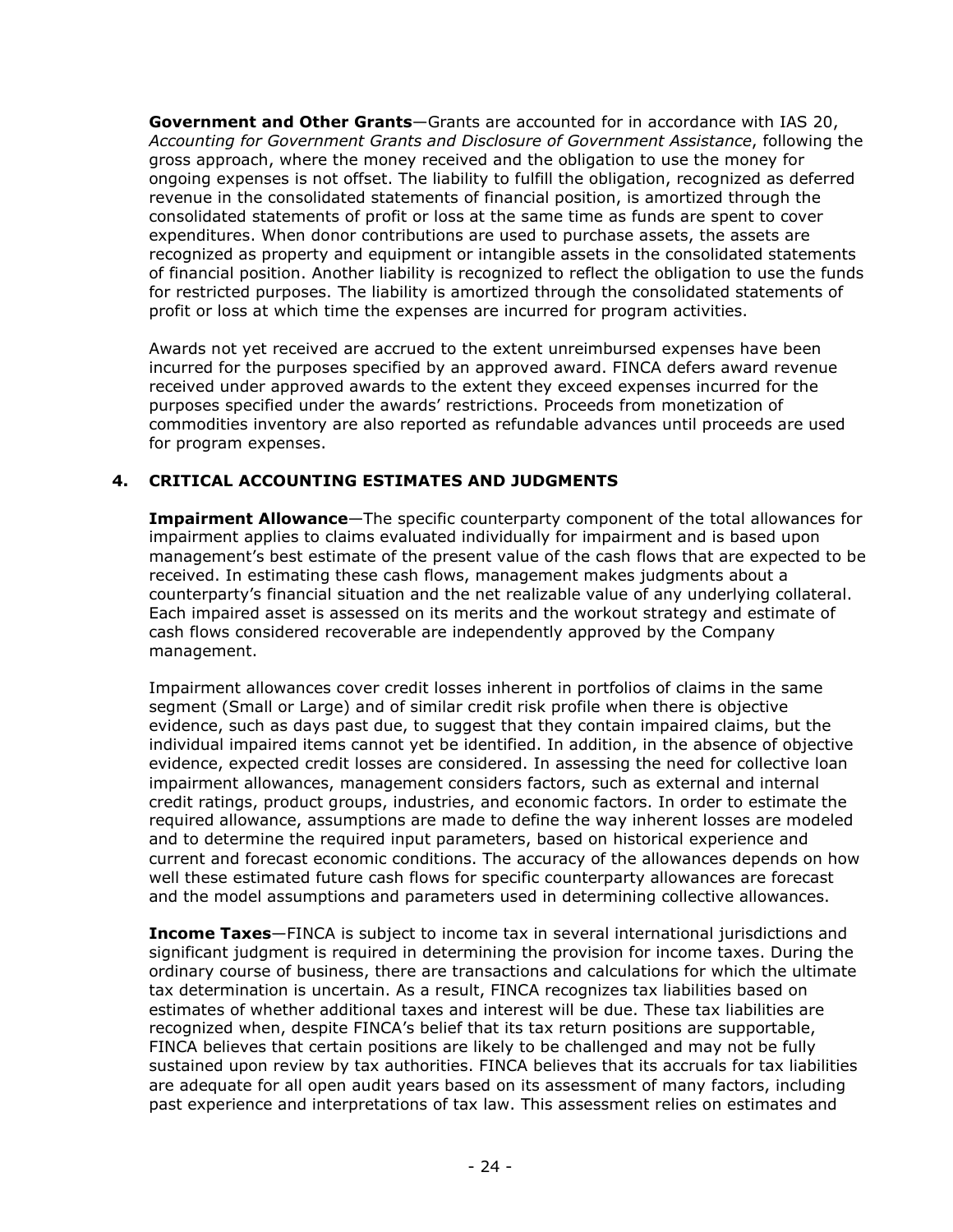**Government and Other Grants**—Grants are accounted for in accordance with IAS 20, *Accounting for Government Grants and Disclosure of Government Assistance*, following the gross approach, where the money received and the obligation to use the money for ongoing expenses is not offset. The liability to fulfill the obligation, recognized as deferred revenue in the consolidated statements of financial position, is amortized through the consolidated statements of profit or loss at the same time as funds are spent to cover expenditures. When donor contributions are used to purchase assets, the assets are recognized as property and equipment or intangible assets in the consolidated statements of financial position. Another liability is recognized to reflect the obligation to use the funds for restricted purposes. The liability is amortized through the consolidated statements of profit or loss at which time the expenses are incurred for program activities.

Awards not yet received are accrued to the extent unreimbursed expenses have been incurred for the purposes specified by an approved award. FINCA defers award revenue received under approved awards to the extent they exceed expenses incurred for the purposes specified under the awards' restrictions. Proceeds from monetization of commodities inventory are also reported as refundable advances until proceeds are used for program expenses.

## 4. CRITICAL ACCOUNTING ESTIMATES AND JUDGMENTS

**Impairment Allowance**—The specific counterparty component of the total allowances for impairment applies to claims evaluated individually for impairment and is based upon management's best estimate of the present value of the cash flows that are expected to be received. In estimating these cash flows, management makes judgments about a counterparty's financial situation and the net realizable value of any underlying collateral. Each impaired asset is assessed on its merits and the workout strategy and estimate of cash flows considered recoverable are independently approved by the Company management.

Impairment allowances cover credit losses inherent in portfolios of claims in the same segment (Small or Large) and of similar credit risk profile when there is objective evidence, such as days past due, to suggest that they contain impaired claims, but the individual impaired items cannot yet be identified. In addition, in the absence of objective evidence, expected credit losses are considered. In assessing the need for collective loan impairment allowances, management considers factors, such as external and internal credit ratings, product groups, industries, and economic factors. In order to estimate the required allowance, assumptions are made to define the way inherent losses are modeled and to determine the required input parameters, based on historical experience and current and forecast economic conditions. The accuracy of the allowances depends on how well these estimated future cash flows for specific counterparty allowances are forecast and the model assumptions and parameters used in determining collective allowances.

**Income Taxes**—FINCA is subject to income tax in several international jurisdictions and significant judgment is required in determining the provision for income taxes. During the ordinary course of business, there are transactions and calculations for which the ultimate tax determination is uncertain. As a result, FINCA recognizes tax liabilities based on estimates of whether additional taxes and interest will be due. These tax liabilities are recognized when, despite FINCA's belief that its tax return positions are supportable, FINCA believes that certain positions are likely to be challenged and may not be fully sustained upon review by tax authorities. FINCA believes that its accruals for tax liabilities are adequate for all open audit years based on its assessment of many factors, including past experience and interpretations of tax law. This assessment relies on estimates and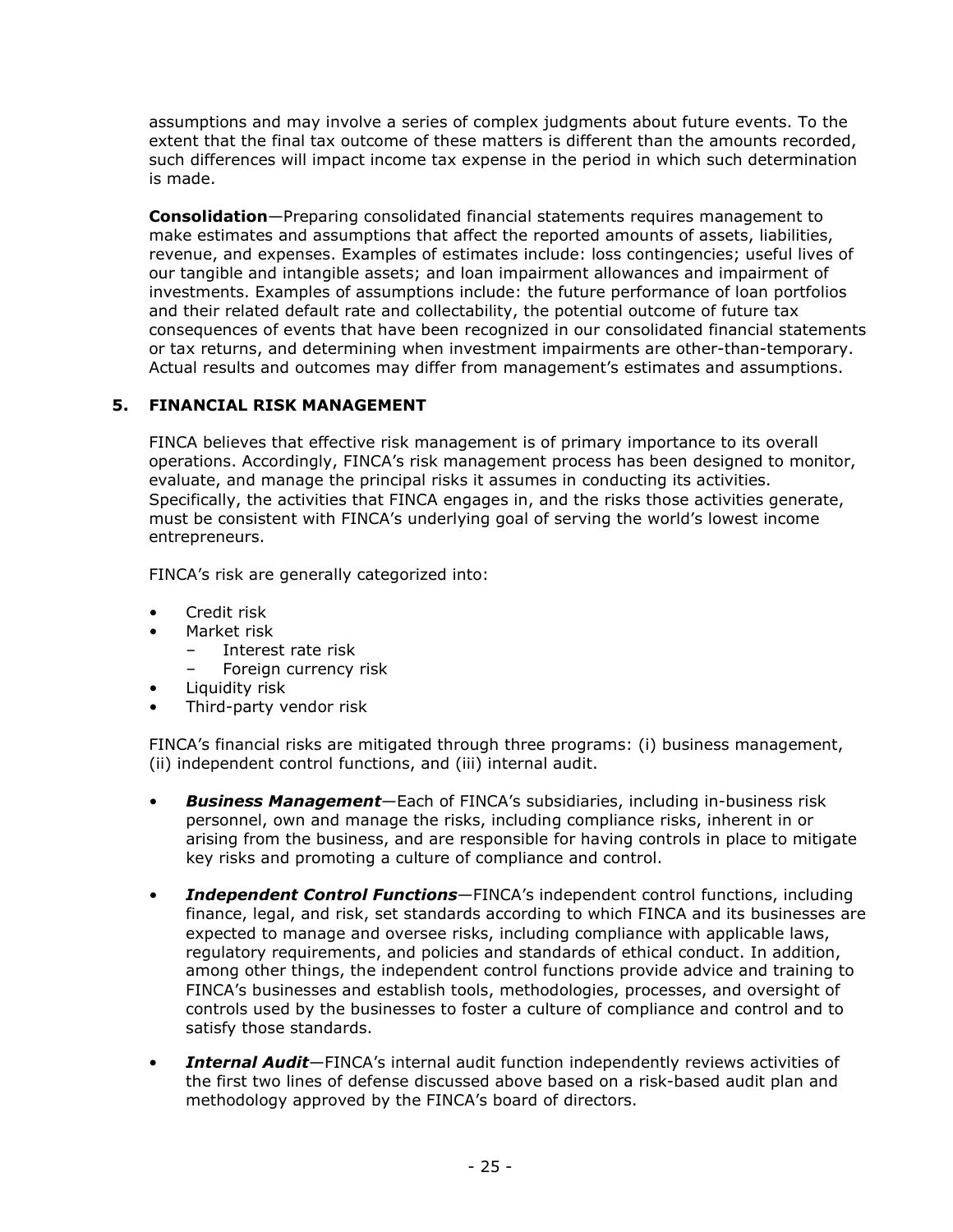assumptions and may involve a series of complex judgments about future events. To the extent that the final tax outcome of these matters is different than the amounts recorded, such differences will impact income tax expense in the period in which such determination is made.

**Consolidation**—Preparing consolidated financial statements requires management to make estimates and assumptions that affect the reported amounts of assets, liabilities, revenue, and expenses. Examples of estimates include: loss contingencies; useful lives of our tangible and intangible assets; and loan impairment allowances and impairment of investments. Examples of assumptions include: the future performance of loan portfolios and their related default rate and collectability, the potential outcome of future tax consequences of events that have been recognized in our consolidated financial statements or tax returns, and determining when investment impairments are other-than-temporary. Actual results and outcomes may differ from management's estimates and assumptions.

## 5. FINANCIAL RISK MANAGEMENT

FINCA believes that effective risk management is of primary importance to its overall operations. Accordingly, FINCA's risk management process has been designed to monitor, evaluate, and manage the principal risks it assumes in conducting its activities. Specifically, the activities that FINCA engages in, and the risks those activities generate, must be consistent with FINCA's underlying goal of serving the world's lowest income entrepreneurs.

FINCA's risk are generally categorized into:

- Credit risk
- Market risk
  - Interest rate risk
  - Foreign currency risk
- Liquidity risk
- Third-party vendor risk

FINCA's financial risks are mitigated through three programs: (i) business management, (ii) independent control functions, and (iii) internal audit.

- ***Business Management***—Each of FINCA's subsidiaries, including in-business risk personnel, own and manage the risks, including compliance risks, inherent in or arising from the business, and are responsible for having controls in place to mitigate key risks and promoting a culture of compliance and control.

- ***Independent Control Functions***—FINCA's independent control functions, including finance, legal, and risk, set standards according to which FINCA and its businesses are expected to manage and oversee risks, including compliance with applicable laws, regulatory requirements, and policies and standards of ethical conduct. In addition, among other things, the independent control functions provide advice and training to FINCA's businesses and establish tools, methodologies, processes, and oversight of controls used by the businesses to foster a culture of compliance and control and to satisfy those standards.

- ***Internal Audit***—FINCA's internal audit function independently reviews activities of the first two lines of defense discussed above based on a risk-based audit plan and methodology approved by the FINCA's board of directors.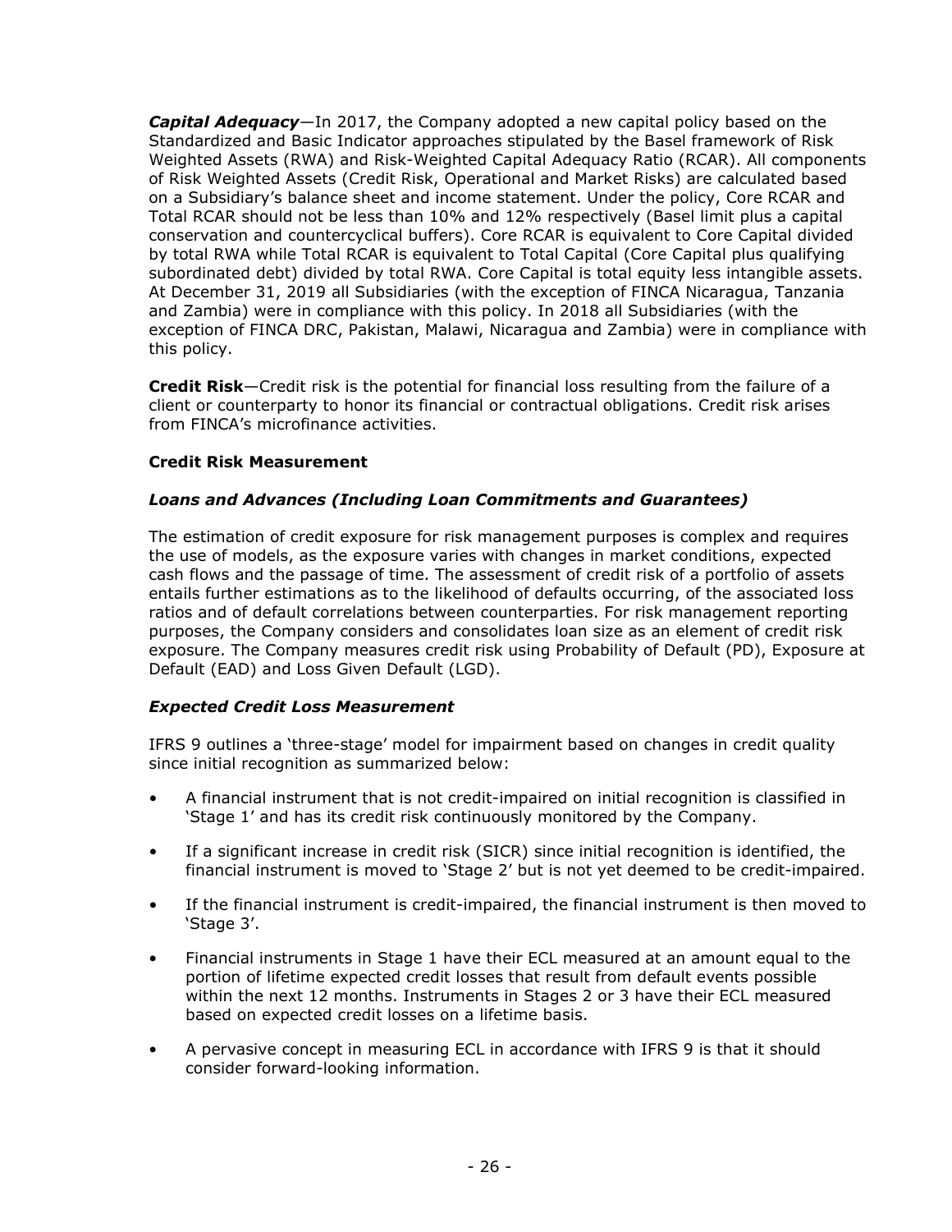***Capital Adequacy***—In 2017, the Company adopted a new capital policy based on the Standardized and Basic Indicator approaches stipulated by the Basel framework of Risk Weighted Assets (RWA) and Risk-Weighted Capital Adequacy Ratio (RCAR). All components of Risk Weighted Assets (Credit Risk, Operational and Market Risks) are calculated based on a Subsidiary's balance sheet and income statement. Under the policy, Core RCAR and Total RCAR should not be less than 10% and 12% respectively (Basel limit plus a capital conservation and countercyclical buffers). Core RCAR is equivalent to Core Capital divided by total RWA while Total RCAR is equivalent to Total Capital (Core Capital plus qualifying subordinated debt) divided by total RWA. Core Capital is total equity less intangible assets. At December 31, 2019 all Subsidiaries (with the exception of FINCA Nicaragua, Tanzania and Zambia) were in compliance with this policy. In 2018 all Subsidiaries (with the exception of FINCA DRC, Pakistan, Malawi, Nicaragua and Zambia) were in compliance with this policy.

**Credit Risk**—Credit risk is the potential for financial loss resulting from the failure of a client or counterparty to honor its financial or contractual obligations. Credit risk arises from FINCA's microfinance activities.

**Credit Risk Measurement**

***Loans and Advances (Including Loan Commitments and Guarantees)***

The estimation of credit exposure for risk management purposes is complex and requires the use of models, as the exposure varies with changes in market conditions, expected cash flows and the passage of time. The assessment of credit risk of a portfolio of assets entails further estimations as to the likelihood of defaults occurring, of the associated loss ratios and of default correlations between counterparties. For risk management reporting purposes, the Company considers and consolidates loan size as an element of credit risk exposure. The Company measures credit risk using Probability of Default (PD), Exposure at Default (EAD) and Loss Given Default (LGD).

***Expected Credit Loss Measurement***

IFRS 9 outlines a 'three-stage' model for impairment based on changes in credit quality since initial recognition as summarized below:

- A financial instrument that is not credit-impaired on initial recognition is classified in 'Stage 1' and has its credit risk continuously monitored by the Company.
- If a significant increase in credit risk (SICR) since initial recognition is identified, the financial instrument is moved to 'Stage 2' but is not yet deemed to be credit-impaired.
- If the financial instrument is credit-impaired, the financial instrument is then moved to 'Stage 3'.
- Financial instruments in Stage 1 have their ECL measured at an amount equal to the portion of lifetime expected credit losses that result from default events possible within the next 12 months. Instruments in Stages 2 or 3 have their ECL measured based on expected credit losses on a lifetime basis.
- A pervasive concept in measuring ECL in accordance with IFRS 9 is that it should consider forward-looking information.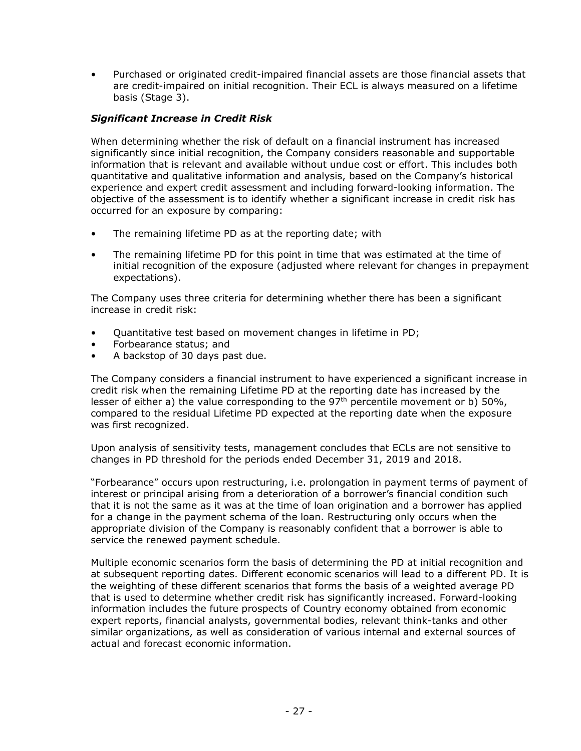- Purchased or originated credit-impaired financial assets are those financial assets that are credit-impaired on initial recognition. Their ECL is always measured on a lifetime basis (Stage 3).

***Significant Increase in Credit Risk***

When determining whether the risk of default on a financial instrument has increased significantly since initial recognition, the Company considers reasonable and supportable information that is relevant and available without undue cost or effort. This includes both quantitative and qualitative information and analysis, based on the Company's historical experience and expert credit assessment and including forward-looking information. The objective of the assessment is to identify whether a significant increase in credit risk has occurred for an exposure by comparing:

- The remaining lifetime PD as at the reporting date; with
- The remaining lifetime PD for this point in time that was estimated at the time of initial recognition of the exposure (adjusted where relevant for changes in prepayment expectations).

The Company uses three criteria for determining whether there has been a significant increase in credit risk:

- Quantitative test based on movement changes in lifetime in PD;
- Forbearance status; and
- A backstop of 30 days past due.

The Company considers a financial instrument to have experienced a significant increase in credit risk when the remaining Lifetime PD at the reporting date has increased by the lesser of either a) the value corresponding to the $97^{th}$ percentile movement or b) 50%, compared to the residual Lifetime PD expected at the reporting date when the exposure was first recognized.

Upon analysis of sensitivity tests, management concludes that ECLs are not sensitive to changes in PD threshold for the periods ended December 31, 2019 and 2018.

"Forbearance" occurs upon restructuring, i.e. prolongation in payment terms of payment of interest or principal arising from a deterioration of a borrower's financial condition such that it is not the same as it was at the time of loan origination and a borrower has applied for a change in the payment schema of the loan. Restructuring only occurs when the appropriate division of the Company is reasonably confident that a borrower is able to service the renewed payment schedule.

Multiple economic scenarios form the basis of determining the PD at initial recognition and at subsequent reporting dates. Different economic scenarios will lead to a different PD. It is the weighting of these different scenarios that forms the basis of a weighted average PD that is used to determine whether credit risk has significantly increased. Forward-looking information includes the future prospects of Country economy obtained from economic expert reports, financial analysts, governmental bodies, relevant think-tanks and other similar organizations, as well as consideration of various internal and external sources of actual and forecast economic information.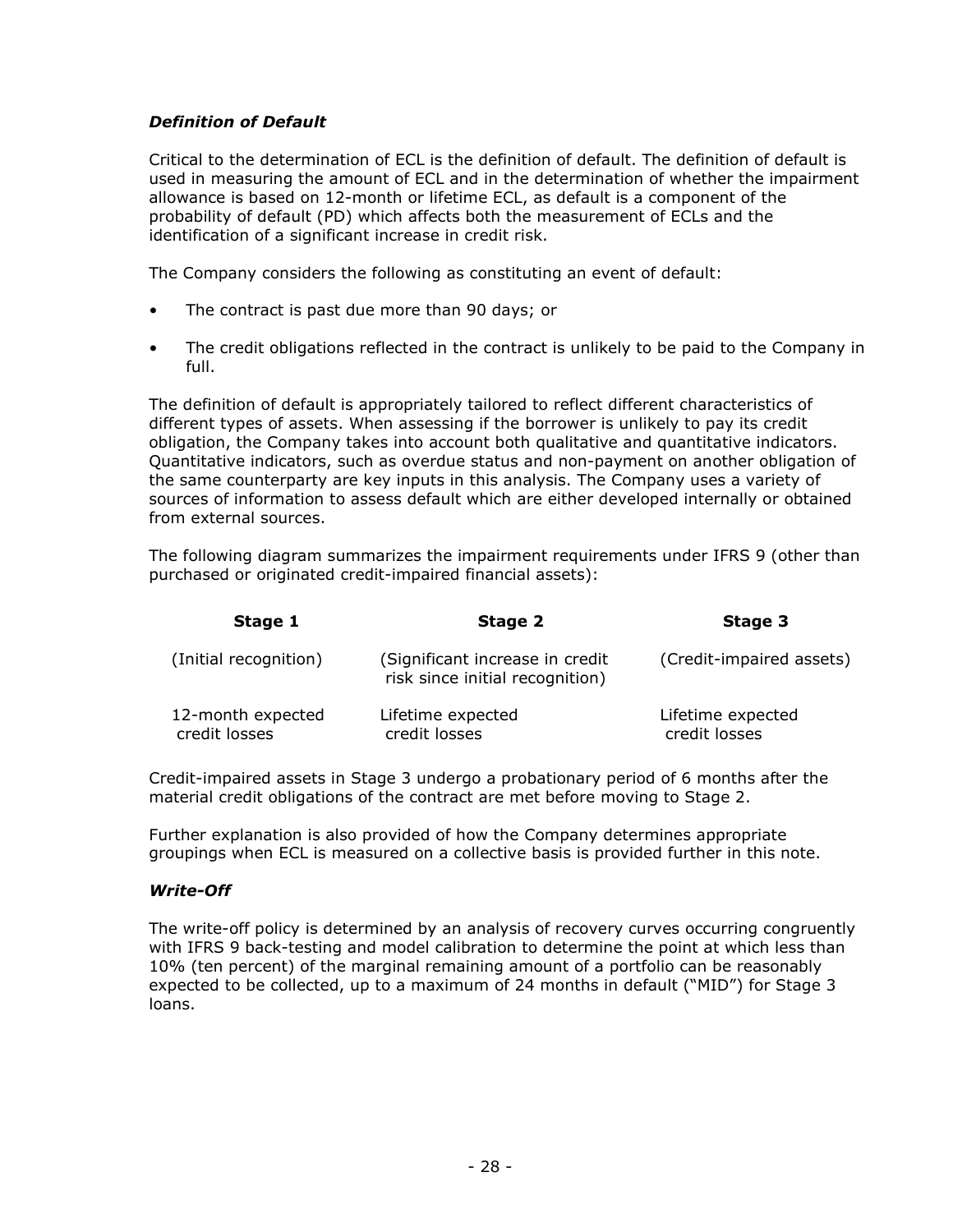***Definition of Default***

Critical to the determination of ECL is the definition of default. The definition of default is used in measuring the amount of ECL and in the determination of whether the impairment allowance is based on 12-month or lifetime ECL, as default is a component of the probability of default (PD) which affects both the measurement of ECLs and the identification of a significant increase in credit risk.

The Company considers the following as constituting an event of default:

- The contract is past due more than 90 days; or
- The credit obligations reflected in the contract is unlikely to be paid to the Company in full.

The definition of default is appropriately tailored to reflect different characteristics of different types of assets. When assessing if the borrower is unlikely to pay its credit obligation, the Company takes into account both qualitative and quantitative indicators. Quantitative indicators, such as overdue status and non-payment on another obligation of the same counterparty are key inputs in this analysis. The Company uses a variety of sources of information to assess default which are either developed internally or obtained from external sources.

The following diagram summarizes the impairment requirements under IFRS 9 (other than purchased or originated credit-impaired financial assets):

| **Stage 1** | **Stage 2** | **Stage 3** |
|---|---|---|
| (Initial recognition) | (Significant increase in credit risk since initial recognition) | (Credit-impaired assets) |
| 12-month expected credit losses | Lifetime expected credit losses | Lifetime expected credit losses |

Credit-impaired assets in Stage 3 undergo a probationary period of 6 months after the material credit obligations of the contract are met before moving to Stage 2.

Further explanation is also provided of how the Company determines appropriate groupings when ECL is measured on a collective basis is provided further in this note.

***Write-Off***

The write-off policy is determined by an analysis of recovery curves occurring congruently with IFRS 9 back-testing and model calibration to determine the point at which less than 10% (ten percent) of the marginal remaining amount of a portfolio can be reasonably expected to be collected, up to a maximum of 24 months in default ("MID") for Stage 3 loans.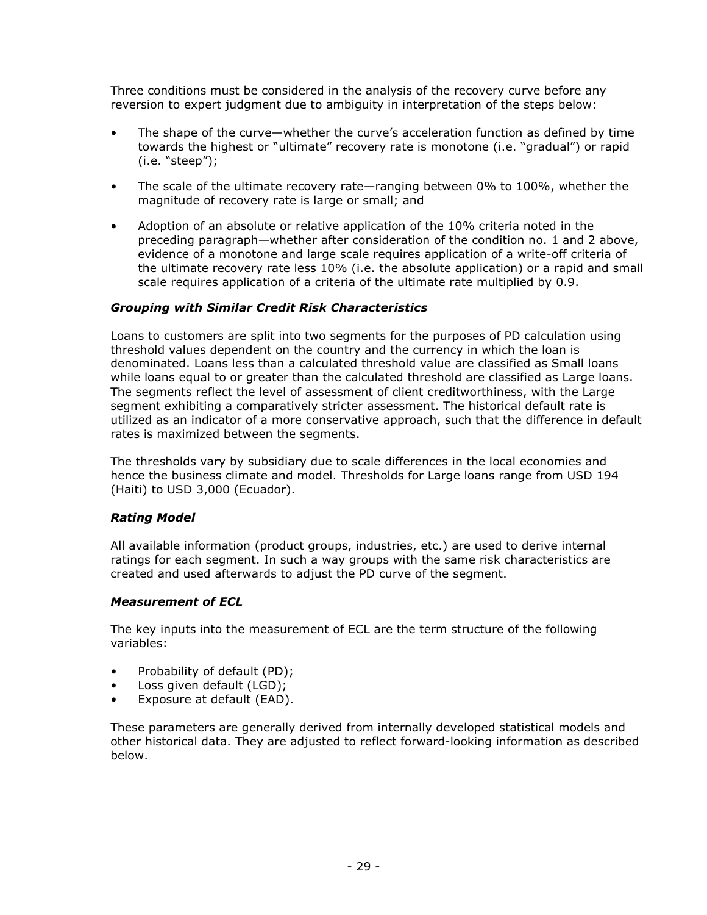Three conditions must be considered in the analysis of the recovery curve before any reversion to expert judgment due to ambiguity in interpretation of the steps below:

- The shape of the curve—whether the curve's acceleration function as defined by time towards the highest or "ultimate" recovery rate is monotone (i.e. "gradual") or rapid (i.e. "steep");
- The scale of the ultimate recovery rate—ranging between 0% to 100%, whether the magnitude of recovery rate is large or small; and
- Adoption of an absolute or relative application of the 10% criteria noted in the preceding paragraph—whether after consideration of the condition no. 1 and 2 above, evidence of a monotone and large scale requires application of a write-off criteria of the ultimate recovery rate less 10% (i.e. the absolute application) or a rapid and small scale requires application of a criteria of the ultimate rate multiplied by 0.9.

### *Grouping with Similar Credit Risk Characteristics*

Loans to customers are split into two segments for the purposes of PD calculation using threshold values dependent on the country and the currency in which the loan is denominated. Loans less than a calculated threshold value are classified as Small loans while loans equal to or greater than the calculated threshold are classified as Large loans. The segments reflect the level of assessment of client creditworthiness, with the Large segment exhibiting a comparatively stricter assessment. The historical default rate is utilized as an indicator of a more conservative approach, such that the difference in default rates is maximized between the segments.

The thresholds vary by subsidiary due to scale differences in the local economies and hence the business climate and model. Thresholds for Large loans range from USD 194 (Haiti) to USD 3,000 (Ecuador).

### *Rating Model*

All available information (product groups, industries, etc.) are used to derive internal ratings for each segment. In such a way groups with the same risk characteristics are created and used afterwards to adjust the PD curve of the segment.

### *Measurement of ECL*

The key inputs into the measurement of ECL are the term structure of the following variables:

- Probability of default (PD);
- Loss given default (LGD);
- Exposure at default (EAD).

These parameters are generally derived from internally developed statistical models and other historical data. They are adjusted to reflect forward-looking information as described below.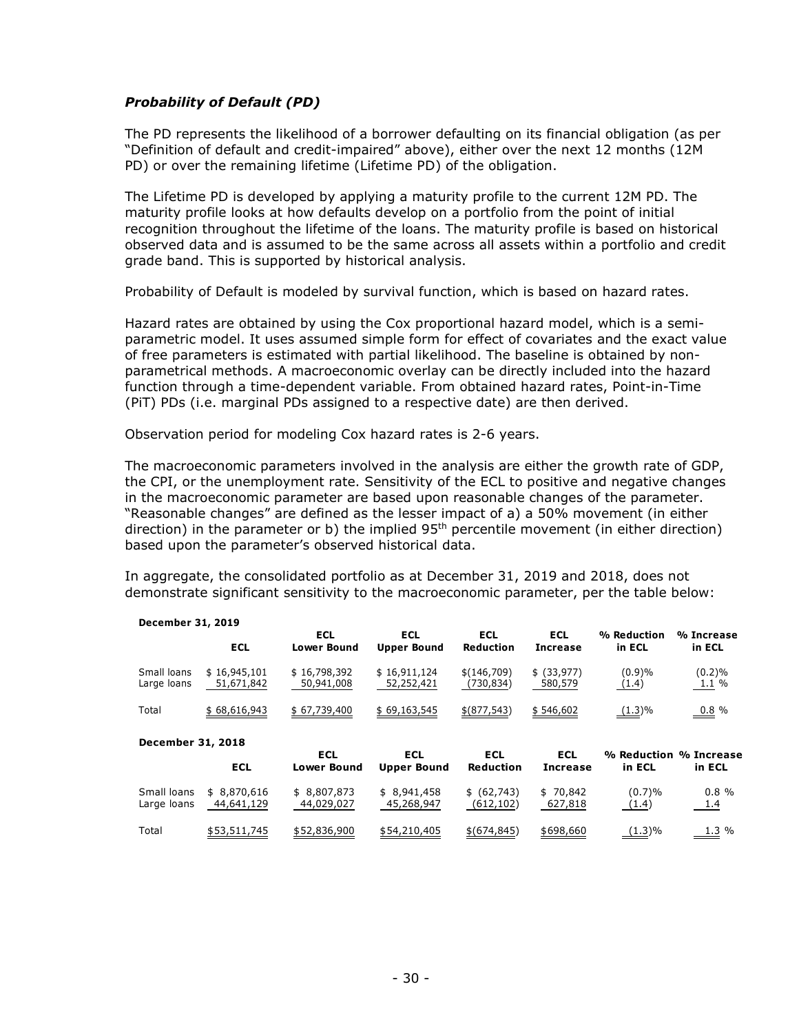### *Probability of Default (PD)*

The PD represents the likelihood of a borrower defaulting on its financial obligation (as per "Definition of default and credit-impaired" above), either over the next 12 months (12M PD) or over the remaining lifetime (Lifetime PD) of the obligation.

The Lifetime PD is developed by applying a maturity profile to the current 12M PD. The maturity profile looks at how defaults develop on a portfolio from the point of initial recognition throughout the lifetime of the loans. The maturity profile is based on historical observed data and is assumed to be the same across all assets within a portfolio and credit grade band. This is supported by historical analysis.

Probability of Default is modeled by survival function, which is based on hazard rates.

Hazard rates are obtained by using the Cox proportional hazard model, which is a semi-parametric model. It uses assumed simple form for effect of covariates and the exact value of free parameters is estimated with partial likelihood. The baseline is obtained by non-parametrical methods. A macroeconomic overlay can be directly included into the hazard function through a time-dependent variable. From obtained hazard rates, Point-in-Time (PiT) PDs (i.e. marginal PDs assigned to a respective date) are then derived.

Observation period for modeling Cox hazard rates is 2-6 years.

The macroeconomic parameters involved in the analysis are either the growth rate of GDP, the CPI, or the unemployment rate. Sensitivity of the ECL to positive and negative changes in the macroeconomic parameter are based upon reasonable changes of the parameter. "Reasonable changes" are defined as the lesser impact of a) a 50% movement (in either direction) in the parameter or b) the implied 95th percentile movement (in either direction) based upon the parameter's observed historical data.

In aggregate, the consolidated portfolio as at December 31, 2019 and 2018, does not demonstrate significant sensitivity to the macroeconomic parameter, per the table below:

**December 31, 2019**

| | ECL | ECL Lower Bound | ECL Upper Bound | ECL Reduction | ECL Increase | % Reduction in ECL | % Increase in ECL |
|---|---|---|---|---|---|---|---|
| Small loans | $ 16,945,101 | $ 16,798,392 | $ 16,911,124 | $(146,709) | $ (33,977) | (0.9)% | (0.2)% |
| Large loans | 51,671,842 | 50,941,008 | 52,252,421 | (730,834) | 580,579 | (1.4) | 1.1 % |
| Total | $ 68,616,943 | $ 67,739,400 | $ 69,163,545 | $(877,543) | $ 546,602 | (1.3)% | 0.8 % |

**December 31, 2018**

| | ECL | ECL Lower Bound | ECL Upper Bound | ECL Reduction | ECL Increase | % Reduction in ECL | % Increase in ECL |
|---|---|---|---|---|---|---|---|
| Small loans | $ 8,870,616 | $ 8,807,873 | $ 8,941,458 | $ (62,743) | $ 70,842 | (0.7)% | 0.8 % |
| Large loans | 44,641,129 | 44,029,027 | 45,268,947 | (612,102) | 627,818 | (1.4) | 1.4 |
| Total | $53,511,745 | $52,836,900 | $54,210,405 | $(674,845) | $698,660 | (1.3)% | 1.3 % |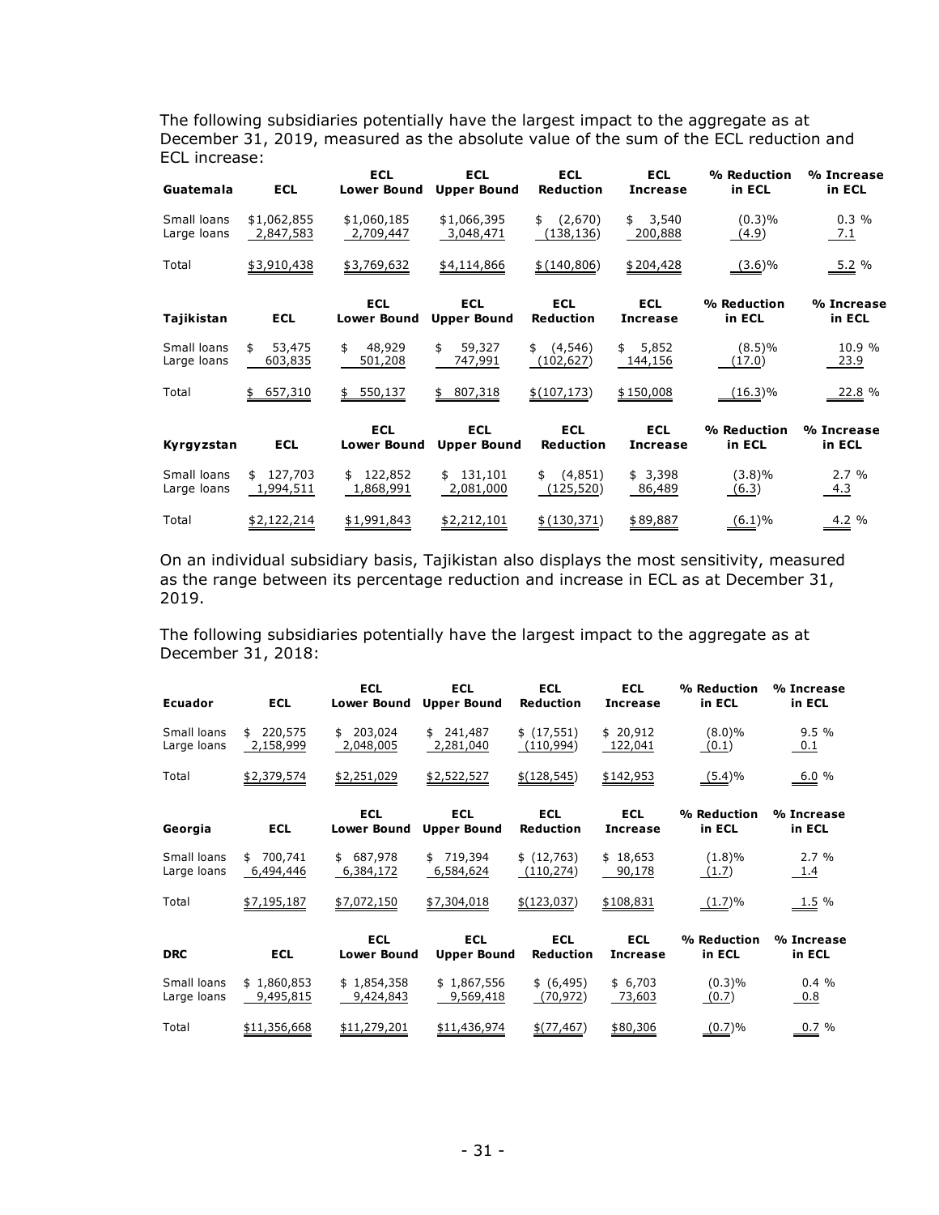The following subsidiaries potentially have the largest impact to the aggregate as at December 31, 2019, measured as the absolute value of the sum of the ECL reduction and ECL increase:

| Guatemala | ECL | ECL Lower Bound | ECL Upper Bound | ECL Reduction | ECL Increase | % Reduction in ECL | % Increase in ECL |
|---|---|---|---|---|---|---|---|
| Small loans | $1,062,855 | $1,060,185 | $1,066,395 | $ (2,670) | $ 3,540 | (0.3)% | 0.3 % |
| Large loans | 2,847,583 | 2,709,447 | 3,048,471 | (138,136) | 200,888 | (4.9) | 7.1 |
| Total | $3,910,438 | $3,769,632 | $4,114,866 | $(140,806) | $204,428 | (3.6)% | 5.2 % |

| Tajikistan | ECL | ECL Lower Bound | ECL Upper Bound | ECL Reduction | ECL Increase | % Reduction in ECL | % Increase in ECL |
|---|---|---|---|---|---|---|---|
| Small loans | $ 53,475 | $ 48,929 | $ 59,327 | $ (4,546) | $ 5,852 | (8.5)% | 10.9 % |
| Large loans | 603,835 | 501,208 | 747,991 | (102,627) | 144,156 | (17.0) | 23.9 |
| Total | $ 657,310 | $ 550,137 | $ 807,318 | $(107,173) | $150,008 | (16.3)% | 22.8 % |

| Kyrgyzstan | ECL | ECL Lower Bound | ECL Upper Bound | ECL Reduction | ECL Increase | % Reduction in ECL | % Increase in ECL |
|---|---|---|---|---|---|---|---|
| Small loans | $ 127,703 | $ 122,852 | $ 131,101 | $ (4,851) | $ 3,398 | (3.8)% | 2.7 % |
| Large loans | 1,994,511 | 1,868,991 | 2,081,000 | (125,520) | 86,489 | (6.3) | 4.3 |
| Total | $2,122,214 | $1,991,843 | $2,212,101 | $(130,371) | $89,887 | (6.1)% | 4.2 % |

On an individual subsidiary basis, Tajikistan also displays the most sensitivity, measured as the range between its percentage reduction and increase in ECL as at December 31, 2019.

The following subsidiaries potentially have the largest impact to the aggregate as at December 31, 2018:

| Ecuador | ECL | ECL Lower Bound | ECL Upper Bound | ECL Reduction | ECL Increase | % Reduction in ECL | % Increase in ECL |
|---|---|---|---|---|---|---|---|
| Small loans | $ 220,575 | $ 203,024 | $ 241,487 | $ (17,551) | $ 20,912 | (8.0)% | 9.5 % |
| Large loans | 2,158,999 | 2,048,005 | 2,281,040 | (110,994) | 122,041 | (0.1) | 0.1 |
| Total | $2,379,574 | $2,251,029 | $2,522,527 | $(128,545) | $142,953 | (5.4)% | 6.0 % |

| Georgia | ECL | ECL Lower Bound | ECL Upper Bound | ECL Reduction | ECL Increase | % Reduction in ECL | % Increase in ECL |
|---|---|---|---|---|---|---|---|
| Small loans | $ 700,741 | $ 687,978 | $ 719,394 | $ (12,763) | $ 18,653 | (1.8)% | 2.7 % |
| Large loans | 6,494,446 | 6,384,172 | 6,584,624 | (110,274) | 90,178 | (1.7) | 1.4 |
| Total | $7,195,187 | $7,072,150 | $7,304,018 | $(123,037) | $108,831 | (1.7)% | 1.5 % |

| DRC | ECL | ECL Lower Bound | ECL Upper Bound | ECL Reduction | ECL Increase | % Reduction in ECL | % Increase in ECL |
|---|---|---|---|---|---|---|---|
| Small loans | $ 1,860,853 | $ 1,854,358 | $ 1,867,556 | $ (6,495) | $ 6,703 | (0.3)% | 0.4 % |
| Large loans | 9,495,815 | 9,424,843 | 9,569,418 | (70,972) | 73,603 | (0.7) | 0.8 |
| Total | $11,356,668 | $11,279,201 | $11,436,974 | $(77,467) | $80,306 | (0.7)% | 0.7 % |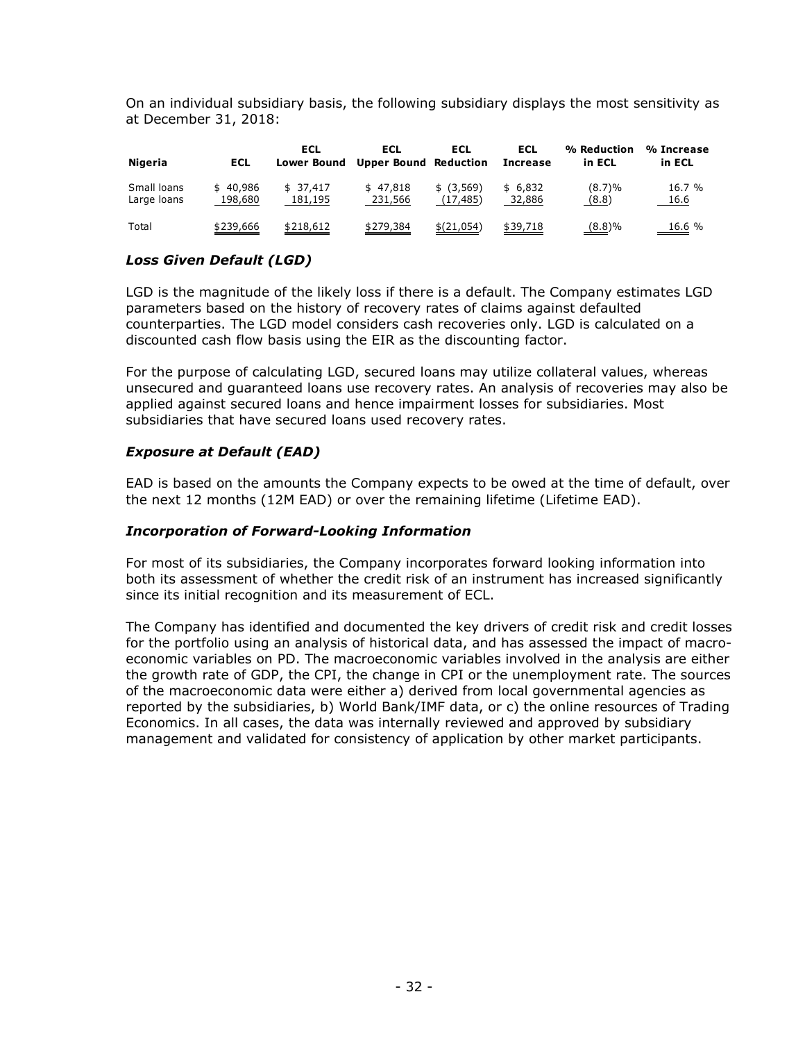On an individual subsidiary basis, the following subsidiary displays the most sensitivity as at December 31, 2018:

| Nigeria | ECL | ECL Lower Bound | ECL Upper Bound | ECL Reduction | ECL Increase | % Reduction in ECL | % Increase in ECL |
|---|---|---|---|---|---|---|---|
| Small loans | $ 40,986 | $ 37,417 | $ 47,818 | $ (3,569) | $ 6,832 | (8.7)% | 16.7 % |
| Large loans | 198,680 | 181,195 | 231,566 | (17,485) | 32,886 | (8.8) | 16.6 |
| Total | $239,666 | $218,612 | $279,384 | $(21,054) | $39,718 | (8.8)% | 16.6 % |

### *Loss Given Default (LGD)*

LGD is the magnitude of the likely loss if there is a default. The Company estimates LGD parameters based on the history of recovery rates of claims against defaulted counterparties. The LGD model considers cash recoveries only. LGD is calculated on a discounted cash flow basis using the EIR as the discounting factor.

For the purpose of calculating LGD, secured loans may utilize collateral values, whereas unsecured and guaranteed loans use recovery rates. An analysis of recoveries may also be applied against secured loans and hence impairment losses for subsidiaries. Most subsidiaries that have secured loans used recovery rates.

### *Exposure at Default (EAD)*

EAD is based on the amounts the Company expects to be owed at the time of default, over the next 12 months (12M EAD) or over the remaining lifetime (Lifetime EAD).

### *Incorporation of Forward-Looking Information*

For most of its subsidiaries, the Company incorporates forward looking information into both its assessment of whether the credit risk of an instrument has increased significantly since its initial recognition and its measurement of ECL.

The Company has identified and documented the key drivers of credit risk and credit losses for the portfolio using an analysis of historical data, and has assessed the impact of macro-economic variables on PD. The macroeconomic variables involved in the analysis are either the growth rate of GDP, the CPI, the change in CPI or the unemployment rate. The sources of the macroeconomic data were either a) derived from local governmental agencies as reported by the subsidiaries, b) World Bank/IMF data, or c) the online resources of Trading Economics. In all cases, the data was internally reviewed and approved by subsidiary management and validated for consistency of application by other market participants.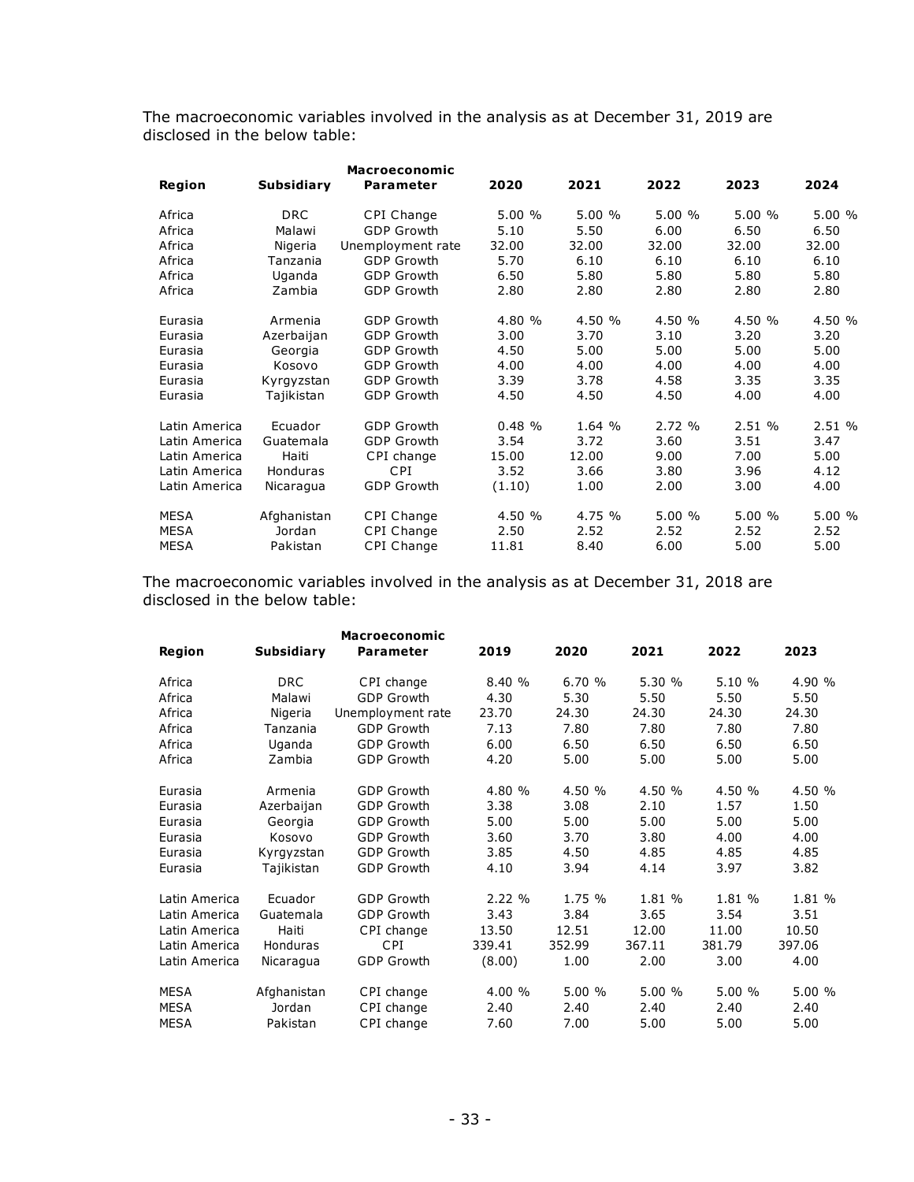The macroeconomic variables involved in the analysis as at December 31, 2019 are disclosed in the below table:

| Region | Subsidiary | Macroeconomic Parameter | 2020 | 2021 | 2022 | 2023 | 2024 |
|---|---|---|---|---|---|---|---|
| Africa | DRC | CPI Change | 5.00 % | 5.00 % | 5.00 % | 5.00 % | 5.00 % |
| Africa | Malawi | GDP Growth | 5.10 | 5.50 | 6.00 | 6.50 | 6.50 |
| Africa | Nigeria | Unemployment rate | 32.00 | 32.00 | 32.00 | 32.00 | 32.00 |
| Africa | Tanzania | GDP Growth | 5.70 | 6.10 | 6.10 | 6.10 | 6.10 |
| Africa | Uganda | GDP Growth | 6.50 | 5.80 | 5.80 | 5.80 | 5.80 |
| Africa | Zambia | GDP Growth | 2.80 | 2.80 | 2.80 | 2.80 | 2.80 |
| Eurasia | Armenia | GDP Growth | 4.80 % | 4.50 % | 4.50 % | 4.50 % | 4.50 % |
| Eurasia | Azerbaijan | GDP Growth | 3.00 | 3.70 | 3.10 | 3.20 | 3.20 |
| Eurasia | Georgia | GDP Growth | 4.50 | 5.00 | 5.00 | 5.00 | 5.00 |
| Eurasia | Kosovo | GDP Growth | 4.00 | 4.00 | 4.00 | 4.00 | 4.00 |
| Eurasia | Kyrgyzstan | GDP Growth | 3.39 | 3.78 | 4.58 | 3.35 | 3.35 |
| Eurasia | Tajikistan | GDP Growth | 4.50 | 4.50 | 4.50 | 4.00 | 4.00 |
| Latin America | Ecuador | GDP Growth | 0.48 % | 1.64 % | 2.72 % | 2.51 % | 2.51 % |
| Latin America | Guatemala | GDP Growth | 3.54 | 3.72 | 3.60 | 3.51 | 3.47 |
| Latin America | Haiti | CPI change | 15.00 | 12.00 | 9.00 | 7.00 | 5.00 |
| Latin America | Honduras | CPI | 3.52 | 3.66 | 3.80 | 3.96 | 4.12 |
| Latin America | Nicaragua | GDP Growth | (1.10) | 1.00 | 2.00 | 3.00 | 4.00 |
| MESA | Afghanistan | CPI Change | 4.50 % | 4.75 % | 5.00 % | 5.00 % | 5.00 % |
| MESA | Jordan | CPI Change | 2.50 | 2.52 | 2.52 | 2.52 | 2.52 |
| MESA | Pakistan | CPI Change | 11.81 | 8.40 | 6.00 | 5.00 | 5.00 |

The macroeconomic variables involved in the analysis as at December 31, 2018 are disclosed in the below table:

| Region | Subsidiary | Macroeconomic Parameter | 2019 | 2020 | 2021 | 2022 | 2023 |
|---|---|---|---|---|---|---|---|
| Africa | DRC | CPI change | 8.40 % | 6.70 % | 5.30 % | 5.10 % | 4.90 % |
| Africa | Malawi | GDP Growth | 4.30 | 5.30 | 5.50 | 5.50 | 5.50 |
| Africa | Nigeria | Unemployment rate | 23.70 | 24.30 | 24.30 | 24.30 | 24.30 |
| Africa | Tanzania | GDP Growth | 7.13 | 7.80 | 7.80 | 7.80 | 7.80 |
| Africa | Uganda | GDP Growth | 6.00 | 6.50 | 6.50 | 6.50 | 6.50 |
| Africa | Zambia | GDP Growth | 4.20 | 5.00 | 5.00 | 5.00 | 5.00 |
| Eurasia | Armenia | GDP Growth | 4.80 % | 4.50 % | 4.50 % | 4.50 % | 4.50 % |
| Eurasia | Azerbaijan | GDP Growth | 3.38 | 3.08 | 2.10 | 1.57 | 1.50 |
| Eurasia | Georgia | GDP Growth | 5.00 | 5.00 | 5.00 | 5.00 | 5.00 |
| Eurasia | Kosovo | GDP Growth | 3.60 | 3.70 | 3.80 | 4.00 | 4.00 |
| Eurasia | Kyrgyzstan | GDP Growth | 3.85 | 4.50 | 4.85 | 4.85 | 4.85 |
| Eurasia | Tajikistan | GDP Growth | 4.10 | 3.94 | 4.14 | 3.97 | 3.82 |
| Latin America | Ecuador | GDP Growth | 2.22 % | 1.75 % | 1.81 % | 1.81 % | 1.81 % |
| Latin America | Guatemala | GDP Growth | 3.43 | 3.84 | 3.65 | 3.54 | 3.51 |
| Latin America | Haiti | CPI change | 13.50 | 12.51 | 12.00 | 11.00 | 10.50 |
| Latin America | Honduras | CPI | 339.41 | 352.99 | 367.11 | 381.79 | 397.06 |
| Latin America | Nicaragua | GDP Growth | (8.00) | 1.00 | 2.00 | 3.00 | 4.00 |
| MESA | Afghanistan | CPI change | 4.00 % | 5.00 % | 5.00 % | 5.00 % | 5.00 % |
| MESA | Jordan | CPI change | 2.40 | 2.40 | 2.40 | 2.40 | 2.40 |
| MESA | Pakistan | CPI change | 7.60 | 7.00 | 5.00 | 5.00 | 5.00 |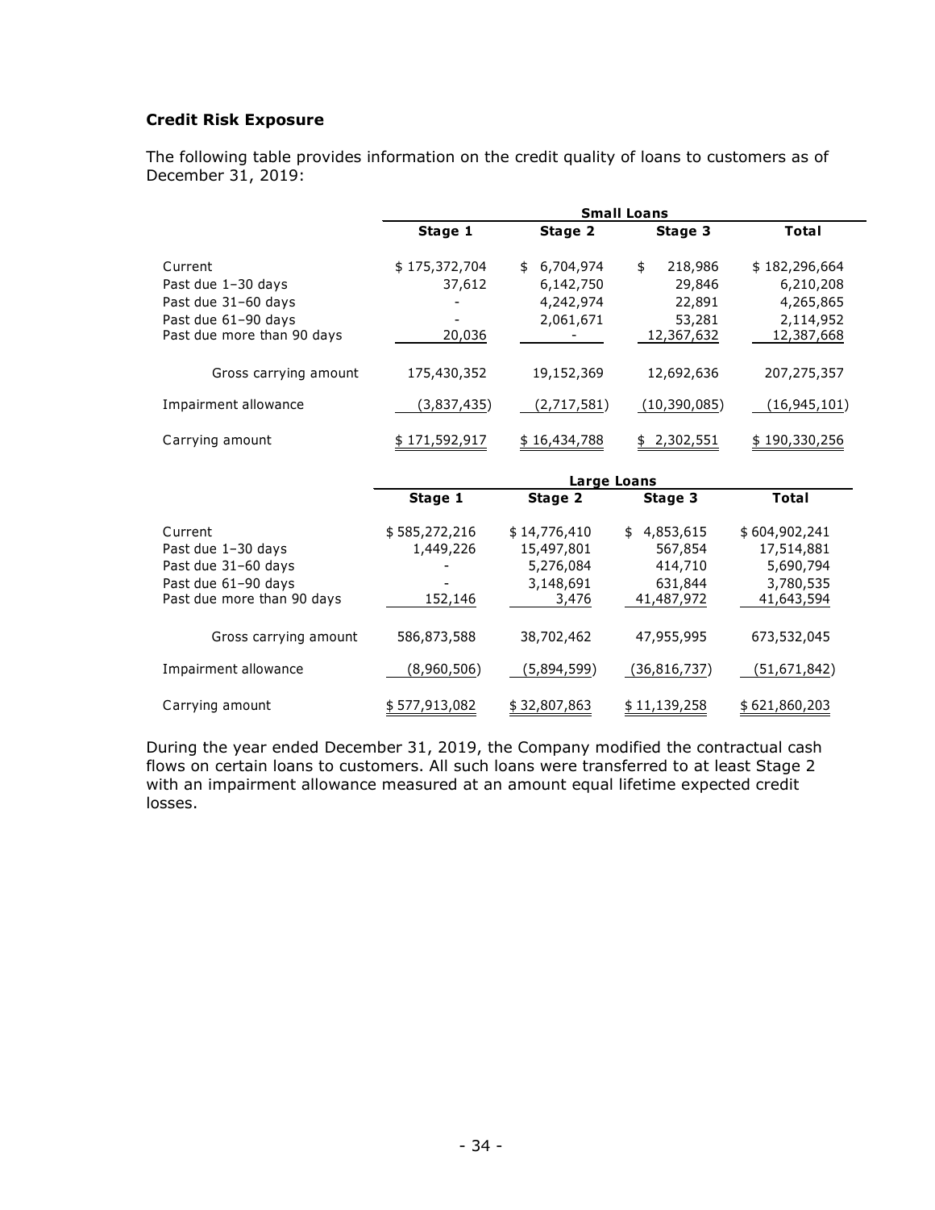### Credit Risk Exposure

The following table provides information on the credit quality of loans to customers as of December 31, 2019:

| | Small Loans | | | |
|---|---|---|---|---|
| | Stage 1 | Stage 2 | Stage 3 | Total |
| Current | $ 175,372,704 | $ 6,704,974 | $ 218,986 | $ 182,296,664 |
| Past due 1–30 days | 37,612 | 6,142,750 | 29,846 | 6,210,208 |
| Past due 31–60 days | - | 4,242,974 | 22,891 | 4,265,865 |
| Past due 61–90 days | - | 2,061,671 | 53,281 | 2,114,952 |
| Past due more than 90 days | 20,036 | - | 12,367,632 | 12,387,668 |
| Gross carrying amount | 175,430,352 | 19,152,369 | 12,692,636 | 207,275,357 |
| Impairment allowance | (3,837,435) | (2,717,581) | (10,390,085) | (16,945,101) |
| Carrying amount | $ 171,592,917 | $ 16,434,788 | $ 2,302,551 | $ 190,330,256 |

| | Large Loans | | | |
|---|---|---|---|---|
| | Stage 1 | Stage 2 | Stage 3 | Total |
| Current | $ 585,272,216 | $ 14,776,410 | $ 4,853,615 | $ 604,902,241 |
| Past due 1–30 days | 1,449,226 | 15,497,801 | 567,854 | 17,514,881 |
| Past due 31–60 days | - | 5,276,084 | 414,710 | 5,690,794 |
| Past due 61–90 days | - | 3,148,691 | 631,844 | 3,780,535 |
| Past due more than 90 days | 152,146 | 3,476 | 41,487,972 | 41,643,594 |
| Gross carrying amount | 586,873,588 | 38,702,462 | 47,955,995 | 673,532,045 |
| Impairment allowance | (8,960,506) | (5,894,599) | (36,816,737) | (51,671,842) |
| Carrying amount | $ 577,913,082 | $ 32,807,863 | $ 11,139,258 | $ 621,860,203 |

During the year ended December 31, 2019, the Company modified the contractual cash flows on certain loans to customers. All such loans were transferred to at least Stage 2 with an impairment allowance measured at an amount equal lifetime expected credit losses.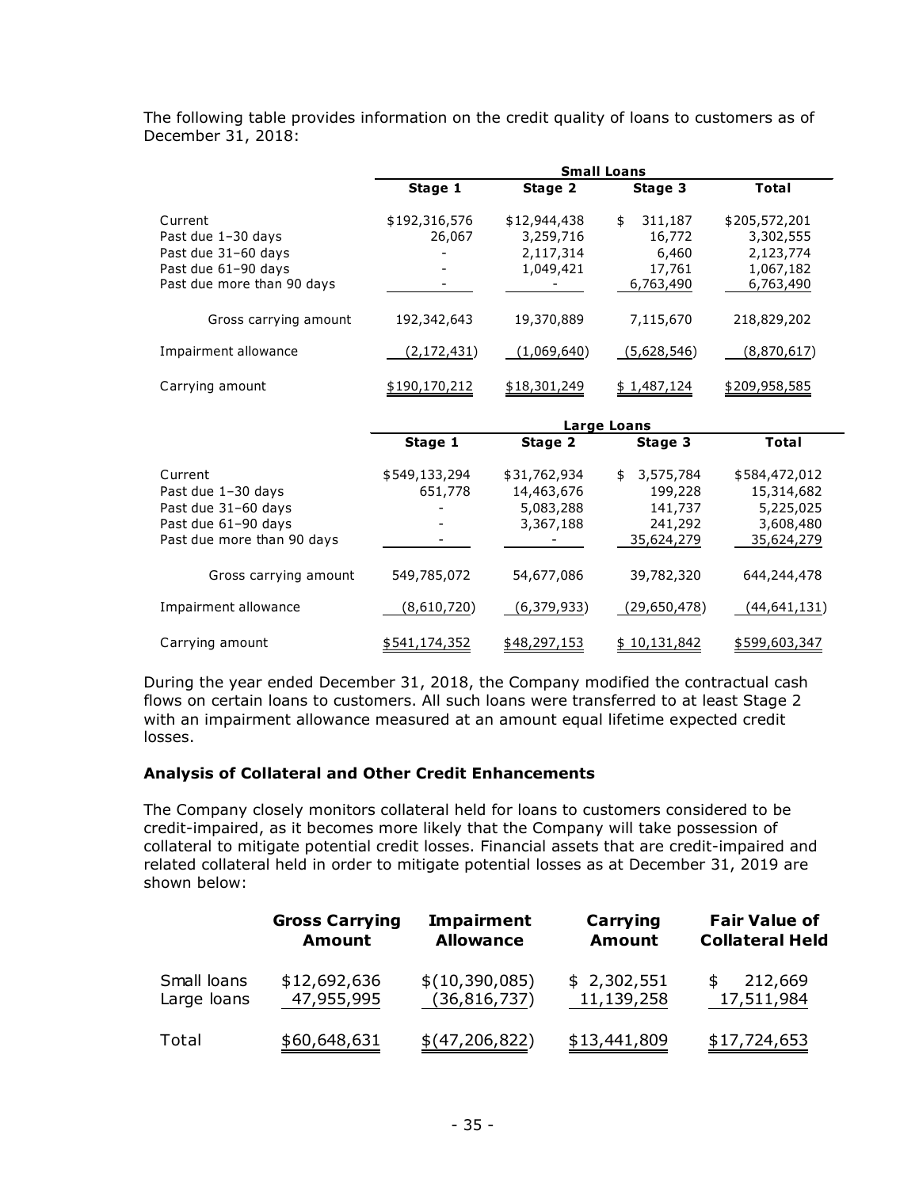The following table provides information on the credit quality of loans to customers as of December 31, 2018:

| | Small Loans | | | |
|---|---|---|---|---|
| | **Stage 1** | **Stage 2** | **Stage 3** | **Total** |
| Current | $192,316,576 | $12,944,438 | $ 311,187 | $205,572,201 |
| Past due 1–30 days | 26,067 | 3,259,716 | 16,772 | 3,302,555 |
| Past due 31–60 days | - | 2,117,314 | 6,460 | 2,123,774 |
| Past due 61–90 days | - | 1,049,421 | 17,761 | 1,067,182 |
| Past due more than 90 days | - | - | 6,763,490 | 6,763,490 |
| Gross carrying amount | 192,342,643 | 19,370,889 | 7,115,670 | 218,829,202 |
| Impairment allowance | (2,172,431) | (1,069,640) | (5,628,546) | (8,870,617) |
| Carrying amount | $190,170,212 | $18,301,249 | $ 1,487,124 | $209,958,585 |

| | Large Loans | | | |
|---|---|---|---|---|
| | **Stage 1** | **Stage 2** | **Stage 3** | **Total** |
| Current | $549,133,294 | $31,762,934 | $ 3,575,784 | $584,472,012 |
| Past due 1–30 days | 651,778 | 14,463,676 | 199,228 | 15,314,682 |
| Past due 31–60 days | - | 5,083,288 | 141,737 | 5,225,025 |
| Past due 61–90 days | - | 3,367,188 | 241,292 | 3,608,480 |
| Past due more than 90 days | - | - | 35,624,279 | 35,624,279 |
| Gross carrying amount | 549,785,072 | 54,677,086 | 39,782,320 | 644,244,478 |
| Impairment allowance | (8,610,720) | (6,379,933) | (29,650,478) | (44,641,131) |
| Carrying amount | $541,174,352 | $48,297,153 | $ 10,131,842 | $599,603,347 |

During the year ended December 31, 2018, the Company modified the contractual cash flows on certain loans to customers. All such loans were transferred to at least Stage 2 with an impairment allowance measured at an amount equal lifetime expected credit losses.

### Analysis of Collateral and Other Credit Enhancements

The Company closely monitors collateral held for loans to customers considered to be credit-impaired, as it becomes more likely that the Company will take possession of collateral to mitigate potential credit losses. Financial assets that are credit-impaired and related collateral held in order to mitigate potential losses as at December 31, 2019 are shown below:

| | **Gross Carrying Amount** | **Impairment Allowance** | **Carrying Amount** | **Fair Value of Collateral Held** |
|---|---|---|---|---|
| Small loans | $12,692,636 | $(10,390,085) | $ 2,302,551 | $ 212,669 |
| Large loans | 47,955,995 | (36,816,737) | 11,139,258 | 17,511,984 |
| Total | $60,648,631 | $(47,206,822) | $13,441,809 | $17,724,653 |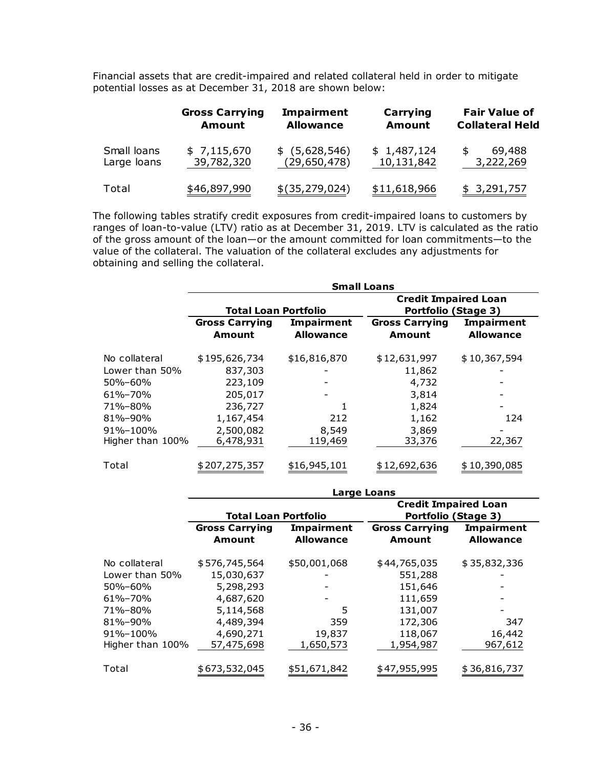Financial assets that are credit-impaired and related collateral held in order to mitigate potential losses as at December 31, 2018 are shown below:

| | Gross Carrying Amount | Impairment Allowance | Carrying Amount | Fair Value of Collateral Held |
|---|---|---|---|---|
| Small loans | $ 7,115,670 | $ (5,628,546) | $ 1,487,124 | $ 69,488 |
| Large loans | 39,782,320 | (29,650,478) | 10,131,842 | 3,222,269 |
| Total | $46,897,990 | $(35,279,024) | $11,618,966 | $ 3,291,757 |

The following tables stratify credit exposures from credit-impaired loans to customers by ranges of loan-to-value (LTV) ratio as at December 31, 2019. LTV is calculated as the ratio of the gross amount of the loan—or the amount committed for loan commitments—to the value of the collateral. The valuation of the collateral excludes any adjustments for obtaining and selling the collateral.

| | Small Loans | | | |
|---|---|---|---|---|
| | Total Loan Portfolio | | Credit Impaired Loan Portfolio (Stage 3) | |
| | Gross Carrying Amount | Impairment Allowance | Gross Carrying Amount | Impairment Allowance |
| No collateral | $195,626,734 | $16,816,870 | $12,631,997 | $10,367,594 |
| Lower than 50% | 837,303 | - | 11,862 | - |
| 50%–60% | 223,109 | - | 4,732 | - |
| 61%–70% | 205,017 | - | 3,814 | - |
| 71%–80% | 236,727 | 1 | 1,824 | - |
| 81%–90% | 1,167,454 | 212 | 1,162 | 124 |
| 91%–100% | 2,500,082 | 8,549 | 3,869 | - |
| Higher than 100% | 6,478,931 | 119,469 | 33,376 | 22,367 |
| Total | $207,275,357 | $16,945,101 | $12,692,636 | $10,390,085 |

| | Large Loans | | | |
|---|---|---|---|---|
| | Total Loan Portfolio | | Credit Impaired Loan Portfolio (Stage 3) | |
| | Gross Carrying Amount | Impairment Allowance | Gross Carrying Amount | Impairment Allowance |
| No collateral | $576,745,564 | $50,001,068 | $44,765,035 | $35,832,336 |
| Lower than 50% | 15,030,637 | - | 551,288 | - |
| 50%–60% | 5,298,293 | - | 151,646 | - |
| 61%–70% | 4,687,620 | - | 111,659 | - |
| 71%–80% | 5,114,568 | 5 | 131,007 | - |
| 81%–90% | 4,489,394 | 359 | 172,306 | 347 |
| 91%–100% | 4,690,271 | 19,837 | 118,067 | 16,442 |
| Higher than 100% | 57,475,698 | 1,650,573 | 1,954,987 | 967,612 |
| Total | $673,532,045 | $51,671,842 | $47,955,995 | $36,816,737 |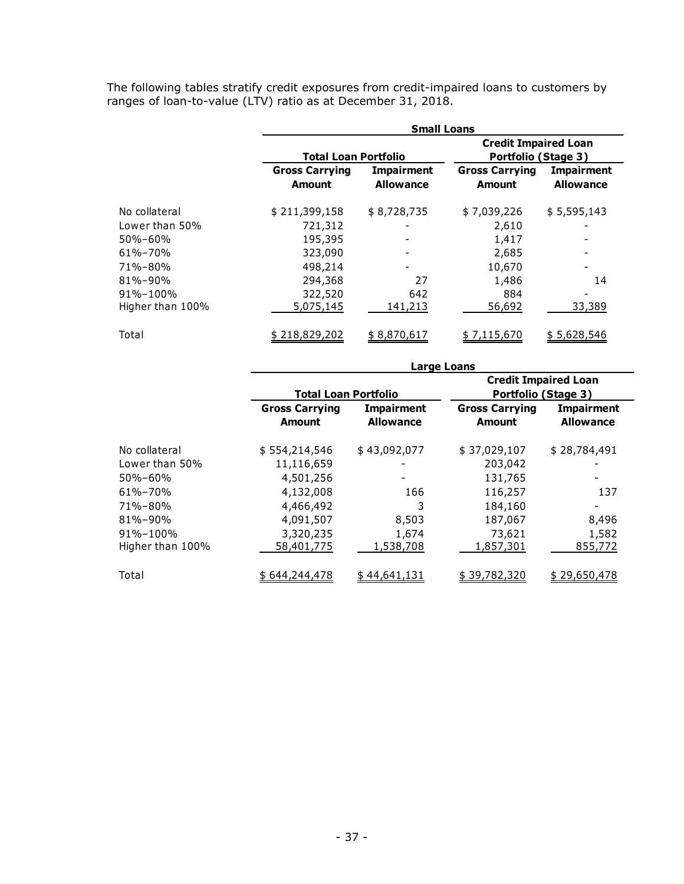The following tables stratify credit exposures from credit-impaired loans to customers by ranges of loan-to-value (LTV) ratio as at December 31, 2018.

| | Small Loans | | | |
|---|---|---|---|---|
| | Total Loan Portfolio | | Credit Impaired Loan Portfolio (Stage 3) | |
| | Gross Carrying Amount | Impairment Allowance | Gross Carrying Amount | Impairment Allowance |
| No collateral | $ 211,399,158 | $ 8,728,735 | $ 7,039,226 | $ 5,595,143 |
| Lower than 50% | 721,312 | - | 2,610 | - |
| 50%–60% | 195,395 | - | 1,417 | - |
| 61%–70% | 323,090 | - | 2,685 | - |
| 71%–80% | 498,214 | - | 10,670 | - |
| 81%–90% | 294,368 | 27 | 1,486 | 14 |
| 91%–100% | 322,520 | 642 | 884 | - |
| Higher than 100% | 5,075,145 | 141,213 | 56,692 | 33,389 |
| Total | $ 218,829,202 | $ 8,870,617 | $ 7,115,670 | $ 5,628,546 |

| | Large Loans | | | |
|---|---|---|---|---|
| | Total Loan Portfolio | | Credit Impaired Loan Portfolio (Stage 3) | |
| | Gross Carrying Amount | Impairment Allowance | Gross Carrying Amount | Impairment Allowance |
| No collateral | $ 554,214,546 | $ 43,092,077 | $ 37,029,107 | $ 28,784,491 |
| Lower than 50% | 11,116,659 | - | 203,042 | - |
| 50%–60% | 4,501,256 | - | 131,765 | - |
| 61%–70% | 4,132,008 | 166 | 116,257 | 137 |
| 71%–80% | 4,466,492 | 3 | 184,160 | - |
| 81%–90% | 4,091,507 | 8,503 | 187,067 | 8,496 |
| 91%–100% | 3,320,235 | 1,674 | 73,621 | 1,582 |
| Higher than 100% | 58,401,775 | 1,538,708 | 1,857,301 | 855,772 |
| Total | $ 644,244,478 | $ 44,641,131 | $ 39,782,320 | $ 29,650,478 |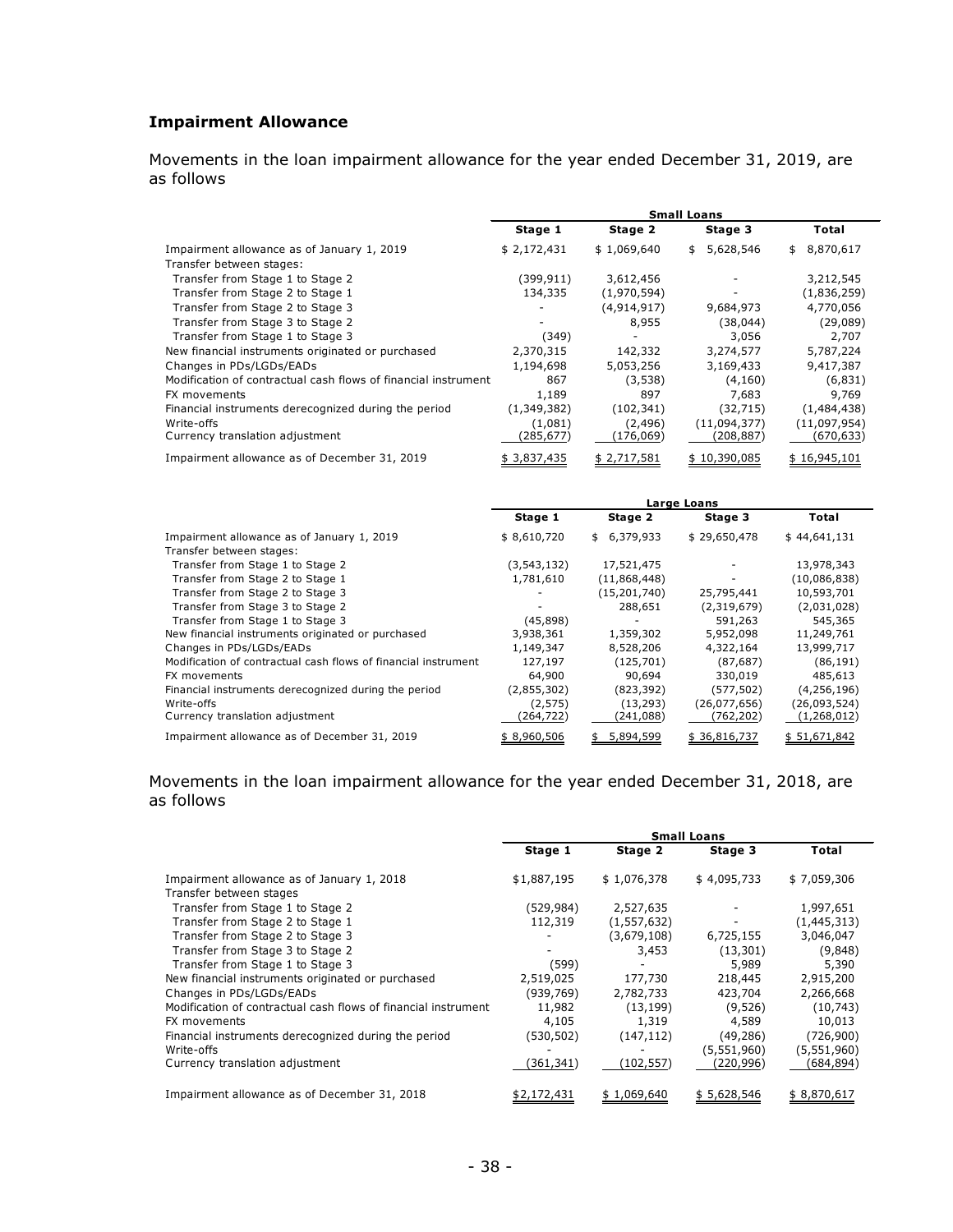## Impairment Allowance

Movements in the loan impairment allowance for the year ended December 31, 2019, are as follows

| | Small Loans | | | |
|---|---|---|---|---|
| | Stage 1 | Stage 2 | Stage 3 | Total |
| Impairment allowance as of January 1, 2019 | $ 2,172,431 | $ 1,069,640 | $ 5,628,546 | $ 8,870,617 |
| Transfer between stages: | | | | |
| Transfer from Stage 1 to Stage 2 | (399,911) | 3,612,456 | - | 3,212,545 |
| Transfer from Stage 2 to Stage 1 | 134,335 | (1,970,594) | - | (1,836,259) |
| Transfer from Stage 2 to Stage 3 | - | (4,914,917) | 9,684,973 | 4,770,056 |
| Transfer from Stage 3 to Stage 2 | - | 8,955 | (38,044) | (29,089) |
| Transfer from Stage 1 to Stage 3 | (349) | - | 3,056 | 2,707 |
| New financial instruments originated or purchased | 2,370,315 | 142,332 | 3,274,577 | 5,787,224 |
| Changes in PDs/LGDs/EADs | 1,194,698 | 5,053,256 | 3,169,433 | 9,417,387 |
| Modification of contractual cash flows of financial instrument | 867 | (3,538) | (4,160) | (6,831) |
| FX movements | 1,189 | 897 | 7,683 | 9,769 |
| Financial instruments derecognized during the period | (1,349,382) | (102,341) | (32,715) | (1,484,438) |
| Write-offs | (1,081) | (2,496) | (11,094,377) | (11,097,954) |
| Currency translation adjustment | (285,677) | (176,069) | (208,887) | (670,633) |
| Impairment allowance as of December 31, 2019 | $ 3,837,435 | $ 2,717,581 | $ 10,390,085 | $ 16,945,101 |

| | Large Loans | | | |
|---|---|---|---|---|
| | Stage 1 | Stage 2 | Stage 3 | Total |
| Impairment allowance as of January 1, 2019 | $ 8,610,720 | $ 6,379,933 | $ 29,650,478 | $ 44,641,131 |
| Transfer between stages: | | | | |
| Transfer from Stage 1 to Stage 2 | (3,543,132) | 17,521,475 | - | 13,978,343 |
| Transfer from Stage 2 to Stage 1 | 1,781,610 | (11,868,448) | - | (10,086,838) |
| Transfer from Stage 2 to Stage 3 | - | (15,201,740) | 25,795,441 | 10,593,701 |
| Transfer from Stage 3 to Stage 2 | - | 288,651 | (2,319,679) | (2,031,028) |
| Transfer from Stage 1 to Stage 3 | (45,898) | - | 591,263 | 545,365 |
| New financial instruments originated or purchased | 3,938,361 | 1,359,302 | 5,952,098 | 11,249,761 |
| Changes in PDs/LGDs/EADs | 1,149,347 | 8,528,206 | 4,322,164 | 13,999,717 |
| Modification of contractual cash flows of financial instrument | 127,197 | (125,701) | (87,687) | (86,191) |
| FX movements | 64,900 | 90,694 | 330,019 | 485,613 |
| Financial instruments derecognized during the period | (2,855,302) | (823,392) | (577,502) | (4,256,196) |
| Write-offs | (2,575) | (13,293) | (26,077,656) | (26,093,524) |
| Currency translation adjustment | (264,722) | (241,088) | (762,202) | (1,268,012) |
| Impairment allowance as of December 31, 2019 | $ 8,960,506 | $ 5,894,599 | $ 36,816,737 | $ 51,671,842 |

Movements in the loan impairment allowance for the year ended December 31, 2018, are as follows

| | Small Loans | | | |
|---|---|---|---|---|
| | Stage 1 | Stage 2 | Stage 3 | Total |
| Impairment allowance as of January 1, 2018 | $1,887,195 | $ 1,076,378 | $ 4,095,733 | $ 7,059,306 |
| Transfer between stages | | | | |
| Transfer from Stage 1 to Stage 2 | (529,984) | 2,527,635 | - | 1,997,651 |
| Transfer from Stage 2 to Stage 1 | 112,319 | (1,557,632) | - | (1,445,313) |
| Transfer from Stage 2 to Stage 3 | - | (3,679,108) | 6,725,155 | 3,046,047 |
| Transfer from Stage 3 to Stage 2 | - | 3,453 | (13,301) | (9,848) |
| Transfer from Stage 1 to Stage 3 | (599) | - | 5,989 | 5,390 |
| New financial instruments originated or purchased | 2,519,025 | 177,730 | 218,445 | 2,915,200 |
| Changes in PDs/LGDs/EADs | (939,769) | 2,782,733 | 423,704 | 2,266,668 |
| Modification of contractual cash flows of financial instrument | 11,982 | (13,199) | (9,526) | (10,743) |
| FX movements | 4,105 | 1,319 | 4,589 | 10,013 |
| Financial instruments derecognized during the period | (530,502) | (147,112) | (49,286) | (726,900) |
| Write-offs | - | - | (5,551,960) | (5,551,960) |
| Currency translation adjustment | (361,341) | (102,557) | (220,996) | (684,894) |
| Impairment allowance as of December 31, 2018 | $2,172,431 | $ 1,069,640 | $ 5,628,546 | $ 8,870,617 |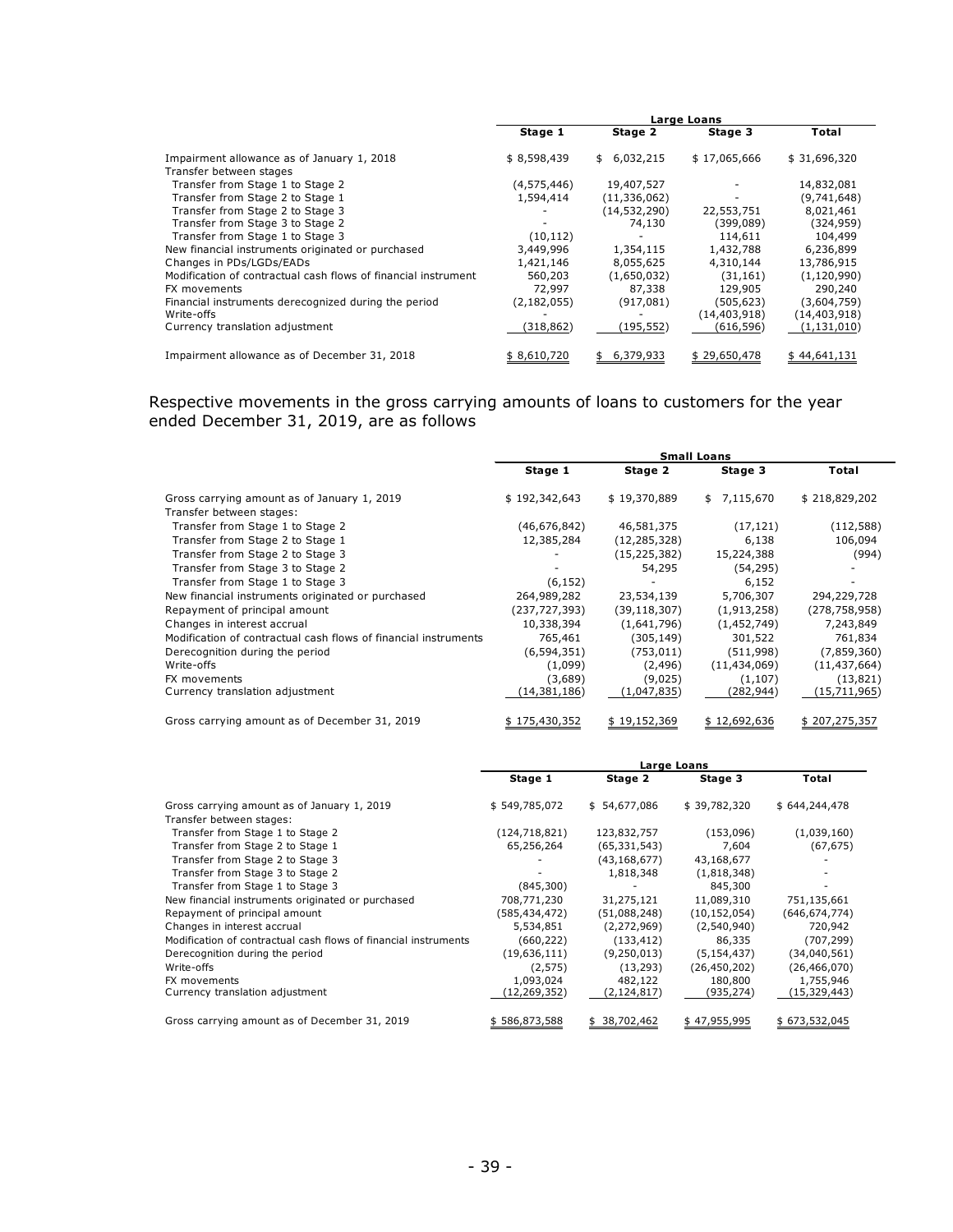| | Large Loans | | | |
|---|---|---|---|---|
| | Stage 1 | Stage 2 | Stage 3 | Total |
| Impairment allowance as of January 1, 2018 | $ 8,598,439 | $ 6,032,215 | $ 17,065,666 | $ 31,696,320 |
| Transfer between stages | | | | |
| Transfer from Stage 1 to Stage 2 | (4,575,446) | 19,407,527 | - | 14,832,081 |
| Transfer from Stage 2 to Stage 1 | 1,594,414 | (11,336,062) | - | (9,741,648) |
| Transfer from Stage 2 to Stage 3 | - | (14,532,290) | 22,553,751 | 8,021,461 |
| Transfer from Stage 3 to Stage 2 | - | 74,130 | (399,089) | (324,959) |
| Transfer from Stage 1 to Stage 3 | (10,112) | - | 114,611 | 104,499 |
| New financial instruments originated or purchased | 3,449,996 | 1,354,115 | 1,432,788 | 6,236,899 |
| Changes in PDs/LGDs/EADs | 1,421,146 | 8,055,625 | 4,310,144 | 13,786,915 |
| Modification of contractual cash flows of financial instrument | 560,203 | (1,650,032) | (31,161) | (1,120,990) |
| FX movements | 72,997 | 87,338 | 129,905 | 290,240 |
| Financial instruments derecognized during the period | (2,182,055) | (917,081) | (505,623) | (3,604,759) |
| Write-offs | - | - | (14,403,918) | (14,403,918) |
| Currency translation adjustment | (318,862) | (195,552) | (616,596) | (1,131,010) |
| Impairment allowance as of December 31, 2018 | $ 8,610,720 | $ 6,379,933 | $ 29,650,478 | $ 44,641,131 |

Respective movements in the gross carrying amounts of loans to customers for the year ended December 31, 2019, are as follows

| | Small Loans | | | |
|---|---|---|---|---|
| | Stage 1 | Stage 2 | Stage 3 | Total |
| Gross carrying amount as of January 1, 2019 | $ 192,342,643 | $ 19,370,889 | $ 7,115,670 | $ 218,829,202 |
| Transfer between stages: | | | | |
| Transfer from Stage 1 to Stage 2 | (46,676,842) | 46,581,375 | (17,121) | (112,588) |
| Transfer from Stage 2 to Stage 1 | 12,385,284 | (12,285,328) | 6,138 | 106,094 |
| Transfer from Stage 2 to Stage 3 | - | (15,225,382) | 15,224,388 | (994) |
| Transfer from Stage 3 to Stage 2 | - | 54,295 | (54,295) | - |
| Transfer from Stage 1 to Stage 3 | (6,152) | - | 6,152 | - |
| New financial instruments originated or purchased | 264,989,282 | 23,534,139 | 5,706,307 | 294,229,728 |
| Repayment of principal amount | (237,727,393) | (39,118,307) | (1,913,258) | (278,758,958) |
| Changes in interest accrual | 10,338,394 | (1,641,796) | (1,452,749) | 7,243,849 |
| Modification of contractual cash flows of financial instruments | 765,461 | (305,149) | 301,522 | 761,834 |
| Derecognition during the period | (6,594,351) | (753,011) | (511,998) | (7,859,360) |
| Write-offs | (1,099) | (2,496) | (11,434,069) | (11,437,664) |
| FX movements | (3,689) | (9,025) | (1,107) | (13,821) |
| Currency translation adjustment | (14,381,186) | (1,047,835) | (282,944) | (15,711,965) |
| Gross carrying amount as of December 31, 2019 | $ 175,430,352 | $ 19,152,369 | $ 12,692,636 | $ 207,275,357 |

| | Large Loans | | | |
|---|---|---|---|---|
| | Stage 1 | Stage 2 | Stage 3 | Total |
| Gross carrying amount as of January 1, 2019 | $ 549,785,072 | $ 54,677,086 | $ 39,782,320 | $ 644,244,478 |
| Transfer between stages: | | | | |
| Transfer from Stage 1 to Stage 2 | (124,718,821) | 123,832,757 | (153,096) | (1,039,160) |
| Transfer from Stage 2 to Stage 1 | 65,256,264 | (65,331,543) | 7,604 | (67,675) |
| Transfer from Stage 2 to Stage 3 | - | (43,168,677) | 43,168,677 | - |
| Transfer from Stage 3 to Stage 2 | - | 1,818,348 | (1,818,348) | - |
| Transfer from Stage 1 to Stage 3 | (845,300) | - | 845,300 | - |
| New financial instruments originated or purchased | 708,771,230 | 31,275,121 | 11,089,310 | 751,135,661 |
| Repayment of principal amount | (585,434,472) | (51,088,248) | (10,152,054) | (646,674,774) |
| Changes in interest accrual | 5,534,851 | (2,272,969) | (2,540,940) | 720,942 |
| Modification of contractual cash flows of financial instruments | (660,222) | (133,412) | 86,335 | (707,299) |
| Derecognition during the period | (19,636,111) | (9,250,013) | (5,154,437) | (34,040,561) |
| Write-offs | (2,575) | (13,293) | (26,450,202) | (26,466,070) |
| FX movements | 1,093,024 | 482,122 | 180,800 | 1,755,946 |
| Currency translation adjustment | (12,269,352) | (2,124,817) | (935,274) | (15,329,443) |
| Gross carrying amount as of December 31, 2019 | $ 586,873,588 | $ 38,702,462 | $ 47,955,995 | $ 673,532,045 |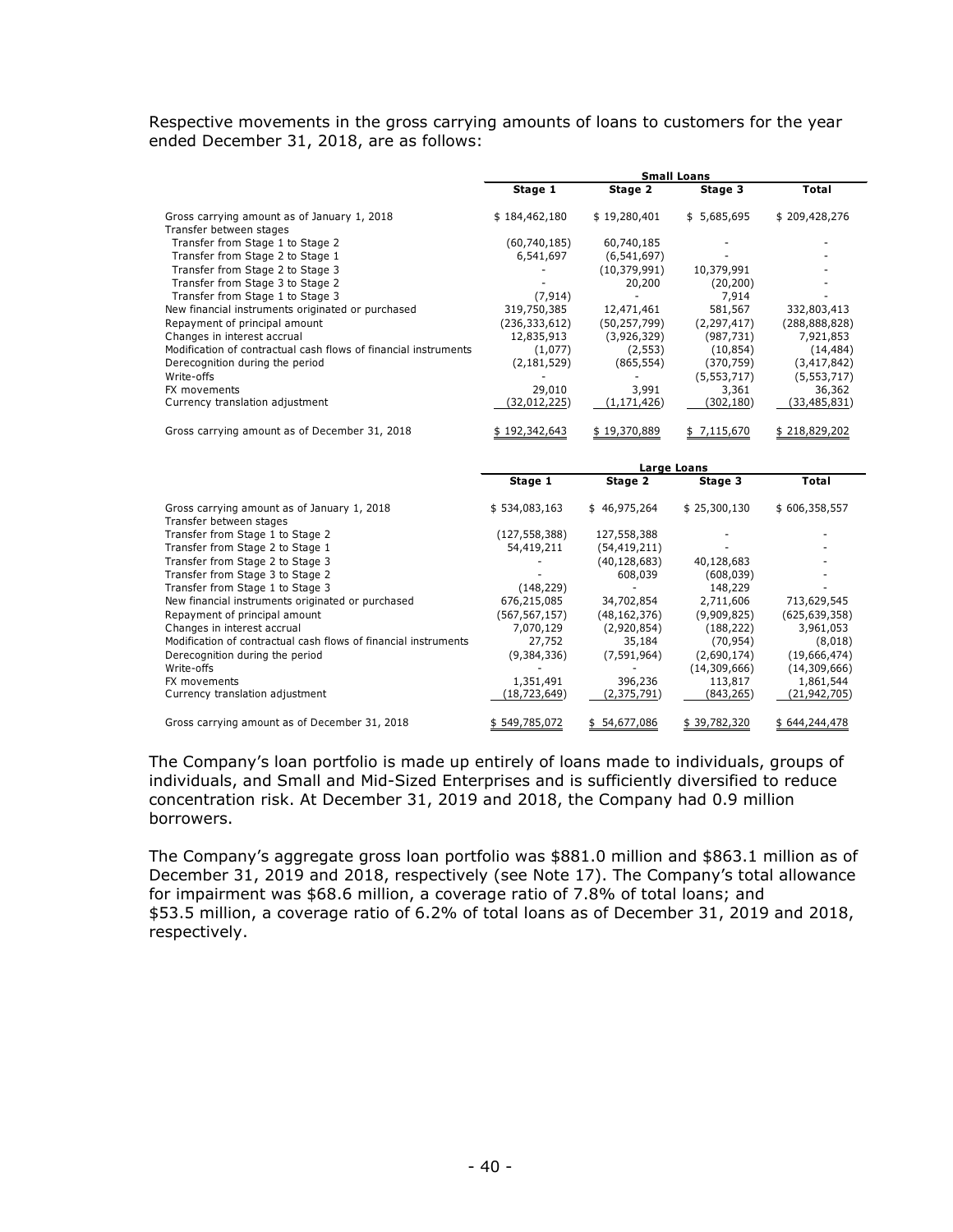Respective movements in the gross carrying amounts of loans to customers for the year ended December 31, 2018, are as follows:

| | Small Loans | | | |
|---|---|---|---|---|
| | Stage 1 | Stage 2 | Stage 3 | Total |
| Gross carrying amount as of January 1, 2018 | $ 184,462,180 | $ 19,280,401 | $ 5,685,695 | $ 209,428,276 |
| Transfer between stages | | | | |
| Transfer from Stage 1 to Stage 2 | (60,740,185) | 60,740,185 | - | - |
| Transfer from Stage 2 to Stage 1 | 6,541,697 | (6,541,697) | - | - |
| Transfer from Stage 2 to Stage 3 | - | (10,379,991) | 10,379,991 | - |
| Transfer from Stage 3 to Stage 2 | - | 20,200 | (20,200) | - |
| Transfer from Stage 1 to Stage 3 | (7,914) | - | 7,914 | - |
| New financial instruments originated or purchased | 319,750,385 | 12,471,461 | 581,567 | 332,803,413 |
| Repayment of principal amount | (236,333,612) | (50,257,799) | (2,297,417) | (288,888,828) |
| Changes in interest accrual | 12,835,913 | (3,926,329) | (987,731) | 7,921,853 |
| Modification of contractual cash flows of financial instruments | (1,077) | (2,553) | (10,854) | (14,484) |
| Derecognition during the period | (2,181,529) | (865,554) | (370,759) | (3,417,842) |
| Write-offs | - | - | (5,553,717) | (5,553,717) |
| FX movements | 29,010 | 3,991 | 3,361 | 36,362 |
| Currency translation adjustment | (32,012,225) | (1,171,426) | (302,180) | (33,485,831) |
| Gross carrying amount as of December 31, 2018 | $ 192,342,643 | $ 19,370,889 | $ 7,115,670 | $ 218,829,202 |

| | Large Loans | | | |
|---|---|---|---|---|
| | Stage 1 | Stage 2 | Stage 3 | Total |
| Gross carrying amount as of January 1, 2018 | $ 534,083,163 | $ 46,975,264 | $ 25,300,130 | $ 606,358,557 |
| Transfer between stages | | | | |
| Transfer from Stage 1 to Stage 2 | (127,558,388) | 127,558,388 | - | - |
| Transfer from Stage 2 to Stage 1 | 54,419,211 | (54,419,211) | - | - |
| Transfer from Stage 2 to Stage 3 | - | (40,128,683) | 40,128,683 | - |
| Transfer from Stage 3 to Stage 2 | - | 608,039 | (608,039) | - |
| Transfer from Stage 1 to Stage 3 | (148,229) | - | 148,229 | - |
| New financial instruments originated or purchased | 676,215,085 | 34,702,854 | 2,711,606 | 713,629,545 |
| Repayment of principal amount | (567,567,157) | (48,162,376) | (9,909,825) | (625,639,358) |
| Changes in interest accrual | 7,070,129 | (2,920,854) | (188,222) | 3,961,053 |
| Modification of contractual cash flows of financial instruments | 27,752 | 35,184 | (70,954) | (8,018) |
| Derecognition during the period | (9,384,336) | (7,591,964) | (2,690,174) | (19,666,474) |
| Write-offs | - | - | (14,309,666) | (14,309,666) |
| FX movements | 1,351,491 | 396,236 | 113,817 | 1,861,544 |
| Currency translation adjustment | (18,723,649) | (2,375,791) | (843,265) | (21,942,705) |
| Gross carrying amount as of December 31, 2018 | $ 549,785,072 | $ 54,677,086 | $ 39,782,320 | $ 644,244,478 |

The Company's loan portfolio is made up entirely of loans made to individuals, groups of individuals, and Small and Mid-Sized Enterprises and is sufficiently diversified to reduce concentration risk. At December 31, 2019 and 2018, the Company had 0.9 million borrowers.

The Company's aggregate gross loan portfolio was $881.0 million and $863.1 million as of December 31, 2019 and 2018, respectively (see Note 17). The Company's total allowance for impairment was $68.6 million, a coverage ratio of 7.8% of total loans; and $53.5 million, a coverage ratio of 6.2% of total loans as of December 31, 2019 and 2018, respectively.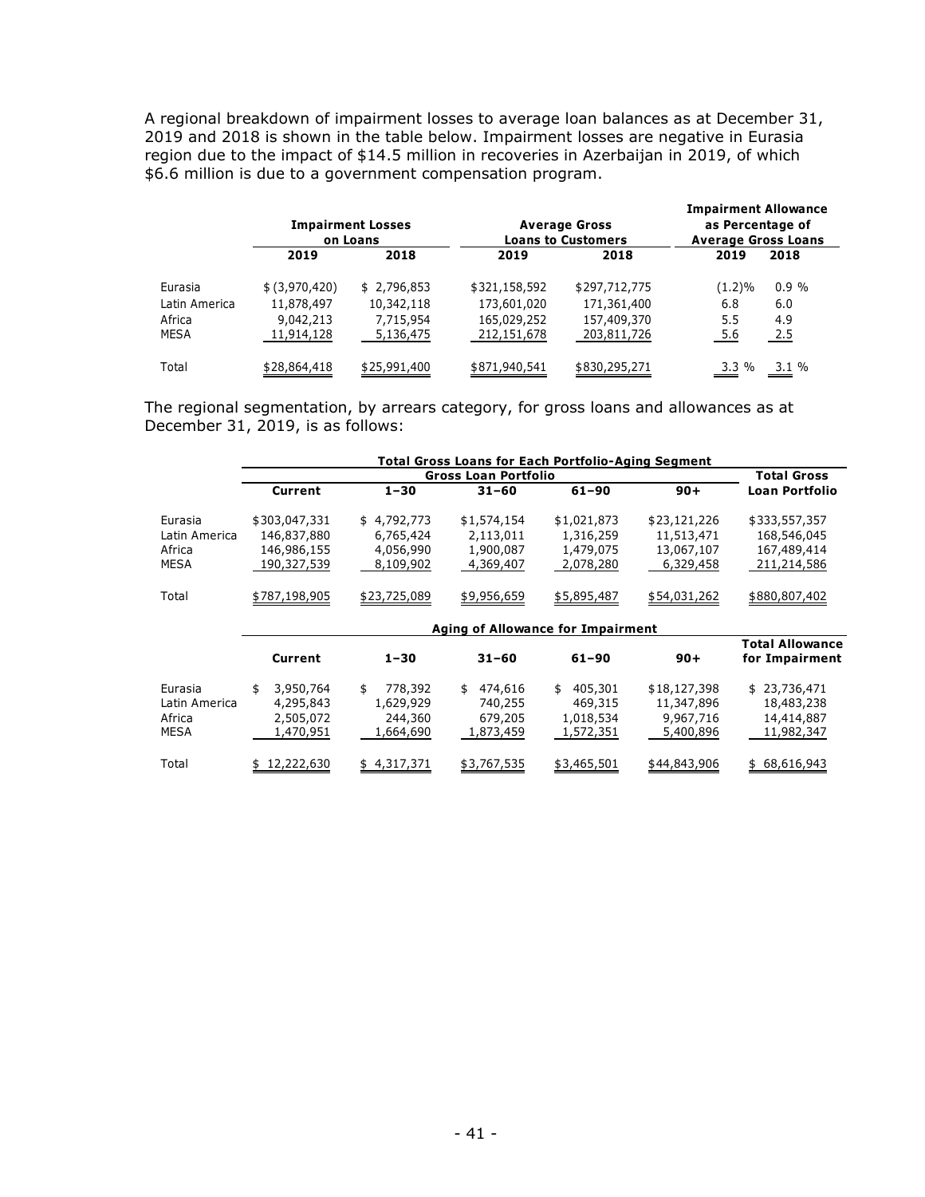A regional breakdown of impairment losses to average loan balances as at December 31, 2019 and 2018 is shown in the table below. Impairment losses are negative in Eurasia region due to the impact of $14.5 million in recoveries in Azerbaijan in 2019, of which $6.6 million is due to a government compensation program.

| | Impairment Losses on Loans | | Average Gross Loans to Customers | | Impairment Allowance as Percentage of Average Gross Loans | |
|---|---|---|---|---|---|---|
| | **2019** | **2018** | **2019** | **2018** | **2019** | **2018** |
| Eurasia | $ (3,970,420) | $ 2,796,853 | $321,158,592 | $297,712,775 | (1.2)% | 0.9 % |
| Latin America | 11,878,497 | 10,342,118 | 173,601,020 | 171,361,400 | 6.8 | 6.0 |
| Africa | 9,042,213 | 7,715,954 | 165,029,252 | 157,409,370 | 5.5 | 4.9 |
| MESA | 11,914,128 | 5,136,475 | 212,151,678 | 203,811,726 | 5.6 | 2.5 |
| Total | $28,864,418 | $25,991,400 | $871,940,541 | $830,295,271 | 3.3 % | 3.1 % |

The regional segmentation, by arrears category, for gross loans and allowances as at December 31, 2019, is as follows:

| | Total Gross Loans for Each Portfolio-Aging Segment | | | | | |
|---|---|---|---|---|---|---|
| | Gross Loan Portfolio | | | | | Total Gross Loan Portfolio |
| | **Current** | **1–30** | **31–60** | **61–90** | **90+** | |
| Eurasia | $303,047,331 | $ 4,792,773 | $1,574,154 | $1,021,873 | $23,121,226 | $333,557,357 |
| Latin America | 146,837,880 | 6,765,424 | 2,113,011 | 1,316,259 | 11,513,471 | 168,546,045 |
| Africa | 146,986,155 | 4,056,990 | 1,900,087 | 1,479,075 | 13,067,107 | 167,489,414 |
| MESA | 190,327,539 | 8,109,902 | 4,369,407 | 2,078,280 | 6,329,458 | 211,214,586 |
| Total | $787,198,905 | $23,725,089 | $9,956,659 | $5,895,487 | $54,031,262 | $880,807,402 |

| | Aging of Allowance for Impairment | | | | | |
|---|---|---|---|---|---|---|
| | **Current** | **1–30** | **31–60** | **61–90** | **90+** | **Total Allowance for Impairment** |
| Eurasia | $ 3,950,764 | $ 778,392 | $ 474,616 | $ 405,301 | $18,127,398 | $ 23,736,471 |
| Latin America | 4,295,843 | 1,629,929 | 740,255 | 469,315 | 11,347,896 | 18,483,238 |
| Africa | 2,505,072 | 244,360 | 679,205 | 1,018,534 | 9,967,716 | 14,414,887 |
| MESA | 1,470,951 | 1,664,690 | 1,873,459 | 1,572,351 | 5,400,896 | 11,982,347 |
| Total | $ 12,222,630 | $ 4,317,371 | $3,767,535 | $3,465,501 | $44,843,906 | $ 68,616,943 |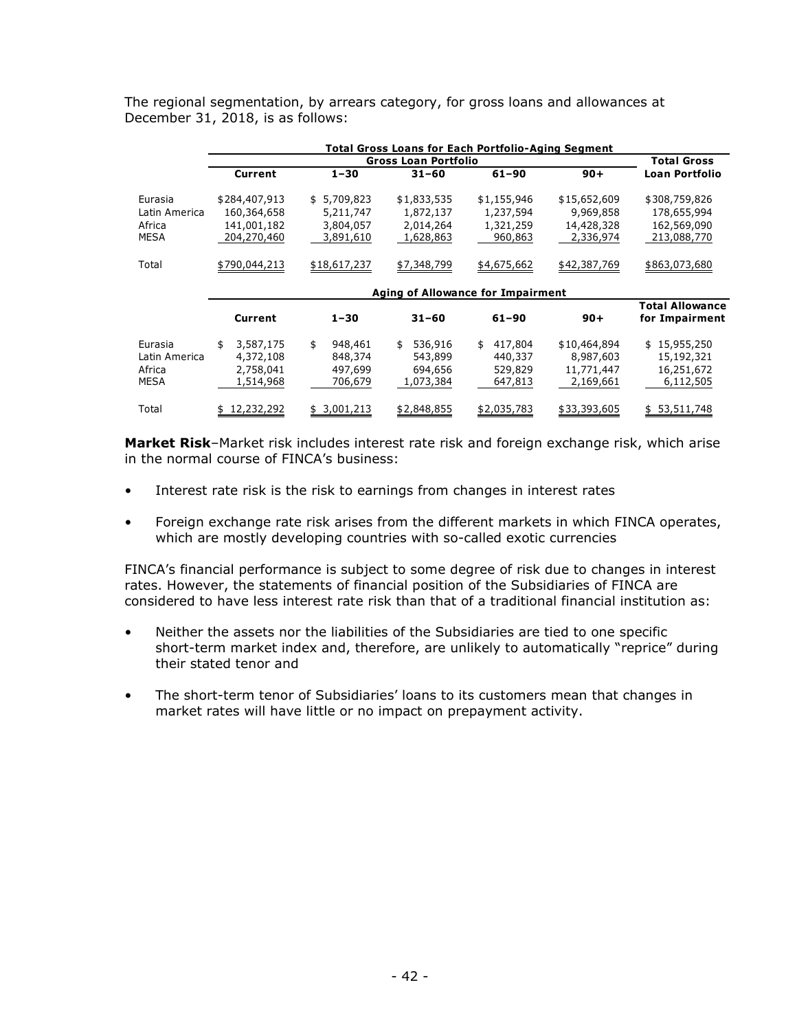The regional segmentation, by arrears category, for gross loans and allowances at December 31, 2018, is as follows:

| | Total Gross Loans for Each Portfolio-Aging Segment | | | | | |
|---|---|---|---|---|---|---|
| | Gross Loan Portfolio | | | | | Total Gross |
| | Current | 1–30 | 31–60 | 61–90 | 90+ | Loan Portfolio |
| Eurasia | $284,407,913 | $ 5,709,823 | $1,833,535 | $1,155,946 | $15,652,609 | $308,759,826 |
| Latin America | 160,364,658 | 5,211,747 | 1,872,137 | 1,237,594 | 9,969,858 | 178,655,994 |
| Africa | 141,001,182 | 3,804,057 | 2,014,264 | 1,321,259 | 14,428,328 | 162,569,090 |
| MESA | 204,270,460 | 3,891,610 | 1,628,863 | 960,863 | 2,336,974 | 213,088,770 |
| Total | $790,044,213 | $18,617,237 | $7,348,799 | $4,675,662 | $42,387,769 | $863,073,680 |

| | Aging of Allowance for Impairment | | | | | |
|---|---|---|---|---|---|---|
| | Current | 1–30 | 31–60 | 61–90 | 90+ | Total Allowance for Impairment |
| Eurasia | $ 3,587,175 | $ 948,461 | $ 536,916 | $ 417,804 | $10,464,894 | $ 15,955,250 |
| Latin America | 4,372,108 | 848,374 | 543,899 | 440,337 | 8,987,603 | 15,192,321 |
| Africa | 2,758,041 | 497,699 | 694,656 | 529,829 | 11,771,447 | 16,251,672 |
| MESA | 1,514,968 | 706,679 | 1,073,384 | 647,813 | 2,169,661 | 6,112,505 |
| Total | $ 12,232,292 | $ 3,001,213 | $2,848,855 | $2,035,783 | $33,393,605 | $ 53,511,748 |

**Market Risk**–Market risk includes interest rate risk and foreign exchange risk, which arise in the normal course of FINCA's business:

- Interest rate risk is the risk to earnings from changes in interest rates
- Foreign exchange rate risk arises from the different markets in which FINCA operates, which are mostly developing countries with so-called exotic currencies

FINCA's financial performance is subject to some degree of risk due to changes in interest rates. However, the statements of financial position of the Subsidiaries of FINCA are considered to have less interest rate risk than that of a traditional financial institution as:

- Neither the assets nor the liabilities of the Subsidiaries are tied to one specific short-term market index and, therefore, are unlikely to automatically "reprice" during their stated tenor and
- The short-term tenor of Subsidiaries' loans to its customers mean that changes in market rates will have little or no impact on prepayment activity.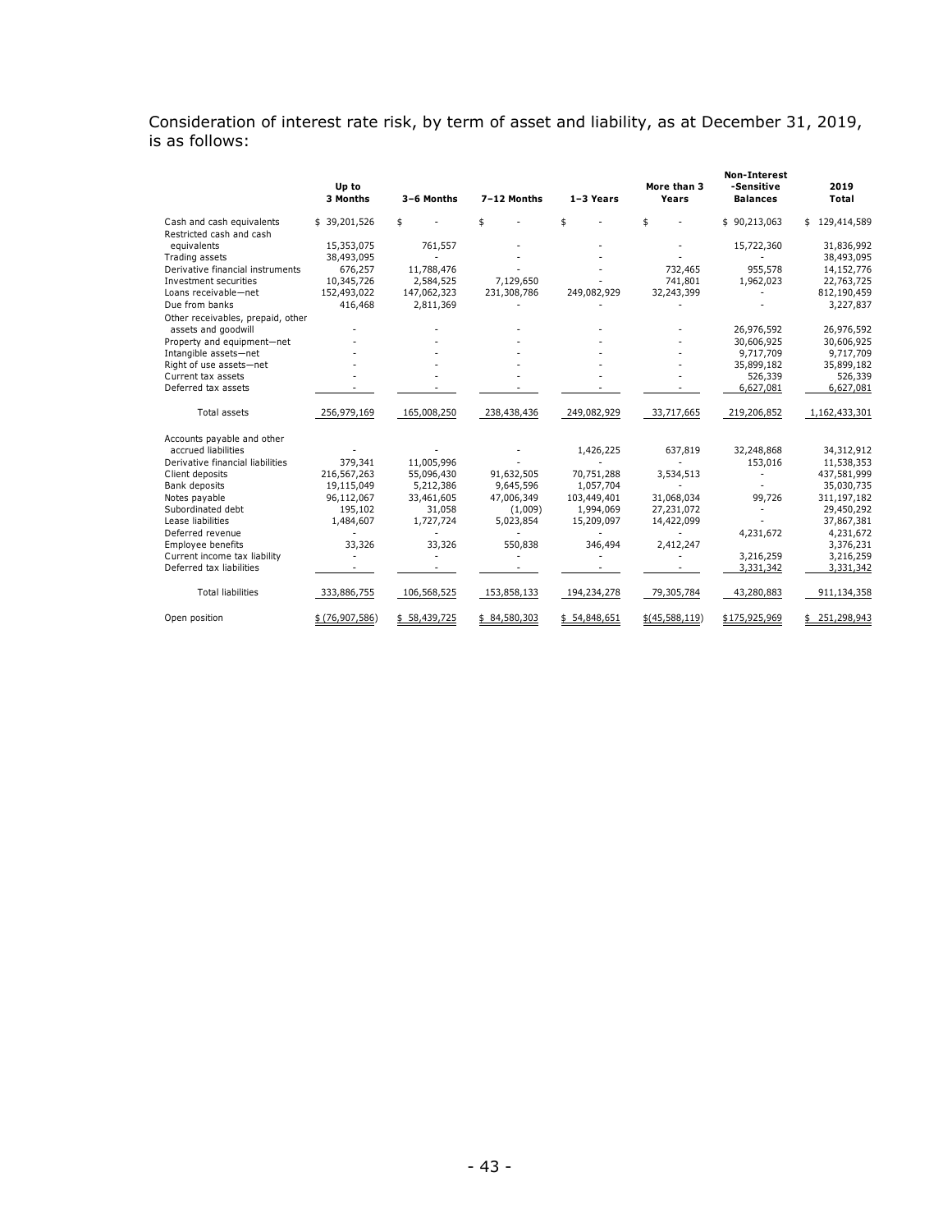Consideration of interest rate risk, by term of asset and liability, as at December 31, 2019, is as follows:

| | Up to 3 Months | 3–6 Months | 7–12 Months | 1–3 Years | More than 3 Years | Non-Interest -Sensitive Balances | 2019 Total |
|---|---|---|---|---|---|---|---|
| Cash and cash equivalents | $ 39,201,526 | $ - | $ - | $ - | $ - | $ 90,213,063 | $ 129,414,589 |
| Restricted cash and cash equivalents | 15,353,075 | 761,557 | - | - | - | 15,722,360 | 31,836,992 |
| Trading assets | 38,493,095 | - | - | - | - | - | 38,493,095 |
| Derivative financial instruments | 676,257 | 11,788,476 | - | - | 732,465 | 955,578 | 14,152,776 |
| Investment securities | 10,345,726 | 2,584,525 | 7,129,650 | - | 741,801 | 1,962,023 | 22,763,725 |
| Loans receivable—net | 152,493,022 | 147,062,323 | 231,308,786 | 249,082,929 | 32,243,399 | - | 812,190,459 |
| Due from banks | 416,468 | 2,811,369 | - | - | - | - | 3,227,837 |
| Other receivables, prepaid, other assets and goodwill | - | - | - | - | - | 26,976,592 | 26,976,592 |
| Property and equipment—net | - | - | - | - | - | 30,606,925 | 30,606,925 |
| Intangible assets—net | - | - | - | - | - | 9,717,709 | 9,717,709 |
| Right of use assets—net | - | - | - | - | - | 35,899,182 | 35,899,182 |
| Current tax assets | - | - | - | - | - | 526,339 | 526,339 |
| Deferred tax assets | - | - | - | - | - | 6,627,081 | 6,627,081 |
| Total assets | 256,979,169 | 165,008,250 | 238,438,436 | 249,082,929 | 33,717,665 | 219,206,852 | 1,162,433,301 |
| Accounts payable and other accrued liabilities | - | - | - | 1,426,225 | 637,819 | 32,248,868 | 34,312,912 |
| Derivative financial liabilities | 379,341 | 11,005,996 | - | - | - | 153,016 | 11,538,353 |
| Client deposits | 216,567,263 | 55,096,430 | 91,632,505 | 70,751,288 | 3,534,513 | - | 437,581,999 |
| Bank deposits | 19,115,049 | 5,212,386 | 9,645,596 | 1,057,704 | - | - | 35,030,735 |
| Notes payable | 96,112,067 | 33,461,605 | 47,006,349 | 103,449,401 | 31,068,034 | 99,726 | 311,197,182 |
| Subordinated debt | 195,102 | 31,058 | (1,009) | 1,994,069 | 27,231,072 | - | 29,450,292 |
| Lease liabilities | 1,484,607 | 1,727,724 | 5,023,854 | 15,209,097 | 14,422,099 | - | 37,867,381 |
| Deferred revenue | - | - | - | - | - | 4,231,672 | 4,231,672 |
| Employee benefits | 33,326 | 33,326 | 550,838 | 346,494 | 2,412,247 | | 3,376,231 |
| Current income tax liability | - | - | - | - | - | 3,216,259 | 3,216,259 |
| Deferred tax liabilities | - | - | - | - | - | 3,331,342 | 3,331,342 |
| Total liabilities | 333,886,755 | 106,568,525 | 153,858,133 | 194,234,278 | 79,305,784 | 43,280,883 | 911,134,358 |
| Open position | $ (76,907,586) | $ 58,439,725 | $ 84,580,303 | $ 54,848,651 | $(45,588,119) | $175,925,969 | $ 251,298,943 |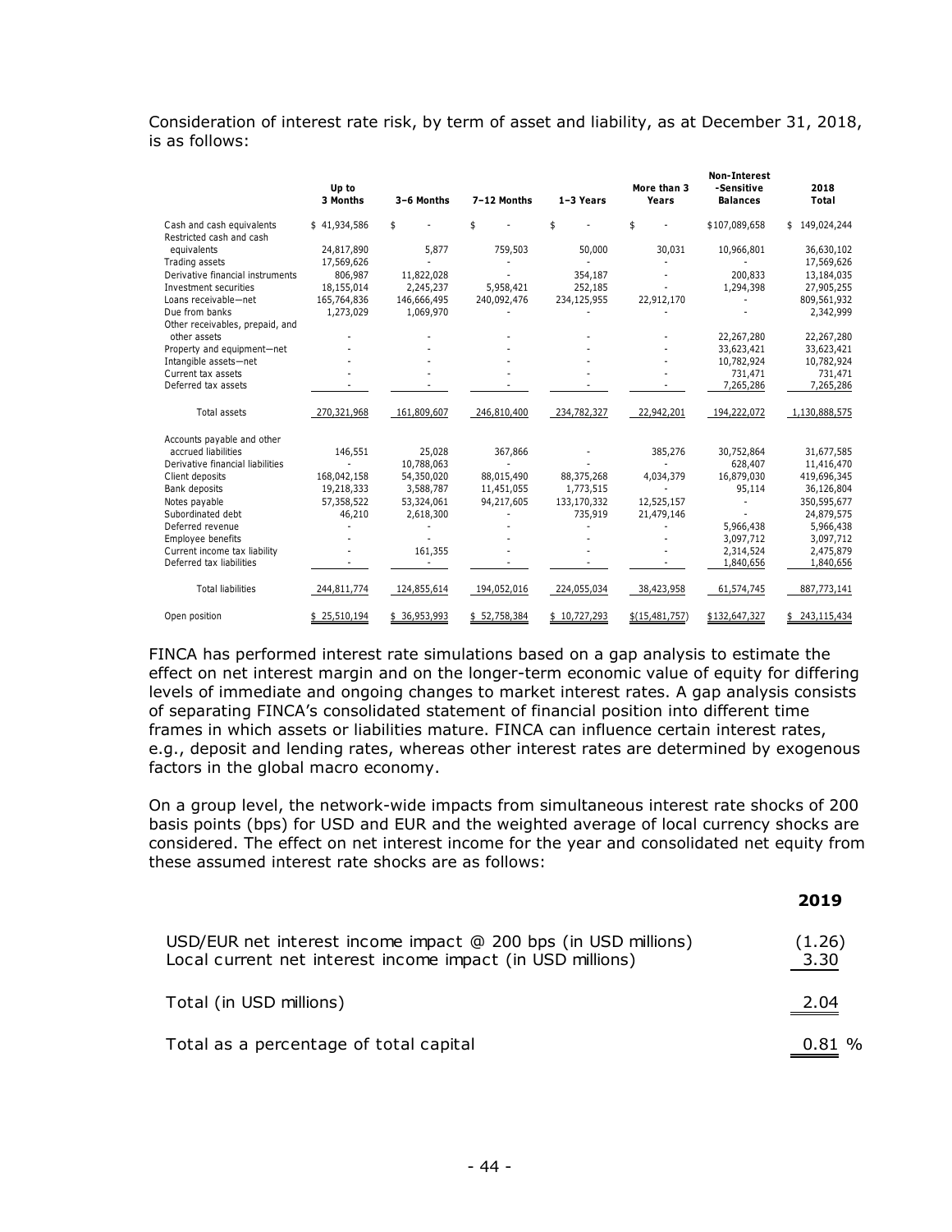Consideration of interest rate risk, by term of asset and liability, as at December 31, 2018, is as follows:

| | Up to 3 Months | 3–6 Months | 7–12 Months | 1–3 Years | More than 3 Years | Non-Interest -Sensitive Balances | 2018 Total |
|---|---|---|---|---|---|---|---|
| Cash and cash equivalents | $ 41,934,586 | $ - | $ - | $ - | $ - | $107,089,658 | $ 149,024,244 |
| Restricted cash and cash equivalents | 24,817,890 | 5,877 | 759,503 | 50,000 | 30,031 | 10,966,801 | 36,630,102 |
| Trading assets | 17,569,626 | - | - | - | - | - | 17,569,626 |
| Derivative financial instruments | 806,987 | 11,822,028 | - | 354,187 | - | 200,833 | 13,184,035 |
| Investment securities | 18,155,014 | 2,245,237 | 5,958,421 | 252,185 | - | 1,294,398 | 27,905,255 |
| Loans receivable—net | 165,764,836 | 146,666,495 | 240,092,476 | 234,125,955 | 22,912,170 | - | 809,561,932 |
| Due from banks | 1,273,029 | 1,069,970 | - | - | - | - | 2,342,999 |
| Other receivables, prepaid, and other assets | - | - | - | - | - | 22,267,280 | 22,267,280 |
| Property and equipment—net | - | - | - | - | - | 33,623,421 | 33,623,421 |
| Intangible assets—net | - | - | - | - | - | 10,782,924 | 10,782,924 |
| Current tax assets | - | - | - | - | - | 731,471 | 731,471 |
| Deferred tax assets | - | - | - | - | - | 7,265,286 | 7,265,286 |
| Total assets | 270,321,968 | 161,809,607 | 246,810,400 | 234,782,327 | 22,942,201 | 194,222,072 | 1,130,888,575 |
| Accounts payable and other accrued liabilities | 146,551 | 25,028 | 367,866 | - | 385,276 | 30,752,864 | 31,677,585 |
| Derivative financial liabilities | - | 10,788,063 | - | - | - | 628,407 | 11,416,470 |
| Client deposits | 168,042,158 | 54,350,020 | 88,015,490 | 88,375,268 | 4,034,379 | 16,879,030 | 419,696,345 |
| Bank deposits | 19,218,333 | 3,588,787 | 11,451,055 | 1,773,515 | - | 95,114 | 36,126,804 |
| Notes payable | 57,358,522 | 53,324,061 | 94,217,605 | 133,170,332 | 12,525,157 | - | 350,595,677 |
| Subordinated debt | 46,210 | 2,618,300 | - | 735,919 | 21,479,146 | - | 24,879,575 |
| Deferred revenue | - | - | - | - | - | 5,966,438 | 5,966,438 |
| Employee benefits | - | - | - | - | - | 3,097,712 | 3,097,712 |
| Current income tax liability | - | 161,355 | - | - | - | 2,314,524 | 2,475,879 |
| Deferred tax liabilities | - | - | - | - | - | 1,840,656 | 1,840,656 |
| Total liabilities | 244,811,774 | 124,855,614 | 194,052,016 | 224,055,034 | 38,423,958 | 61,574,745 | 887,773,141 |
| Open position | $ 25,510,194 | $ 36,953,993 | $ 52,758,384 | $ 10,727,293 | $(15,481,757) | $132,647,327 | $ 243,115,434 |

FINCA has performed interest rate simulations based on a gap analysis to estimate the effect on net interest margin and on the longer-term economic value of equity for differing levels of immediate and ongoing changes to market interest rates. A gap analysis consists of separating FINCA's consolidated statement of financial position into different time frames in which assets or liabilities mature. FINCA can influence certain interest rates, e.g., deposit and lending rates, whereas other interest rates are determined by exogenous factors in the global macro economy.

On a group level, the network-wide impacts from simultaneous interest rate shocks of 200 basis points (bps) for USD and EUR and the weighted average of local currency shocks are considered. The effect on net interest income for the year and consolidated net equity from these assumed interest rate shocks are as follows:

| | 2019 |
|---|---|
| USD/EUR net interest income impact @ 200 bps (in USD millions) | (1.26) |
| Local current net interest income impact (in USD millions) | 3.30 |
| Total (in USD millions) | 2.04 |
| Total as a percentage of total capital | 0.81 % |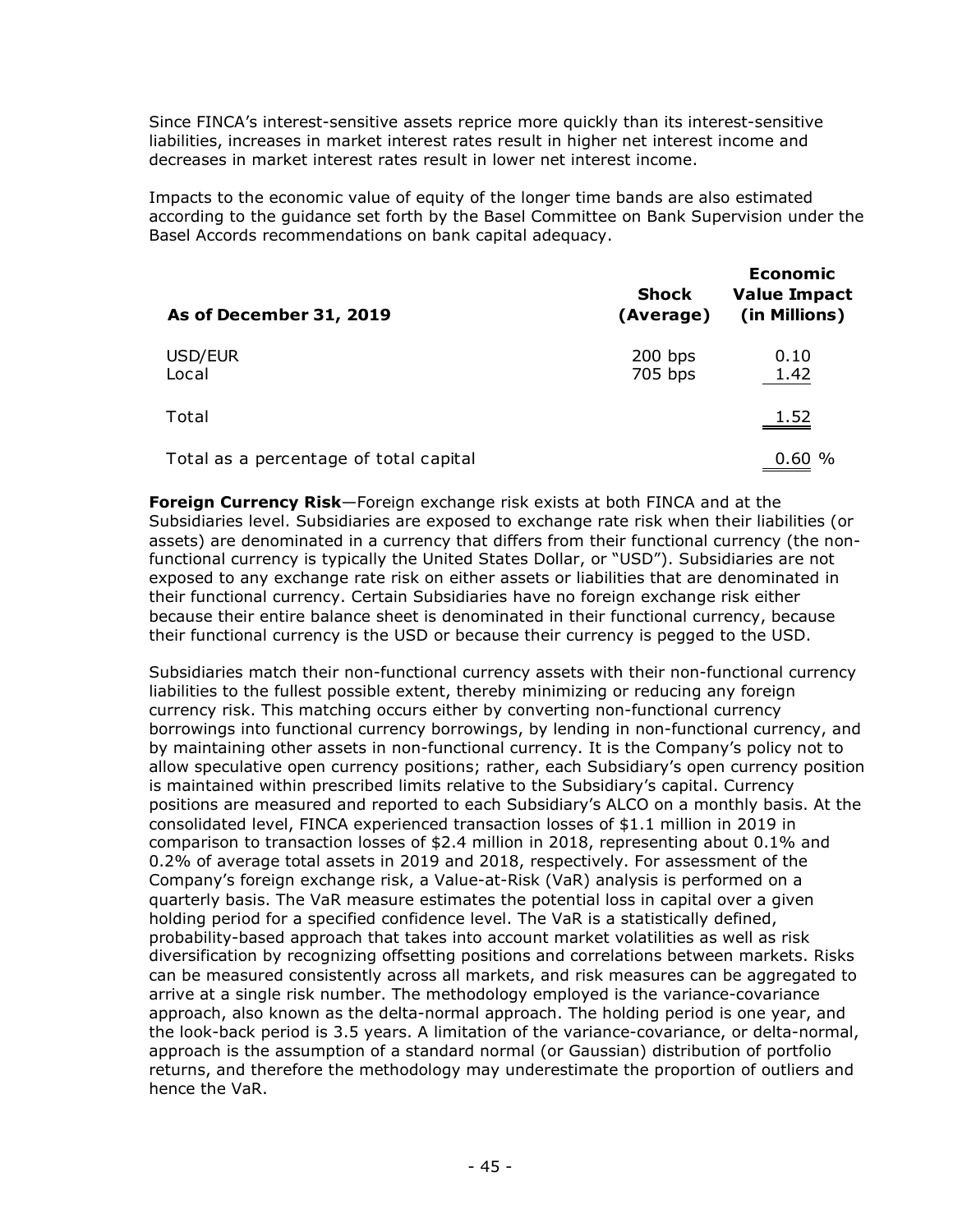Since FINCA's interest-sensitive assets reprice more quickly than its interest-sensitive liabilities, increases in market interest rates result in higher net interest income and decreases in market interest rates result in lower net interest income.

Impacts to the economic value of equity of the longer time bands are also estimated according to the guidance set forth by the Basel Committee on Bank Supervision under the Basel Accords recommendations on bank capital adequacy.

| **As of December 31, 2019** | **Shock (Average)** | **Economic Value Impact (in Millions)** |
|---|---|---|
| USD/EUR | 200 bps | 0.10 |
| Local | 705 bps | 1.42 |
| Total | | 1.52 |
| Total as a percentage of total capital | | 0.60 % |

**Foreign Currency Risk**—Foreign exchange risk exists at both FINCA and at the Subsidiaries level. Subsidiaries are exposed to exchange rate risk when their liabilities (or assets) are denominated in a currency that differs from their functional currency (the non-functional currency is typically the United States Dollar, or "USD"). Subsidiaries are not exposed to any exchange rate risk on either assets or liabilities that are denominated in their functional currency. Certain Subsidiaries have no foreign exchange risk either because their entire balance sheet is denominated in their functional currency, because their functional currency is the USD or because their currency is pegged to the USD.

Subsidiaries match their non-functional currency assets with their non-functional currency liabilities to the fullest possible extent, thereby minimizing or reducing any foreign currency risk. This matching occurs either by converting non-functional currency borrowings into functional currency borrowings, by lending in non-functional currency, and by maintaining other assets in non-functional currency. It is the Company's policy not to allow speculative open currency positions; rather, each Subsidiary's open currency position is maintained within prescribed limits relative to the Subsidiary's capital. Currency positions are measured and reported to each Subsidiary's ALCO on a monthly basis. At the consolidated level, FINCA experienced transaction losses of $1.1 million in 2019 in comparison to transaction losses of $2.4 million in 2018, representing about 0.1% and 0.2% of average total assets in 2019 and 2018, respectively. For assessment of the Company's foreign exchange risk, a Value-at-Risk (VaR) analysis is performed on a quarterly basis. The VaR measure estimates the potential loss in capital over a given holding period for a specified confidence level. The VaR is a statistically defined, probability-based approach that takes into account market volatilities as well as risk diversification by recognizing offsetting positions and correlations between markets. Risks can be measured consistently across all markets, and risk measures can be aggregated to arrive at a single risk number. The methodology employed is the variance-covariance approach, also known as the delta-normal approach. The holding period is one year, and the look-back period is 3.5 years. A limitation of the variance-covariance, or delta-normal, approach is the assumption of a standard normal (or Gaussian) distribution of portfolio returns, and therefore the methodology may underestimate the proportion of outliers and hence the VaR.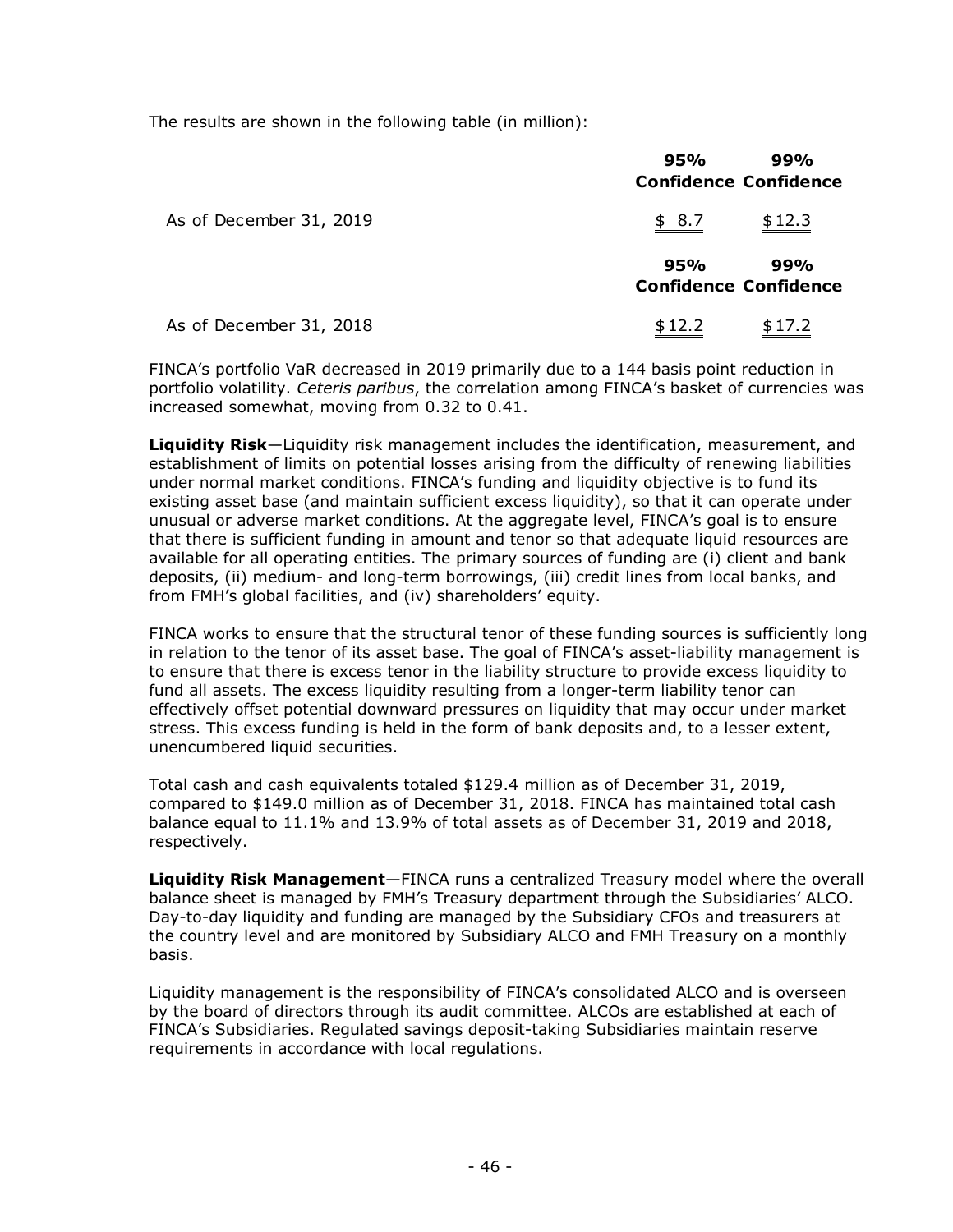The results are shown in the following table (in million):

| | 95% Confidence | 99% Confidence |
|---|---|---|
| As of December 31, 2019 | $ 8.7 | $12.3 |
| | **95% Confidence** | **99% Confidence** |
| As of December 31, 2018 | $12.2 | $17.2 |

FINCA's portfolio VaR decreased in 2019 primarily due to a 144 basis point reduction in portfolio volatility. *Ceteris paribus*, the correlation among FINCA's basket of currencies was increased somewhat, moving from 0.32 to 0.41.

**Liquidity Risk**—Liquidity risk management includes the identification, measurement, and establishment of limits on potential losses arising from the difficulty of renewing liabilities under normal market conditions. FINCA's funding and liquidity objective is to fund its existing asset base (and maintain sufficient excess liquidity), so that it can operate under unusual or adverse market conditions. At the aggregate level, FINCA's goal is to ensure that there is sufficient funding in amount and tenor so that adequate liquid resources are available for all operating entities. The primary sources of funding are (i) client and bank deposits, (ii) medium- and long-term borrowings, (iii) credit lines from local banks, and from FMH's global facilities, and (iv) shareholders' equity.

FINCA works to ensure that the structural tenor of these funding sources is sufficiently long in relation to the tenor of its asset base. The goal of FINCA's asset-liability management is to ensure that there is excess tenor in the liability structure to provide excess liquidity to fund all assets. The excess liquidity resulting from a longer-term liability tenor can effectively offset potential downward pressures on liquidity that may occur under market stress. This excess funding is held in the form of bank deposits and, to a lesser extent, unencumbered liquid securities.

Total cash and cash equivalents totaled $129.4 million as of December 31, 2019, compared to $149.0 million as of December 31, 2018. FINCA has maintained total cash balance equal to 11.1% and 13.9% of total assets as of December 31, 2019 and 2018, respectively.

**Liquidity Risk Management**—FINCA runs a centralized Treasury model where the overall balance sheet is managed by FMH's Treasury department through the Subsidiaries' ALCO. Day-to-day liquidity and funding are managed by the Subsidiary CFOs and treasurers at the country level and are monitored by Subsidiary ALCO and FMH Treasury on a monthly basis.

Liquidity management is the responsibility of FINCA's consolidated ALCO and is overseen by the board of directors through its audit committee. ALCOs are established at each of FINCA's Subsidiaries. Regulated savings deposit-taking Subsidiaries maintain reserve requirements in accordance with local regulations.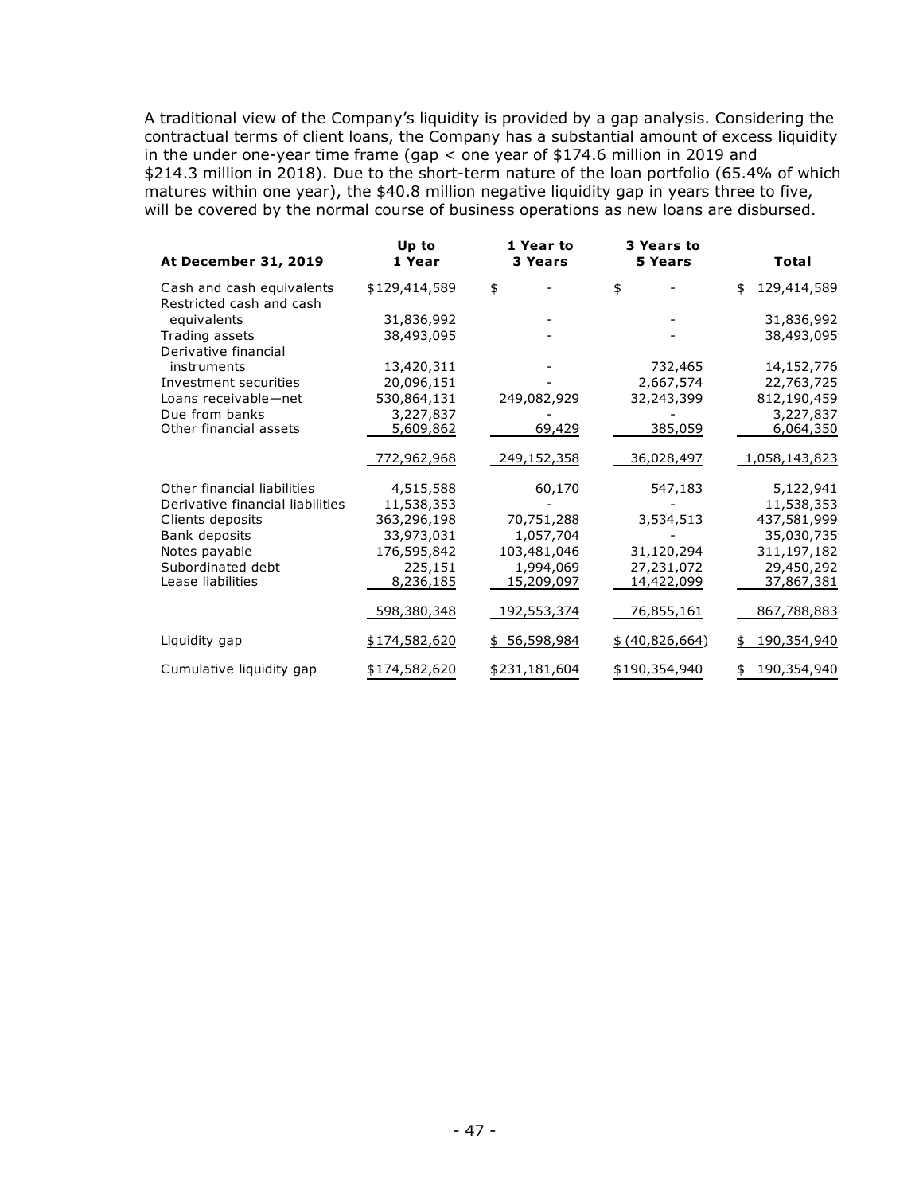A traditional view of the Company's liquidity is provided by a gap analysis. Considering the contractual terms of client loans, the Company has a substantial amount of excess liquidity in the under one-year time frame (gap < one year of $174.6 million in 2019 and $214.3 million in 2018). Due to the short-term nature of the loan portfolio (65.4% of which matures within one year), the $40.8 million negative liquidity gap in years three to five, will be covered by the normal course of business operations as new loans are disbursed.

| At December 31, 2019 | Up to 1 Year | 1 Year to 3 Years | 3 Years to 5 Years | Total |
|---|---|---|---|---|
| Cash and cash equivalents | $129,414,589 | $ - | $ - | $ 129,414,589 |
| Restricted cash and cash equivalents | 31,836,992 | - | - | 31,836,992 |
| Trading assets | 38,493,095 | - | - | 38,493,095 |
| Derivative financial instruments | 13,420,311 | - | 732,465 | 14,152,776 |
| Investment securities | 20,096,151 | - | 2,667,574 | 22,763,725 |
| Loans receivable—net | 530,864,131 | 249,082,929 | 32,243,399 | 812,190,459 |
| Due from banks | 3,227,837 | - | - | 3,227,837 |
| Other financial assets | 5,609,862 | 69,429 | 385,059 | 6,064,350 |
| | 772,962,968 | 249,152,358 | 36,028,497 | 1,058,143,823 |
| Other financial liabilities | 4,515,588 | 60,170 | 547,183 | 5,122,941 |
| Derivative financial liabilities | 11,538,353 | - | - | 11,538,353 |
| Clients deposits | 363,296,198 | 70,751,288 | 3,534,513 | 437,581,999 |
| Bank deposits | 33,973,031 | 1,057,704 | - | 35,030,735 |
| Notes payable | 176,595,842 | 103,481,046 | 31,120,294 | 311,197,182 |
| Subordinated debt | 225,151 | 1,994,069 | 27,231,072 | 29,450,292 |
| Lease liabilities | 8,236,185 | 15,209,097 | 14,422,099 | 37,867,381 |
| | 598,380,348 | 192,553,374 | 76,855,161 | 867,788,883 |
| Liquidity gap | $174,582,620 | $ 56,598,984 | $ (40,826,664) | $ 190,354,940 |
| Cumulative liquidity gap | $174,582,620 | $231,181,604 | $190,354,940 | $ 190,354,940 |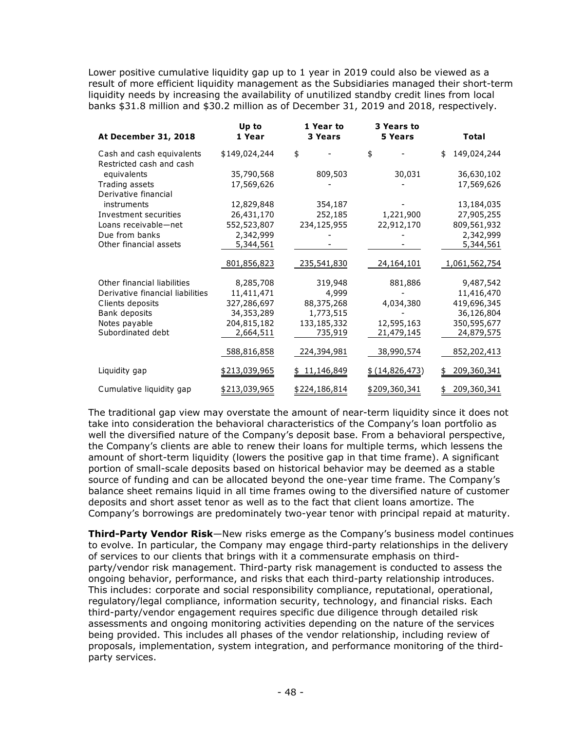Lower positive cumulative liquidity gap up to 1 year in 2019 could also be viewed as a result of more efficient liquidity management as the Subsidiaries managed their short-term liquidity needs by increasing the availability of unutilized standby credit lines from local banks $31.8 million and $30.2 million as of December 31, 2019 and 2018, respectively.

| At December 31, 2018 | Up to 1 Year | 1 Year to 3 Years | 3 Years to 5 Years | Total |
|---|---|---|---|---|
| Cash and cash equivalents | $149,024,244 | $ - | $ - | $ 149,024,244 |
| Restricted cash and cash equivalents | 35,790,568 | 809,503 | 30,031 | 36,630,102 |
| Trading assets | 17,569,626 | - | - | 17,569,626 |
| Derivative financial instruments | 12,829,848 | 354,187 | - | 13,184,035 |
| Investment securities | 26,431,170 | 252,185 | 1,221,900 | 27,905,255 |
| Loans receivable—net | 552,523,807 | 234,125,955 | 22,912,170 | 809,561,932 |
| Due from banks | 2,342,999 | - | - | 2,342,999 |
| Other financial assets | 5,344,561 | - | - | 5,344,561 |
| | 801,856,823 | 235,541,830 | 24,164,101 | 1,061,562,754 |
| Other financial liabilities | 8,285,708 | 319,948 | 881,886 | 9,487,542 |
| Derivative financial liabilities | 11,411,471 | 4,999 | - | 11,416,470 |
| Clients deposits | 327,286,697 | 88,375,268 | 4,034,380 | 419,696,345 |
| Bank deposits | 34,353,289 | 1,773,515 | - | 36,126,804 |
| Notes payable | 204,815,182 | 133,185,332 | 12,595,163 | 350,595,677 |
| Subordinated debt | 2,664,511 | 735,919 | 21,479,145 | 24,879,575 |
| | 588,816,858 | 224,394,981 | 38,990,574 | 852,202,413 |
| Liquidity gap | $213,039,965 | $ 11,146,849 | $ (14,826,473) | $ 209,360,341 |
| Cumulative liquidity gap | $213,039,965 | $224,186,814 | $209,360,341 | $ 209,360,341 |

The traditional gap view may overstate the amount of near-term liquidity since it does not take into consideration the behavioral characteristics of the Company's loan portfolio as well the diversified nature of the Company's deposit base. From a behavioral perspective, the Company's clients are able to renew their loans for multiple terms, which lessens the amount of short-term liquidity (lowers the positive gap in that time frame). A significant portion of small-scale deposits based on historical behavior may be deemed as a stable source of funding and can be allocated beyond the one-year time frame. The Company's balance sheet remains liquid in all time frames owing to the diversified nature of customer deposits and short asset tenor as well as to the fact that client loans amortize. The Company's borrowings are predominately two-year tenor with principal repaid at maturity.

**Third-Party Vendor Risk**—New risks emerge as the Company's business model continues to evolve. In particular, the Company may engage third-party relationships in the delivery of services to our clients that brings with it a commensurate emphasis on third-party/vendor risk management. Third-party risk management is conducted to assess the ongoing behavior, performance, and risks that each third-party relationship introduces. This includes: corporate and social responsibility compliance, reputational, operational, regulatory/legal compliance, information security, technology, and financial risks. Each third-party/vendor engagement requires specific due diligence through detailed risk assessments and ongoing monitoring activities depending on the nature of the services being provided. This includes all phases of the vendor relationship, including review of proposals, implementation, system integration, and performance monitoring of the third-party services.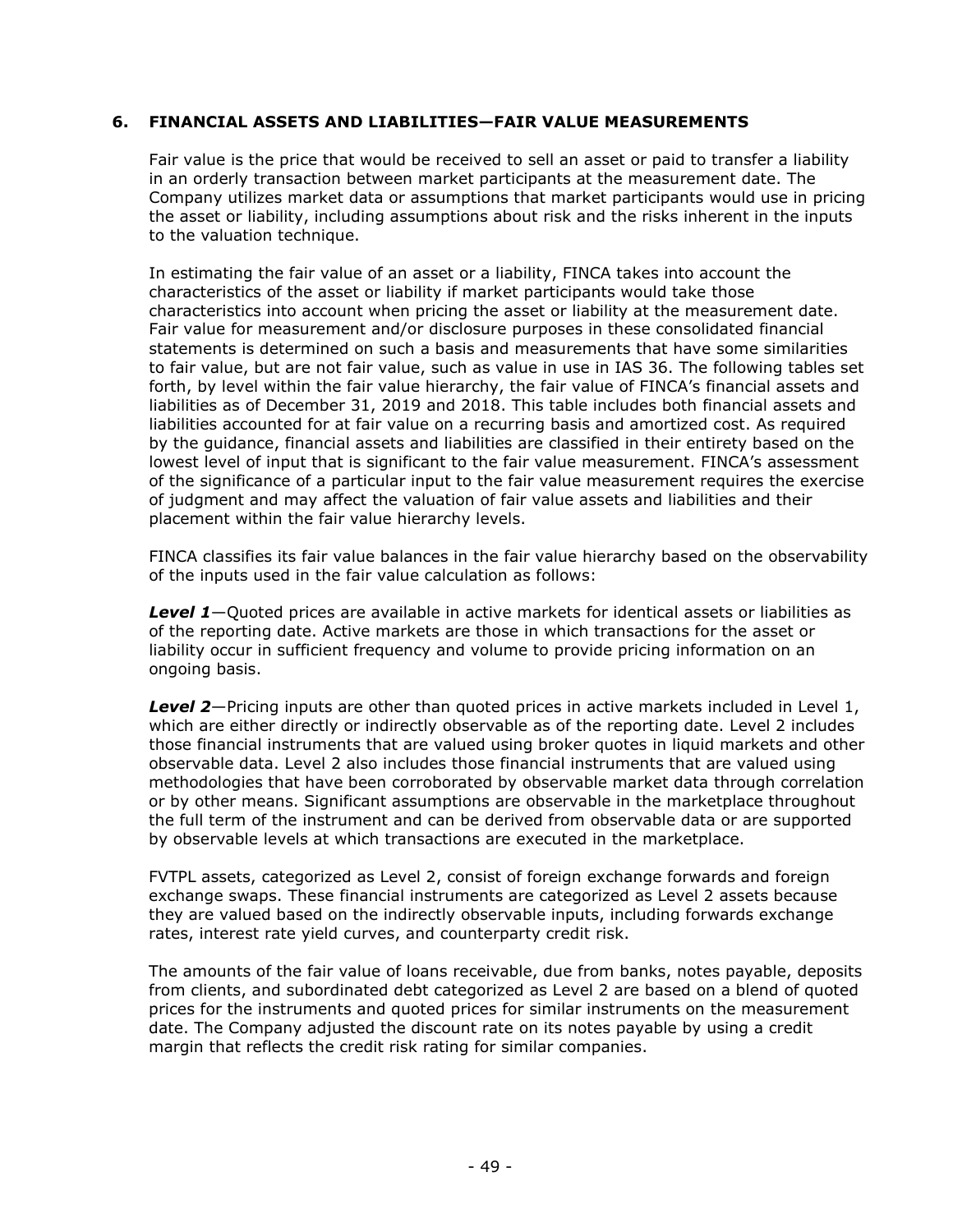## 6. FINANCIAL ASSETS AND LIABILITIES—FAIR VALUE MEASUREMENTS

Fair value is the price that would be received to sell an asset or paid to transfer a liability in an orderly transaction between market participants at the measurement date. The Company utilizes market data or assumptions that market participants would use in pricing the asset or liability, including assumptions about risk and the risks inherent in the inputs to the valuation technique.

In estimating the fair value of an asset or a liability, FINCA takes into account the characteristics of the asset or liability if market participants would take those characteristics into account when pricing the asset or liability at the measurement date. Fair value for measurement and/or disclosure purposes in these consolidated financial statements is determined on such a basis and measurements that have some similarities to fair value, but are not fair value, such as value in use in IAS 36. The following tables set forth, by level within the fair value hierarchy, the fair value of FINCA's financial assets and liabilities as of December 31, 2019 and 2018. This table includes both financial assets and liabilities accounted for at fair value on a recurring basis and amortized cost. As required by the guidance, financial assets and liabilities are classified in their entirety based on the lowest level of input that is significant to the fair value measurement. FINCA's assessment of the significance of a particular input to the fair value measurement requires the exercise of judgment and may affect the valuation of fair value assets and liabilities and their placement within the fair value hierarchy levels.

FINCA classifies its fair value balances in the fair value hierarchy based on the observability of the inputs used in the fair value calculation as follows:

***Level 1***—Quoted prices are available in active markets for identical assets or liabilities as of the reporting date. Active markets are those in which transactions for the asset or liability occur in sufficient frequency and volume to provide pricing information on an ongoing basis.

***Level 2***—Pricing inputs are other than quoted prices in active markets included in Level 1, which are either directly or indirectly observable as of the reporting date. Level 2 includes those financial instruments that are valued using broker quotes in liquid markets and other observable data. Level 2 also includes those financial instruments that are valued using methodologies that have been corroborated by observable market data through correlation or by other means. Significant assumptions are observable in the marketplace throughout the full term of the instrument and can be derived from observable data or are supported by observable levels at which transactions are executed in the marketplace.

FVTPL assets, categorized as Level 2, consist of foreign exchange forwards and foreign exchange swaps. These financial instruments are categorized as Level 2 assets because they are valued based on the indirectly observable inputs, including forwards exchange rates, interest rate yield curves, and counterparty credit risk.

The amounts of the fair value of loans receivable, due from banks, notes payable, deposits from clients, and subordinated debt categorized as Level 2 are based on a blend of quoted prices for the instruments and quoted prices for similar instruments on the measurement date. The Company adjusted the discount rate on its notes payable by using a credit margin that reflects the credit risk rating for similar companies.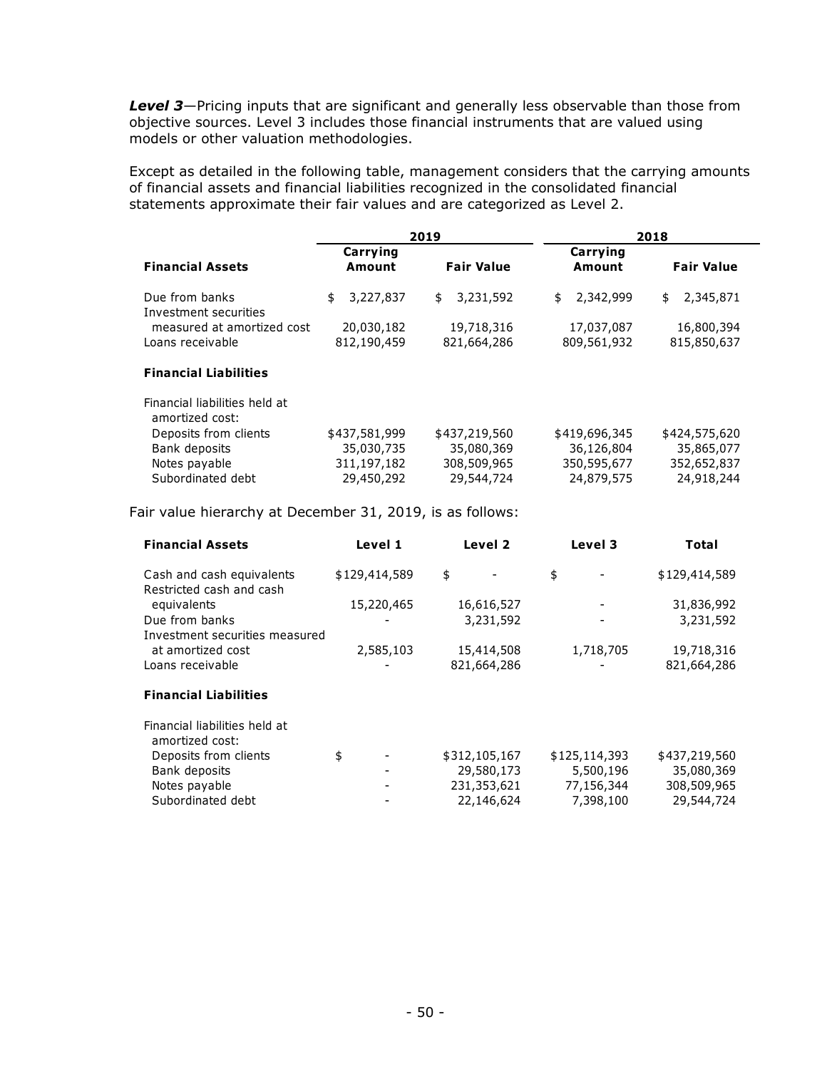***Level 3***—Pricing inputs that are significant and generally less observable than those from objective sources. Level 3 includes those financial instruments that are valued using models or other valuation methodologies.

Except as detailed in the following table, management considers that the carrying amounts of financial assets and financial liabilities recognized in the consolidated financial statements approximate their fair values and are categorized as Level 2.

| | 2019 | | 2018 | |
|---|---|---|---|---|
| **Financial Assets** | **Carrying Amount** | **Fair Value** | **Carrying Amount** | **Fair Value** |
| Due from banks | $ 3,227,837 | $ 3,231,592 | $ 2,342,999 | $ 2,345,871 |
| Investment securities measured at amortized cost | 20,030,182 | 19,718,316 | 17,037,087 | 16,800,394 |
| Loans receivable | 812,190,459 | 821,664,286 | 809,561,932 | 815,850,637 |
| **Financial Liabilities** | | | | |
| Financial liabilities held at amortized cost: | | | | |
| Deposits from clients | $437,581,999 | $437,219,560 | $419,696,345 | $424,575,620 |
| Bank deposits | 35,030,735 | 35,080,369 | 36,126,804 | 35,865,077 |
| Notes payable | 311,197,182 | 308,509,965 | 350,595,677 | 352,652,837 |
| Subordinated debt | 29,450,292 | 29,544,724 | 24,879,575 | 24,918,244 |

Fair value hierarchy at December 31, 2019, is as follows:

| **Financial Assets** | **Level 1** | **Level 2** | **Level 3** | **Total** |
|---|---|---|---|---|
| Cash and cash equivalents | $129,414,589 | $ - | $ - | $129,414,589 |
| Restricted cash and cash equivalents | 15,220,465 | 16,616,527 | - | 31,836,992 |
| Due from banks | - | 3,231,592 | - | 3,231,592 |
| Investment securities measured at amortized cost | 2,585,103 | 15,414,508 | 1,718,705 | 19,718,316 |
| Loans receivable | - | 821,664,286 | - | 821,664,286 |
| **Financial Liabilities** | | | | |
| Financial liabilities held at amortized cost: | | | | |
| Deposits from clients | $ - | $312,105,167 | $125,114,393 | $437,219,560 |
| Bank deposits | - | 29,580,173 | 5,500,196 | 35,080,369 |
| Notes payable | - | 231,353,621 | 77,156,344 | 308,509,965 |
| Subordinated debt | - | 22,146,624 | 7,398,100 | 29,544,724 |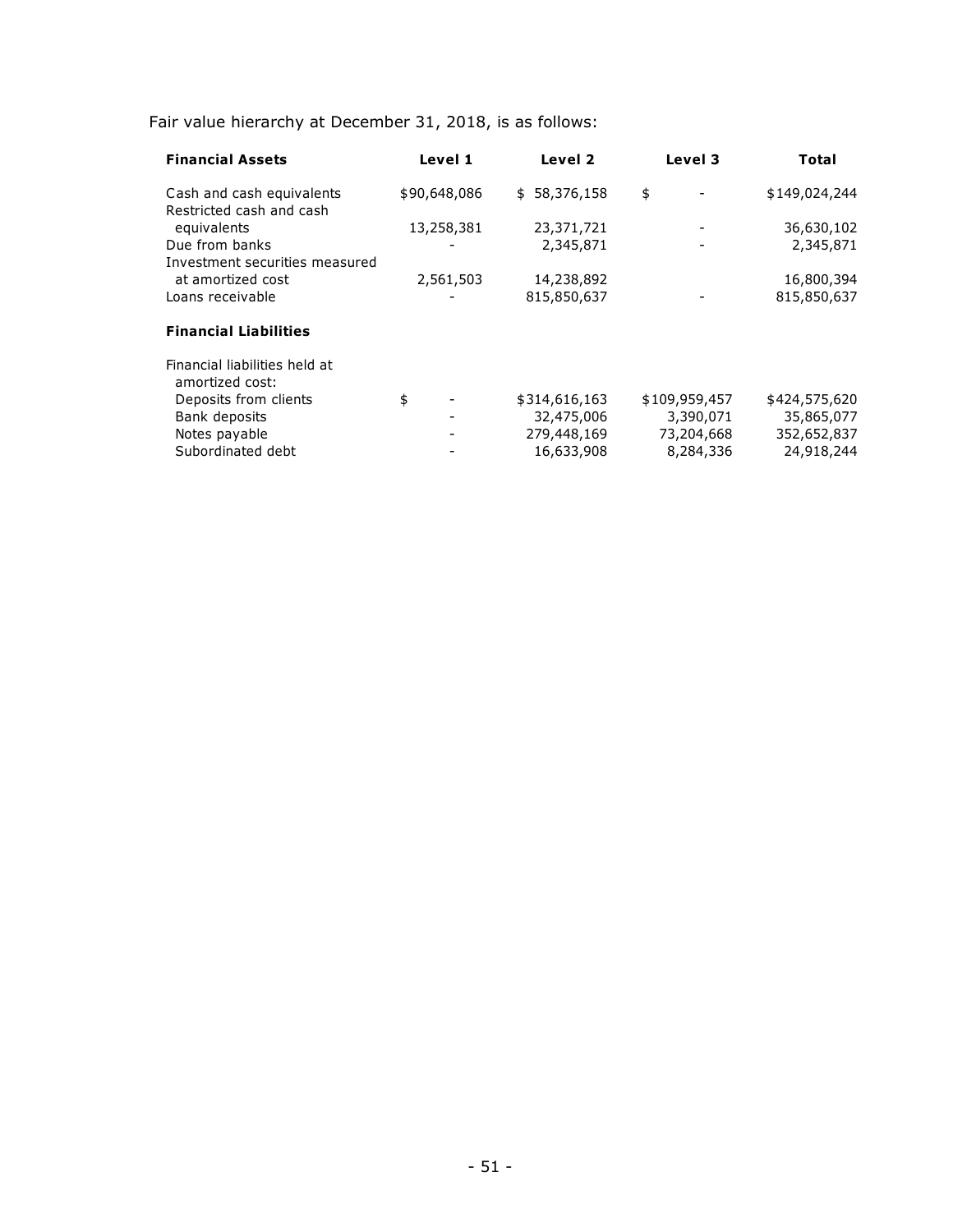Fair value hierarchy at December 31, 2018, is as follows:

| **Financial Assets** | **Level 1** | **Level 2** | **Level 3** | **Total** |
|---|---|---|---|---|
| Cash and cash equivalents | $90,648,086 | $ 58,376,158 | $ - | $149,024,244 |
| Restricted cash and cash equivalents | 13,258,381 | 23,371,721 | - | 36,630,102 |
| Due from banks | - | 2,345,871 | - | 2,345,871 |
| Investment securities measured at amortized cost | 2,561,503 | 14,238,892 | | 16,800,394 |
| Loans receivable | - | 815,850,637 | - | 815,850,637 |
| **Financial Liabilities** | | | | |
| Financial liabilities held at amortized cost: | | | | |
| Deposits from clients | $ - | $314,616,163 | $109,959,457 | $424,575,620 |
| Bank deposits | - | 32,475,006 | 3,390,071 | 35,865,077 |
| Notes payable | - | 279,448,169 | 73,204,668 | 352,652,837 |
| Subordinated debt | - | 16,633,908 | 8,284,336 | 24,918,244 |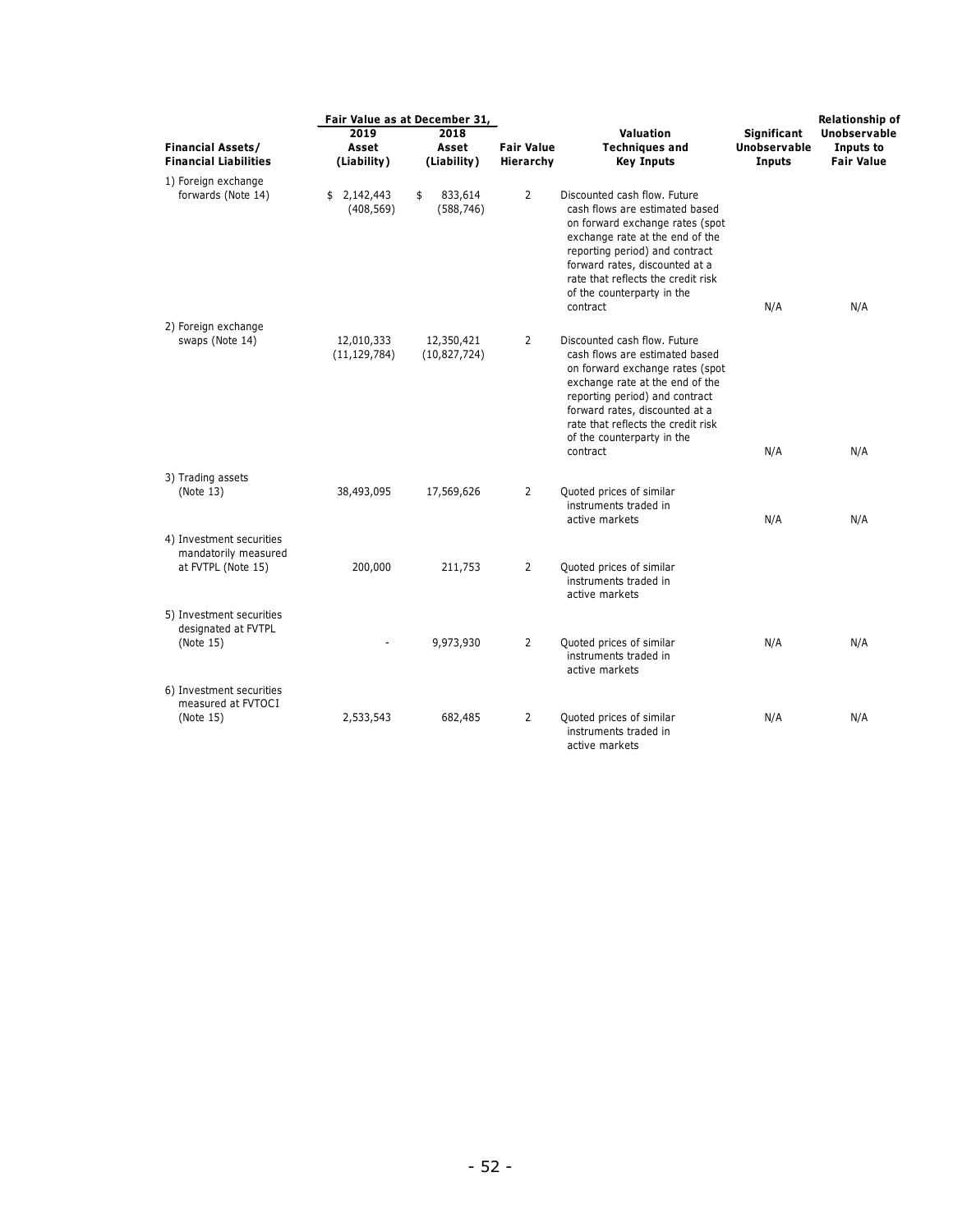| Financial Assets/ Financial Liabilities | Fair Value as at December 31, 2019 Asset (Liability) | Fair Value as at December 31, 2018 Asset (Liability) | Fair Value Hierarchy | Valuation Techniques and Key Inputs | Significant Unobservable Inputs | Relationship of Unobservable Inputs to Fair Value |
|---|---|---|---|---|---|---|
| 1) Foreign exchange forwards (Note 14) | $ 2,142,443 (408,569) | $ 833,614 (588,746) | 2 | Discounted cash flow. Future cash flows are estimated based on forward exchange rates (spot exchange rate at the end of the reporting period) and contract forward rates, discounted at a rate that reflects the credit risk of the counterparty in the contract | N/A | N/A |
| 2) Foreign exchange swaps (Note 14) | 12,010,333 (11,129,784) | 12,350,421 (10,827,724) | 2 | Discounted cash flow. Future cash flows are estimated based on forward exchange rates (spot exchange rate at the end of the reporting period) and contract forward rates, discounted at a rate that reflects the credit risk of the counterparty in the contract | N/A | N/A |
| 3) Trading assets (Note 13) | 38,493,095 | 17,569,626 | 2 | Quoted prices of similar instruments traded in active markets | N/A | N/A |
| 4) Investment securities mandatorily measured at FVTPL (Note 15) | 200,000 | 211,753 | 2 | Quoted prices of similar instruments traded in active markets | | |
| 5) Investment securities designated at FVTPL (Note 15) | - | 9,973,930 | 2 | Quoted prices of similar instruments traded in active markets | N/A | N/A |
| 6) Investment securities measured at FVTOCI (Note 15) | 2,533,543 | 682,485 | 2 | Quoted prices of similar instruments traded in active markets | N/A | N/A |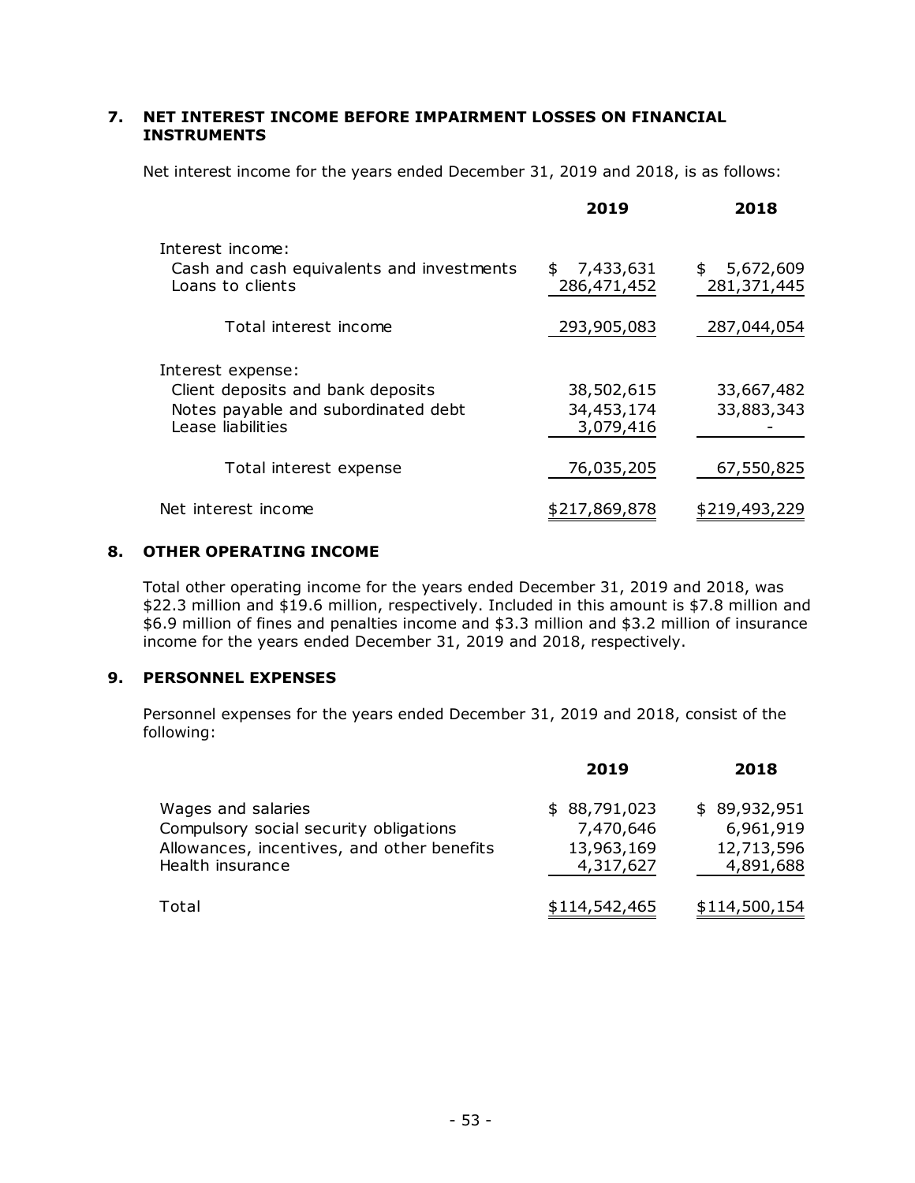## 7. NET INTEREST INCOME BEFORE IMPAIRMENT LOSSES ON FINANCIAL INSTRUMENTS

Net interest income for the years ended December 31, 2019 and 2018, is as follows:

| | 2019 | 2018 |
|---|---|---|
| Interest income: | | |
| Cash and cash equivalents and investments | $ 7,433,631 | $ 5,672,609 |
| Loans to clients | 286,471,452 | 281,371,445 |
| Total interest income | 293,905,083 | 287,044,054 |
| Interest expense: | | |
| Client deposits and bank deposits | 38,502,615 | 33,667,482 |
| Notes payable and subordinated debt | 34,453,174 | 33,883,343 |
| Lease liabilities | 3,079,416 | - |
| Total interest expense | 76,035,205 | 67,550,825 |
| Net interest income | $217,869,878 | $219,493,229 |

## 8. OTHER OPERATING INCOME

Total other operating income for the years ended December 31, 2019 and 2018, was $22.3 million and $19.6 million, respectively. Included in this amount is $7.8 million and $6.9 million of fines and penalties income and $3.3 million and $3.2 million of insurance income for the years ended December 31, 2019 and 2018, respectively.

## 9. PERSONNEL EXPENSES

Personnel expenses for the years ended December 31, 2019 and 2018, consist of the following:

| | 2019 | 2018 |
|---|---|---|
| Wages and salaries | $ 88,791,023 | $ 89,932,951 |
| Compulsory social security obligations | 7,470,646 | 6,961,919 |
| Allowances, incentives, and other benefits | 13,963,169 | 12,713,596 |
| Health insurance | 4,317,627 | 4,891,688 |
| Total | $114,542,465 | $114,500,154 |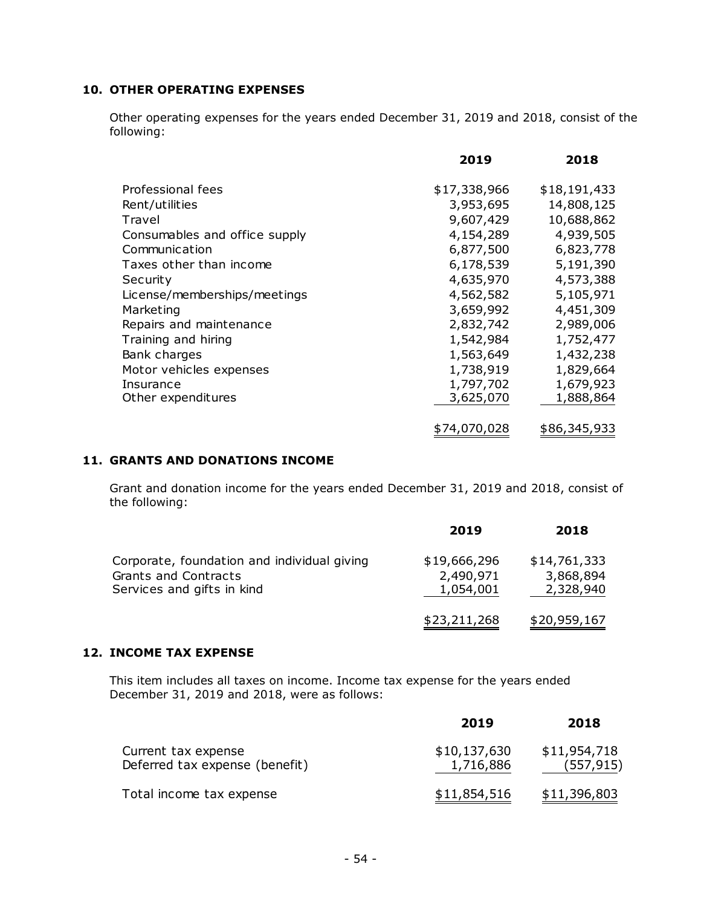## 10. OTHER OPERATING EXPENSES

Other operating expenses for the years ended December 31, 2019 and 2018, consist of the following:

| | 2019 | 2018 |
|---|---|---|
| Professional fees | $17,338,966 | $18,191,433 |
| Rent/utilities | 3,953,695 | 14,808,125 |
| Travel | 9,607,429 | 10,688,862 |
| Consumables and office supply | 4,154,289 | 4,939,505 |
| Communication | 6,877,500 | 6,823,778 |
| Taxes other than income | 6,178,539 | 5,191,390 |
| Security | 4,635,970 | 4,573,388 |
| License/memberships/meetings | 4,562,582 | 5,105,971 |
| Marketing | 3,659,992 | 4,451,309 |
| Repairs and maintenance | 2,832,742 | 2,989,006 |
| Training and hiring | 1,542,984 | 1,752,477 |
| Bank charges | 1,563,649 | 1,432,238 |
| Motor vehicles expenses | 1,738,919 | 1,829,664 |
| Insurance | 1,797,702 | 1,679,923 |
| Other expenditures | 3,625,070 | 1,888,864 |
| | $74,070,028 | $86,345,933 |

## 11. GRANTS AND DONATIONS INCOME

Grant and donation income for the years ended December 31, 2019 and 2018, consist of the following:

| | 2019 | 2018 |
|---|---|---|
| Corporate, foundation and individual giving | $19,666,296 | $14,761,333 |
| Grants and Contracts | 2,490,971 | 3,868,894 |
| Services and gifts in kind | 1,054,001 | 2,328,940 |
| | $23,211,268 | $20,959,167 |

## 12. INCOME TAX EXPENSE

This item includes all taxes on income. Income tax expense for the years ended December 31, 2019 and 2018, were as follows:

| | 2019 | 2018 |
|---|---|---|
| Current tax expense | $10,137,630 | $11,954,718 |
| Deferred tax expense (benefit) | 1,716,886 | (557,915) |
| Total income tax expense | $11,854,516 | $11,396,803 |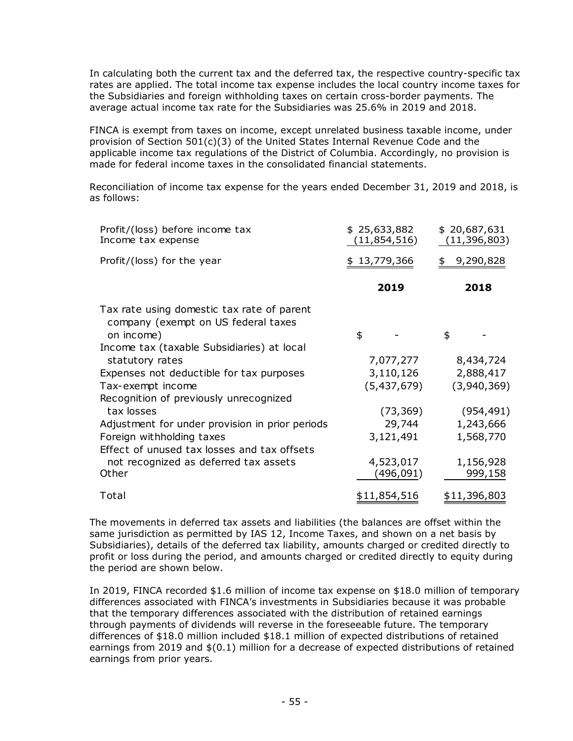In calculating both the current tax and the deferred tax, the respective country-specific tax rates are applied. The total income tax expense includes the local country income taxes for the Subsidiaries and foreign withholding taxes on certain cross-border payments. The average actual income tax rate for the Subsidiaries was 25.6% in 2019 and 2018.

FINCA is exempt from taxes on income, except unrelated business taxable income, under provision of Section 501(c)(3) of the United States Internal Revenue Code and the applicable income tax regulations of the District of Columbia. Accordingly, no provision is made for federal income taxes in the consolidated financial statements.

Reconciliation of income tax expense for the years ended December 31, 2019 and 2018, is as follows:

| | | |
|---|---|---|
| Profit/(loss) before income tax | $ 25,633,882 | $ 20,687,631 |
| Income tax expense | (11,854,516) | (11,396,803) |
| Profit/(loss) for the year | $ 13,779,366 | $ 9,290,828 |

| | 2019 | 2018 |
|---|---|---|
| Tax rate using domestic tax rate of parent company (exempt on US federal taxes on income) | $ - | $ - |
| Income tax (taxable Subsidiaries) at local statutory rates | 7,077,277 | 8,434,724 |
| Expenses not deductible for tax purposes | 3,110,126 | 2,888,417 |
| Tax-exempt income | (5,437,679) | (3,940,369) |
| Recognition of previously unrecognized tax losses | (73,369) | (954,491) |
| Adjustment for under provision in prior periods | 29,744 | 1,243,666 |
| Foreign withholding taxes | 3,121,491 | 1,568,770 |
| Effect of unused tax losses and tax offsets not recognized as deferred tax assets | 4,523,017 | 1,156,928 |
| Other | (496,091) | 999,158 |
| Total | $11,854,516 | $11,396,803 |

The movements in deferred tax assets and liabilities (the balances are offset within the same jurisdiction as permitted by IAS 12, Income Taxes, and shown on a net basis by Subsidiaries), details of the deferred tax liability, amounts charged or credited directly to profit or loss during the period, and amounts charged or credited directly to equity during the period are shown below.

In 2019, FINCA recorded $1.6 million of income tax expense on $18.0 million of temporary differences associated with FINCA's investments in Subsidiaries because it was probable that the temporary differences associated with the distribution of retained earnings through payments of dividends will reverse in the foreseeable future. The temporary differences of $18.0 million included $18.1 million of expected distributions of retained earnings from 2019 and $(0.1) million for a decrease of expected distributions of retained earnings from prior years.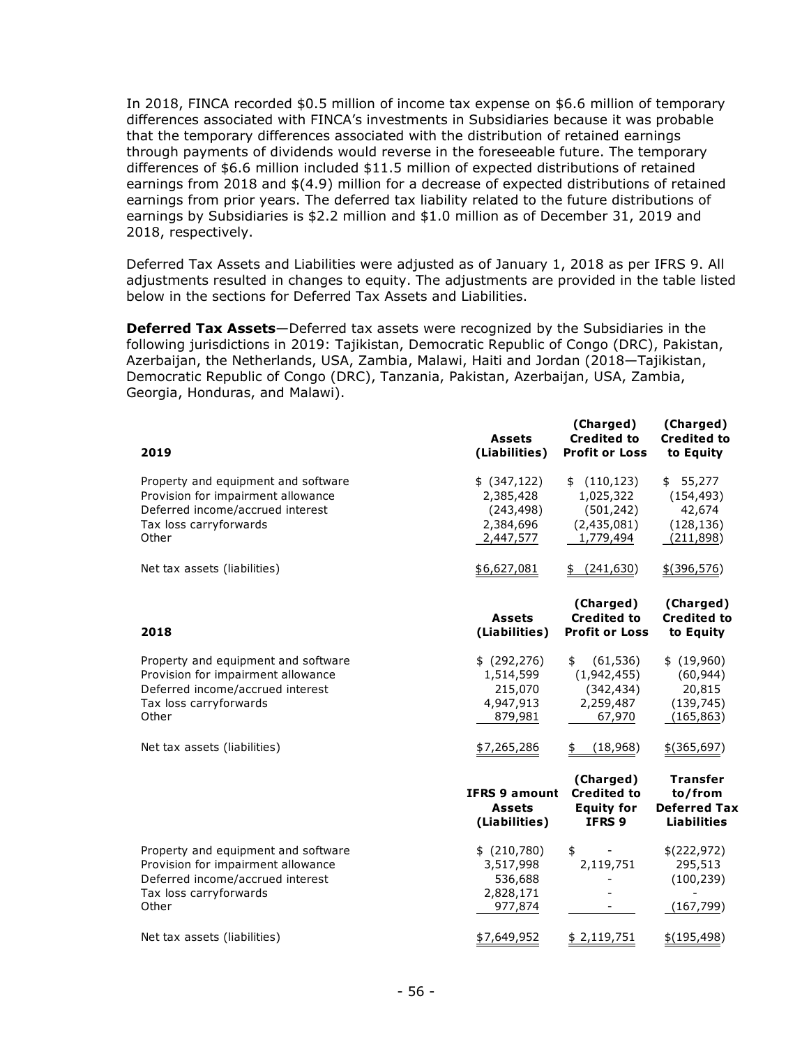In 2018, FINCA recorded $0.5 million of income tax expense on $6.6 million of temporary differences associated with FINCA's investments in Subsidiaries because it was probable that the temporary differences associated with the distribution of retained earnings through payments of dividends would reverse in the foreseeable future. The temporary differences of $6.6 million included $11.5 million of expected distributions of retained earnings from 2018 and $(4.9) million for a decrease of expected distributions of retained earnings from prior years. The deferred tax liability related to the future distributions of earnings by Subsidiaries is $2.2 million and $1.0 million as of December 31, 2019 and 2018, respectively.

Deferred Tax Assets and Liabilities were adjusted as of January 1, 2018 as per IFRS 9. All adjustments resulted in changes to equity. The adjustments are provided in the table listed below in the sections for Deferred Tax Assets and Liabilities.

**Deferred Tax Assets**—Deferred tax assets were recognized by the Subsidiaries in the following jurisdictions in 2019: Tajikistan, Democratic Republic of Congo (DRC), Pakistan, Azerbaijan, the Netherlands, USA, Zambia, Malawi, Haiti and Jordan (2018—Tajikistan, Democratic Republic of Congo (DRC), Tanzania, Pakistan, Azerbaijan, USA, Zambia, Georgia, Honduras, and Malawi).

| 2019 | Assets (Liabilities) | (Charged) Credited to Profit or Loss | (Charged) Credited to Equity |
|---|---|---|---|
| Property and equipment and software | $ (347,122) | $ (110,123) | $ 55,277 |
| Provision for impairment allowance | 2,385,428 | 1,025,322 | (154,493) |
| Deferred income/accrued interest | (243,498) | (501,242) | 42,674 |
| Tax loss carryforwards | 2,384,696 | (2,435,081) | (128,136) |
| Other | 2,447,577 | 1,779,494 | (211,898) |
| Net tax assets (liabilities) | $6,627,081 | $ (241,630) | $(396,576) |

| 2018 | Assets (Liabilities) | (Charged) Credited to Profit or Loss | (Charged) Credited to Equity |
|---|---|---|---|
| Property and equipment and software | $ (292,276) | $ (61,536) | $ (19,960) |
| Provision for impairment allowance | 1,514,599 | (1,942,455) | (60,944) |
| Deferred income/accrued interest | 215,070 | (342,434) | 20,815 |
| Tax loss carryforwards | 4,947,913 | 2,259,487 | (139,745) |
| Other | 879,981 | 67,970 | (165,863) |
| Net tax assets (liabilities) | $7,265,286 | $ (18,968) | $(365,697) |

| | IFRS 9 amount Assets (Liabilities) | (Charged) Credited to Equity for IFRS 9 | Transfer to/from Deferred Tax Liabilities |
|---|---|---|---|
| Property and equipment and software | $ (210,780) | $ - | $(222,972) |
| Provision for impairment allowance | 3,517,998 | 2,119,751 | 295,513 |
| Deferred income/accrued interest | 536,688 | - | (100,239) |
| Tax loss carryforwards | 2,828,171 | - | - |
| Other | 977,874 | - | (167,799) |
| Net tax assets (liabilities) | $7,649,952 | $ 2,119,751 | $(195,498) |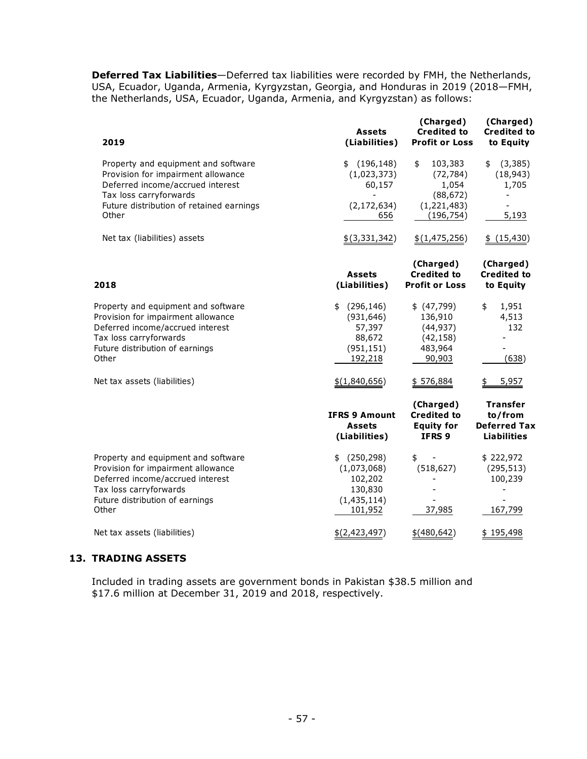**Deferred Tax Liabilities**—Deferred tax liabilities were recorded by FMH, the Netherlands, USA, Ecuador, Uganda, Armenia, Kyrgyzstan, Georgia, and Honduras in 2019 (2018—FMH, the Netherlands, USA, Ecuador, Uganda, Armenia, and Kyrgyzstan) as follows:

| 2019 | Assets (Liabilities) | (Charged) Credited to Profit or Loss | (Charged) Credited to to Equity |
|---|---|---|---|
| Property and equipment and software | $ (196,148) | $ 103,383 | $ (3,385) |
| Provision for impairment allowance | (1,023,373) | (72,784) | (18,943) |
| Deferred income/accrued interest | 60,157 | 1,054 | 1,705 |
| Tax loss carryforwards | - | (88,672) | - |
| Future distribution of retained earnings | (2,172,634) | (1,221,483) | - |
| Other | 656 | (196,754) | 5,193 |
| Net tax (liabilities) assets | $(3,331,342) | $(1,475,256) | $ (15,430) |

| 2018 | Assets (Liabilities) | (Charged) Credited to Profit or Loss | (Charged) Credited to to Equity |
|---|---|---|---|
| Property and equipment and software | $ (296,146) | $ (47,799) | $ 1,951 |
| Provision for impairment allowance | (931,646) | 136,910 | 4,513 |
| Deferred income/accrued interest | 57,397 | (44,937) | 132 |
| Tax loss carryforwards | 88,672 | (42,158) | - |
| Future distribution of earnings | (951,151) | 483,964 | - |
| Other | 192,218 | 90,903 | (638) |
| Net tax assets (liabilities) | $(1,840,656) | $ 576,884 | $ 5,957 |

| | IFRS 9 Amount Assets (Liabilities) | (Charged) Credited to Equity for IFRS 9 | Transfer to/from Deferred Tax Liabilities |
|---|---|---|---|
| Property and equipment and software | $ (250,298) | $ - | $ 222,972 |
| Provision for impairment allowance | (1,073,068) | (518,627) | (295,513) |
| Deferred income/accrued interest | 102,202 | - | 100,239 |
| Tax loss carryforwards | 130,830 | - | - |
| Future distribution of earnings | (1,435,114) | - | - |
| Other | 101,952 | 37,985 | 167,799 |
| Net tax assets (liabilities) | $(2,423,497) | $(480,642) | $ 195,498 |

## 13. TRADING ASSETS

Included in trading assets are government bonds in Pakistan $38.5 million and $17.6 million at December 31, 2019 and 2018, respectively.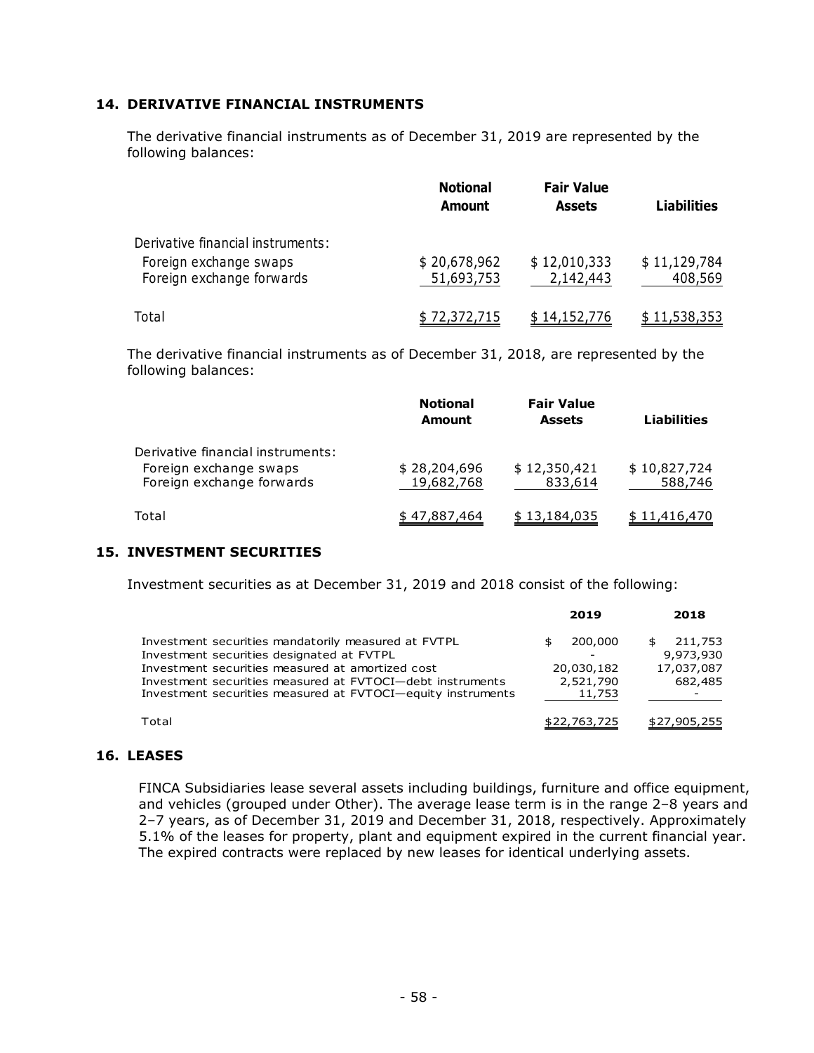## 14. DERIVATIVE FINANCIAL INSTRUMENTS

The derivative financial instruments as of December 31, 2019 are represented by the following balances:

| | Notional Amount | Fair Value Assets | Liabilities |
|---|---|---|---|
| Derivative financial instruments: | | | |
| Foreign exchange swaps | $ 20,678,962 | $ 12,010,333 | $ 11,129,784 |
| Foreign exchange forwards | 51,693,753 | 2,142,443 | 408,569 |
| Total | $ 72,372,715 | $ 14,152,776 | $ 11,538,353 |

The derivative financial instruments as of December 31, 2018, are represented by the following balances:

| | Notional Amount | Fair Value Assets | Liabilities |
|---|---|---|---|
| Derivative financial instruments: | | | |
| Foreign exchange swaps | $ 28,204,696 | $ 12,350,421 | $ 10,827,724 |
| Foreign exchange forwards | 19,682,768 | 833,614 | 588,746 |
| Total | $ 47,887,464 | $ 13,184,035 | $ 11,416,470 |

## 15. INVESTMENT SECURITIES

Investment securities as at December 31, 2019 and 2018 consist of the following:

| | 2019 | 2018 |
|---|---|---|
| Investment securities mandatorily measured at FVTPL | $ 200,000 | $ 211,753 |
| Investment securities designated at FVTPL | - | 9,973,930 |
| Investment securities measured at amortized cost | 20,030,182 | 17,037,087 |
| Investment securities measured at FVTOCI—debt instruments | 2,521,790 | 682,485 |
| Investment securities measured at FVTOCI—equity instruments | 11,753 | - |
| Total | $22,763,725 | $27,905,255 |

## 16. LEASES

FINCA Subsidiaries lease several assets including buildings, furniture and office equipment, and vehicles (grouped under Other). The average lease term is in the range 2–8 years and 2–7 years, as of December 31, 2019 and December 31, 2018, respectively. Approximately 5.1% of the leases for property, plant and equipment expired in the current financial year. The expired contracts were replaced by new leases for identical underlying assets.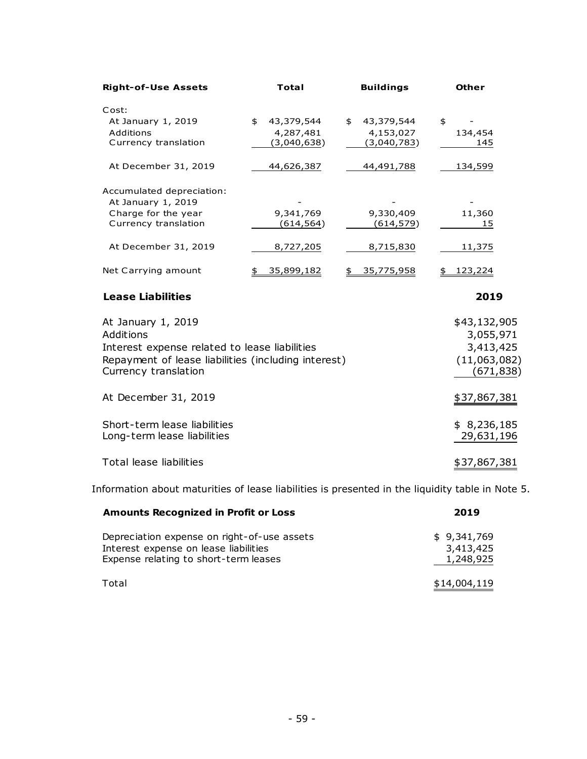| Right-of-Use Assets | Total | Buildings | Other |
|---|---|---|---|
| Cost: | | | |
| At January 1, 2019 | $ 43,379,544 | $ 43,379,544 | $ - |
| Additions | 4,287,481 | 4,153,027 | 134,454 |
| Currency translation | (3,040,638) | (3,040,783) | 145 |
| At December 31, 2019 | 44,626,387 | 44,491,788 | 134,599 |
| Accumulated depreciation: | | | |
| At January 1, 2019 | - | - | - |
| Charge for the year | 9,341,769 | 9,330,409 | 11,360 |
| Currency translation | (614,564) | (614,579) | 15 |
| At December 31, 2019 | 8,727,205 | 8,715,830 | 11,375 |
| Net Carrying amount | $ 35,899,182 | $ 35,775,958 | $ 123,224 |

| Lease Liabilities | 2019 |
|---|---|
| At January 1, 2019 | $43,132,905 |
| Additions | 3,055,971 |
| Interest expense related to lease liabilities | 3,413,425 |
| Repayment of lease liabilities (including interest) | (11,063,082) |
| Currency translation | (671,838) |
| At December 31, 2019 | $37,867,381 |
| Short-term lease liabilities | $ 8,236,185 |
| Long-term lease liabilities | 29,631,196 |
| Total lease liabilities | $37,867,381 |

Information about maturities of lease liabilities is presented in the liquidity table in Note 5.

| Amounts Recognized in Profit or Loss | 2019 |
|---|---|
| Depreciation expense on right-of-use assets | $ 9,341,769 |
| Interest expense on lease liabilities | 3,413,425 |
| Expense relating to short-term leases | 1,248,925 |
| Total | $14,004,119 |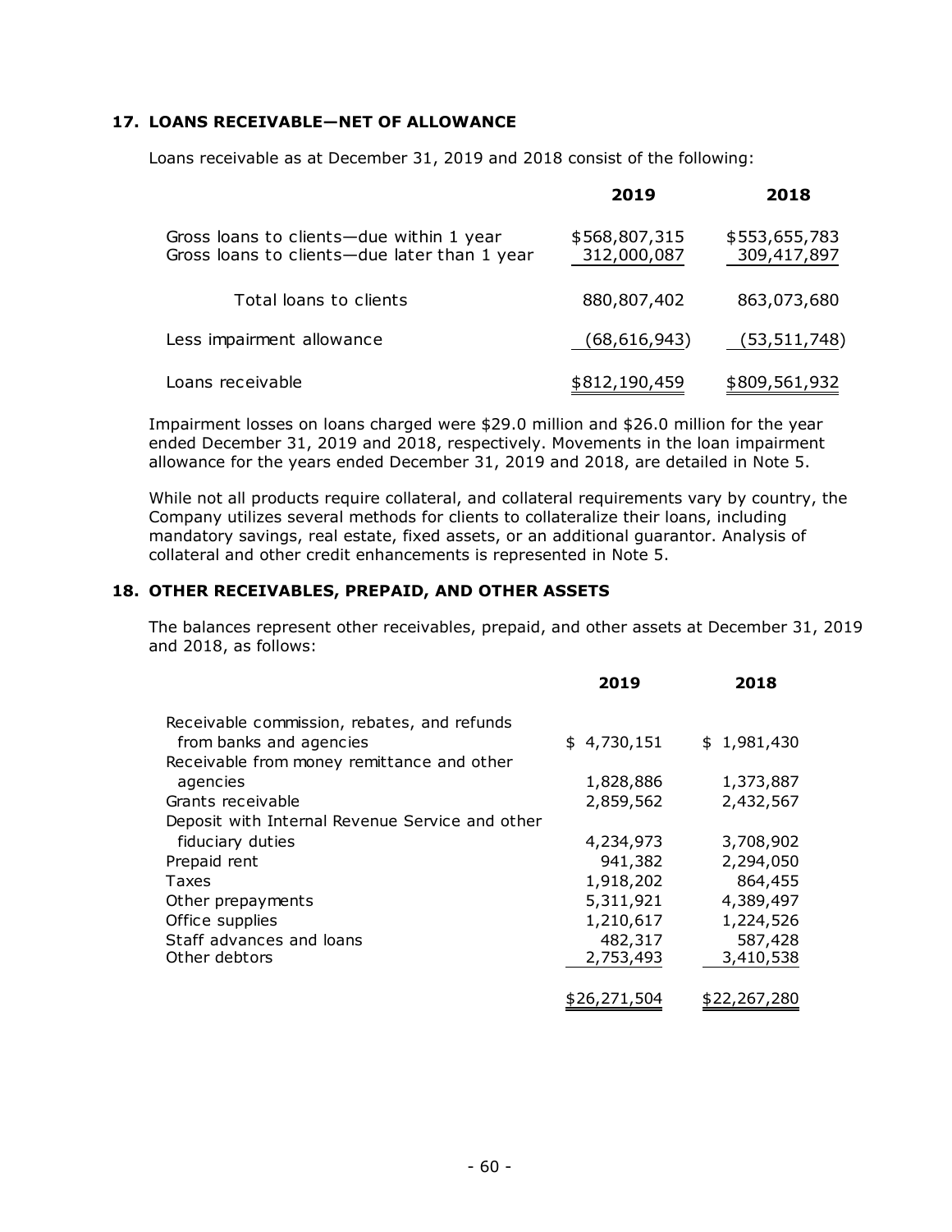## 17. LOANS RECEIVABLE—NET OF ALLOWANCE

Loans receivable as at December 31, 2019 and 2018 consist of the following:

| | 2019 | 2018 |
|---|---|---|
| Gross loans to clients—due within 1 year | $568,807,315 | $553,655,783 |
| Gross loans to clients—due later than 1 year | 312,000,087 | 309,417,897 |
| Total loans to clients | 880,807,402 | 863,073,680 |
| Less impairment allowance | (68,616,943) | (53,511,748) |
| Loans receivable | $812,190,459 | $809,561,932 |

Impairment losses on loans charged were $29.0 million and $26.0 million for the year ended December 31, 2019 and 2018, respectively. Movements in the loan impairment allowance for the years ended December 31, 2019 and 2018, are detailed in Note 5.

While not all products require collateral, and collateral requirements vary by country, the Company utilizes several methods for clients to collateralize their loans, including mandatory savings, real estate, fixed assets, or an additional guarantor. Analysis of collateral and other credit enhancements is represented in Note 5.

## 18. OTHER RECEIVABLES, PREPAID, AND OTHER ASSETS

The balances represent other receivables, prepaid, and other assets at December 31, 2019 and 2018, as follows:

| | 2019 | 2018 |
|---|---|---|
| Receivable commission, rebates, and refunds from banks and agencies | $ 4,730,151 | $ 1,981,430 |
| Receivable from money remittance and other agencies | 1,828,886 | 1,373,887 |
| Grants receivable | 2,859,562 | 2,432,567 |
| Deposit with Internal Revenue Service and other fiduciary duties | 4,234,973 | 3,708,902 |
| Prepaid rent | 941,382 | 2,294,050 |
| Taxes | 1,918,202 | 864,455 |
| Other prepayments | 5,311,921 | 4,389,497 |
| Office supplies | 1,210,617 | 1,224,526 |
| Staff advances and loans | 482,317 | 587,428 |
| Other debtors | 2,753,493 | 3,410,538 |
| | $26,271,504 | $22,267,280 |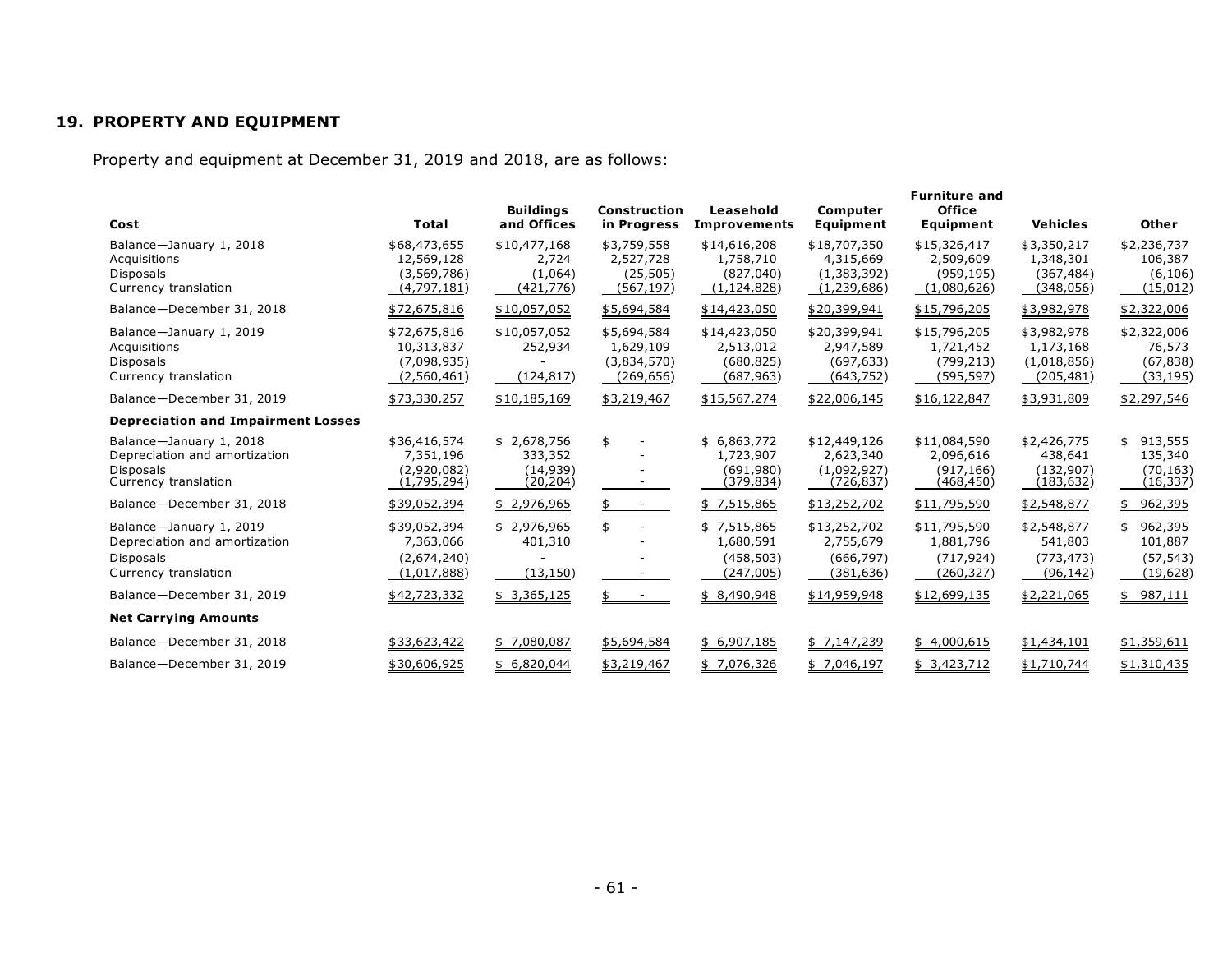## 19. PROPERTY AND EQUIPMENT

Property and equipment at December 31, 2019 and 2018, are as follows:

| Cost | Total | Buildings and Offices | Construction in Progress | Leasehold Improvements | Computer Equipment | Furniture and Office Equipment | Vehicles | Other |
|---|---|---|---|---|---|---|---|---|
| Balance—January 1, 2018 | $68,473,655 | $10,477,168 | $3,759,558 | $14,616,208 | $18,707,350 | $15,326,417 | $3,350,217 | $2,236,737 |
| Acquisitions | 12,569,128 | 2,724 | 2,527,728 | 1,758,710 | 4,315,669 | 2,509,609 | 1,348,301 | 106,387 |
| Disposals | (3,569,786) | (1,064) | (25,505) | (827,040) | (1,383,392) | (959,195) | (367,484) | (6,106) |
| Currency translation | (4,797,181) | (421,776) | (567,197) | (1,124,828) | (1,239,686) | (1,080,626) | (348,056) | (15,012) |
| Balance—December 31, 2018 | $72,675,816 | $10,057,052 | $5,694,584 | $14,423,050 | $20,399,941 | $15,796,205 | $3,982,978 | $2,322,006 |
| Balance—January 1, 2019 | $72,675,816 | $10,057,052 | $5,694,584 | $14,423,050 | $20,399,941 | $15,796,205 | $3,982,978 | $2,322,006 |
| Acquisitions | 10,313,837 | 252,934 | 1,629,109 | 2,513,012 | 2,947,589 | 1,721,452 | 1,173,168 | 76,573 |
| Disposals | (7,098,935) | - | (3,834,570) | (680,825) | (697,633) | (799,213) | (1,018,856) | (67,838) |
| Currency translation | (2,560,461) | (124,817) | (269,656) | (687,963) | (643,752) | (595,597) | (205,481) | (33,195) |
| Balance—December 31, 2019 | $73,330,257 | $10,185,169 | $3,219,467 | $15,567,274 | $22,006,145 | $16,122,847 | $3,931,809 | $2,297,546 |
| **Depreciation and Impairment Losses** | | | | | | | | |
| Balance—January 1, 2018 | $36,416,574 | $ 2,678,756 | $ - | $ 6,863,772 | $12,449,126 | $11,084,590 | $2,426,775 | $ 913,555 |
| Depreciation and amortization | 7,351,196 | 333,352 | - | 1,723,907 | 2,623,340 | 2,096,616 | 438,641 | 135,340 |
| Disposals | (2,920,082) | (14,939) | - | (691,980) | (1,092,927) | (917,166) | (132,907) | (70,163) |
| Currency translation | (1,795,294) | (20,204) | - | (379,834) | (726,837) | (468,450) | (183,632) | (16,337) |
| Balance—December 31, 2018 | $39,052,394 | $ 2,976,965 | $ - | $ 7,515,865 | $13,252,702 | $11,795,590 | $2,548,877 | $ 962,395 |
| Balance—January 1, 2019 | $39,052,394 | $ 2,976,965 | $ - | $ 7,515,865 | $13,252,702 | $11,795,590 | $2,548,877 | $ 962,395 |
| Depreciation and amortization | 7,363,066 | 401,310 | - | 1,680,591 | 2,755,679 | 1,881,796 | 541,803 | 101,887 |
| Disposals | (2,674,240) | - | - | (458,503) | (666,797) | (717,924) | (773,473) | (57,543) |
| Currency translation | (1,017,888) | (13,150) | - | (247,005) | (381,636) | (260,327) | (96,142) | (19,628) |
| Balance—December 31, 2019 | $42,723,332 | $ 3,365,125 | $ - | $ 8,490,948 | $14,959,948 | $12,699,135 | $2,221,065 | $ 987,111 |
| **Net Carrying Amounts** | | | | | | | | |
| Balance—December 31, 2018 | $33,623,422 | $ 7,080,087 | $5,694,584 | $ 6,907,185 | $ 7,147,239 | $ 4,000,615 | $1,434,101 | $1,359,611 |
| Balance—December 31, 2019 | $30,606,925 | $ 6,820,044 | $3,219,467 | $ 7,076,326 | $ 7,046,197 | $ 3,423,712 | $1,710,744 | $1,310,435 |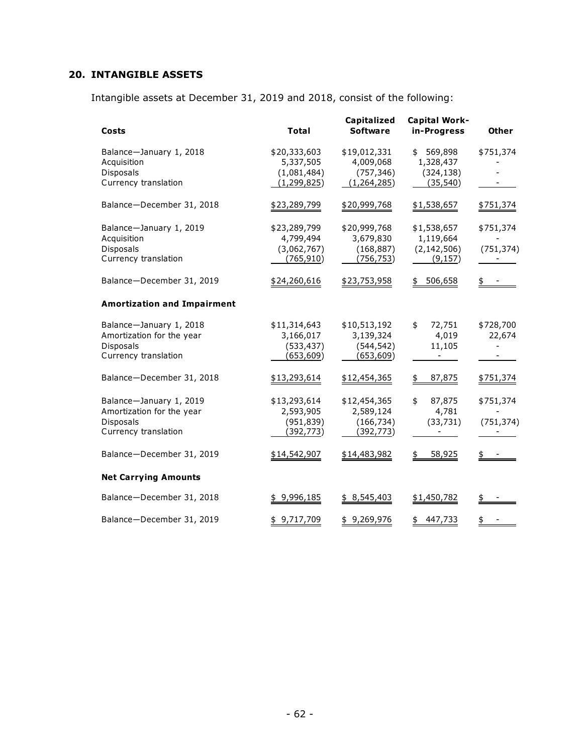## 20. INTANGIBLE ASSETS

Intangible assets at December 31, 2019 and 2018, consist of the following:

| Costs | Total | Capitalized Software | Capital Work-in-Progress | Other |
|---|---|---|---|---|
| Balance—January 1, 2018 | $20,333,603 | $19,012,331 | $ 569,898 | $751,374 |
| Acquisition | 5,337,505 | 4,009,068 | 1,328,437 | - |
| Disposals | (1,081,484) | (757,346) | (324,138) | - |
| Currency translation | (1,299,825) | (1,264,285) | (35,540) | - |
| Balance—December 31, 2018 | $23,289,799 | $20,999,768 | $1,538,657 | $751,374 |
| Balance—January 1, 2019 | $23,289,799 | $20,999,768 | $1,538,657 | $751,374 |
| Acquisition | 4,799,494 | 3,679,830 | 1,119,664 | - |
| Disposals | (3,062,767) | (168,887) | (2,142,506) | (751,374) |
| Currency translation | (765,910) | (756,753) | (9,157) | - |
| Balance—December 31, 2019 | $24,260,616 | $23,753,958 | $ 506,658 | $ - |
| **Amortization and Impairment** | | | | |
| Balance—January 1, 2018 | $11,314,643 | $10,513,192 | $ 72,751 | $728,700 |
| Amortization for the year | 3,166,017 | 3,139,324 | 4,019 | 22,674 |
| Disposals | (533,437) | (544,542) | 11,105 | - |
| Currency translation | (653,609) | (653,609) | - | - |
| Balance—December 31, 2018 | $13,293,614 | $12,454,365 | $ 87,875 | $751,374 |
| Balance—January 1, 2019 | $13,293,614 | $12,454,365 | $ 87,875 | $751,374 |
| Amortization for the year | 2,593,905 | 2,589,124 | 4,781 | - |
| Disposals | (951,839) | (166,734) | (33,731) | (751,374) |
| Currency translation | (392,773) | (392,773) | - | - |
| Balance—December 31, 2019 | $14,542,907 | $14,483,982 | $ 58,925 | $ - |
| **Net Carrying Amounts** | | | | |
| Balance—December 31, 2018 | $ 9,996,185 | $ 8,545,403 | $1,450,782 | $ - |
| Balance—December 31, 2019 | $ 9,717,709 | $ 9,269,976 | $ 447,733 | $ - |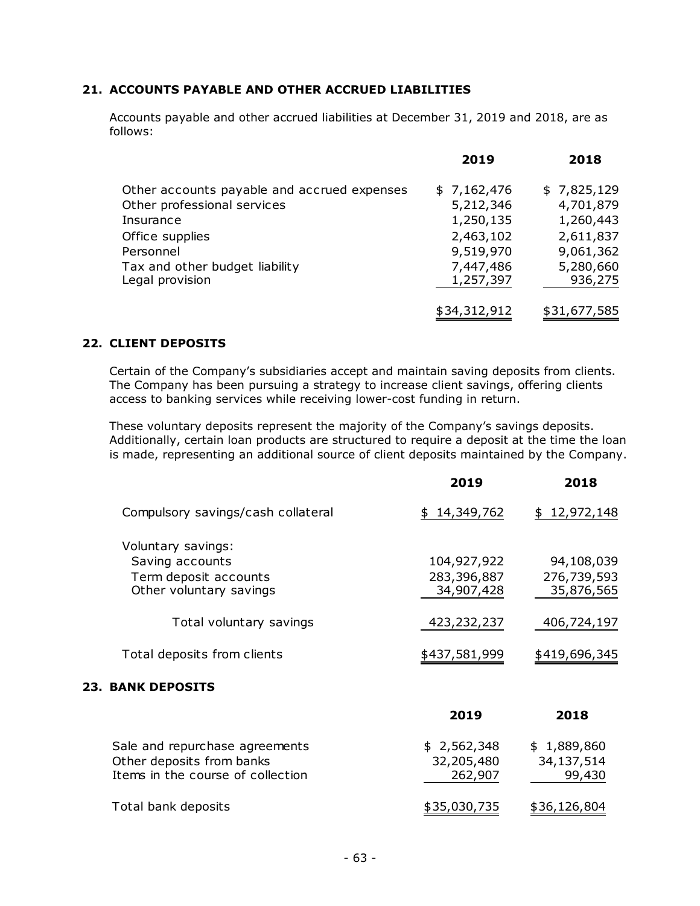## 21. ACCOUNTS PAYABLE AND OTHER ACCRUED LIABILITIES

Accounts payable and other accrued liabilities at December 31, 2019 and 2018, are as follows:

| | 2019 | 2018 |
|---|---|---|
| Other accounts payable and accrued expenses | $ 7,162,476 | $ 7,825,129 |
| Other professional services | 5,212,346 | 4,701,879 |
| Insurance | 1,250,135 | 1,260,443 |
| Office supplies | 2,463,102 | 2,611,837 |
| Personnel | 9,519,970 | 9,061,362 |
| Tax and other budget liability | 7,447,486 | 5,280,660 |
| Legal provision | 1,257,397 | 936,275 |
| | $34,312,912 | $31,677,585 |

## 22. CLIENT DEPOSITS

Certain of the Company's subsidiaries accept and maintain saving deposits from clients. The Company has been pursuing a strategy to increase client savings, offering clients access to banking services while receiving lower-cost funding in return.

These voluntary deposits represent the majority of the Company's savings deposits. Additionally, certain loan products are structured to require a deposit at the time the loan is made, representing an additional source of client deposits maintained by the Company.

| | 2019 | 2018 |
|---|---|---|
| Compulsory savings/cash collateral | $ 14,349,762 | $ 12,972,148 |
| Voluntary savings: | | |
| Saving accounts | 104,927,922 | 94,108,039 |
| Term deposit accounts | 283,396,887 | 276,739,593 |
| Other voluntary savings | 34,907,428 | 35,876,565 |
| Total voluntary savings | 423,232,237 | 406,724,197 |
| Total deposits from clients | $437,581,999 | $419,696,345 |

## 23. BANK DEPOSITS

| | 2019 | 2018 |
|---|---|---|
| Sale and repurchase agreements | $ 2,562,348 | $ 1,889,860 |
| Other deposits from banks | 32,205,480 | 34,137,514 |
| Items in the course of collection | 262,907 | 99,430 |
| Total bank deposits | $35,030,735 | $36,126,804 |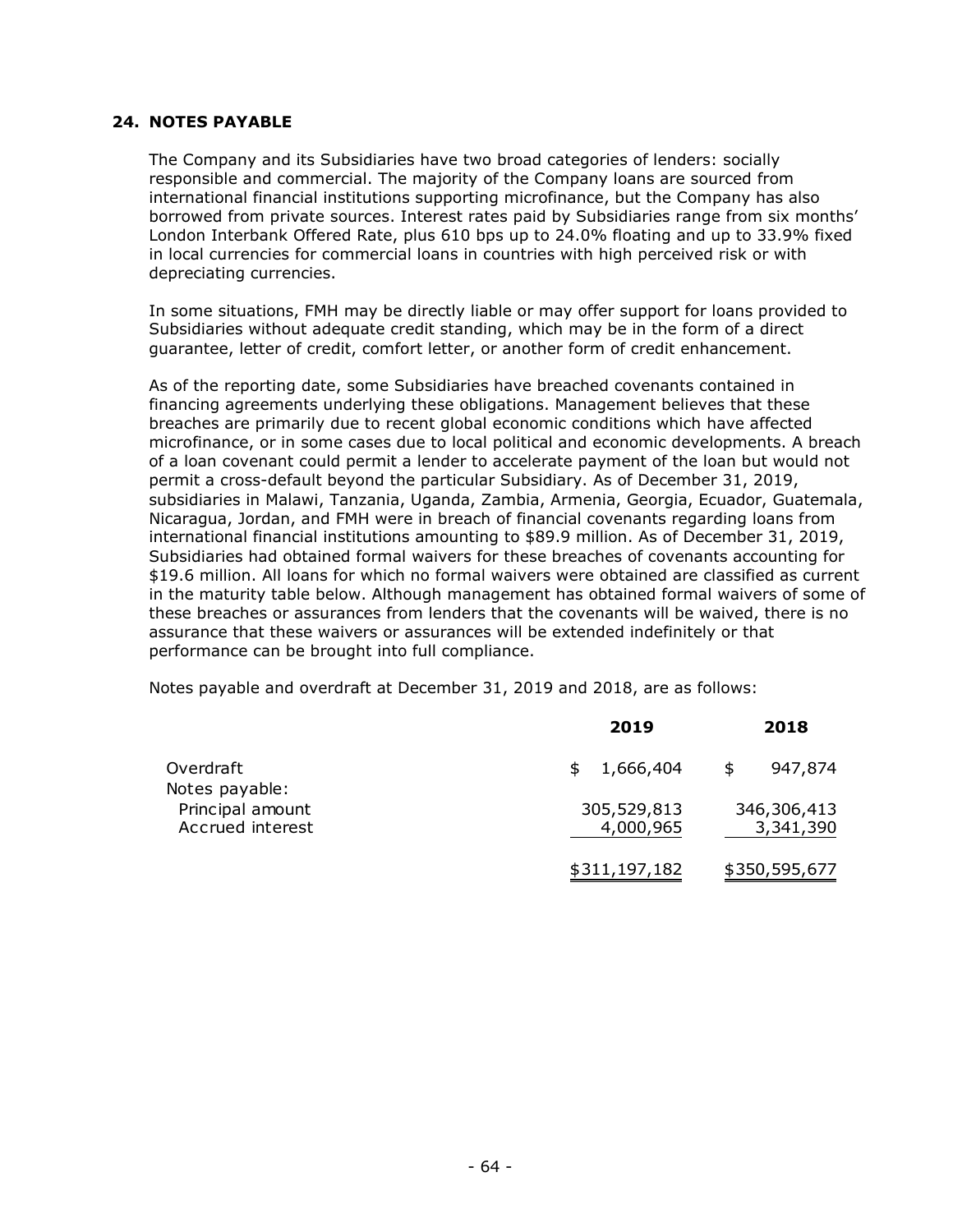## 24. NOTES PAYABLE

The Company and its Subsidiaries have two broad categories of lenders: socially responsible and commercial. The majority of the Company loans are sourced from international financial institutions supporting microfinance, but the Company has also borrowed from private sources. Interest rates paid by Subsidiaries range from six months' London Interbank Offered Rate, plus 610 bps up to 24.0% floating and up to 33.9% fixed in local currencies for commercial loans in countries with high perceived risk or with depreciating currencies.

In some situations, FMH may be directly liable or may offer support for loans provided to Subsidiaries without adequate credit standing, which may be in the form of a direct guarantee, letter of credit, comfort letter, or another form of credit enhancement.

As of the reporting date, some Subsidiaries have breached covenants contained in financing agreements underlying these obligations. Management believes that these breaches are primarily due to recent global economic conditions which have affected microfinance, or in some cases due to local political and economic developments. A breach of a loan covenant could permit a lender to accelerate payment of the loan but would not permit a cross-default beyond the particular Subsidiary. As of December 31, 2019, subsidiaries in Malawi, Tanzania, Uganda, Zambia, Armenia, Georgia, Ecuador, Guatemala, Nicaragua, Jordan, and FMH were in breach of financial covenants regarding loans from international financial institutions amounting to $89.9 million. As of December 31, 2019, Subsidiaries had obtained formal waivers for these breaches of covenants accounting for $19.6 million. All loans for which no formal waivers were obtained are classified as current in the maturity table below. Although management has obtained formal waivers of some of these breaches or assurances from lenders that the covenants will be waived, there is no assurance that these waivers or assurances will be extended indefinitely or that performance can be brought into full compliance.

Notes payable and overdraft at December 31, 2019 and 2018, are as follows:

| | 2019 | 2018 |
|---|---|---|
| Overdraft | $ 1,666,404 | $ 947,874 |
| Notes payable: | | |
| Principal amount | 305,529,813 | 346,306,413 |
| Accrued interest | 4,000,965 | 3,341,390 |
| | $311,197,182 | $350,595,677 |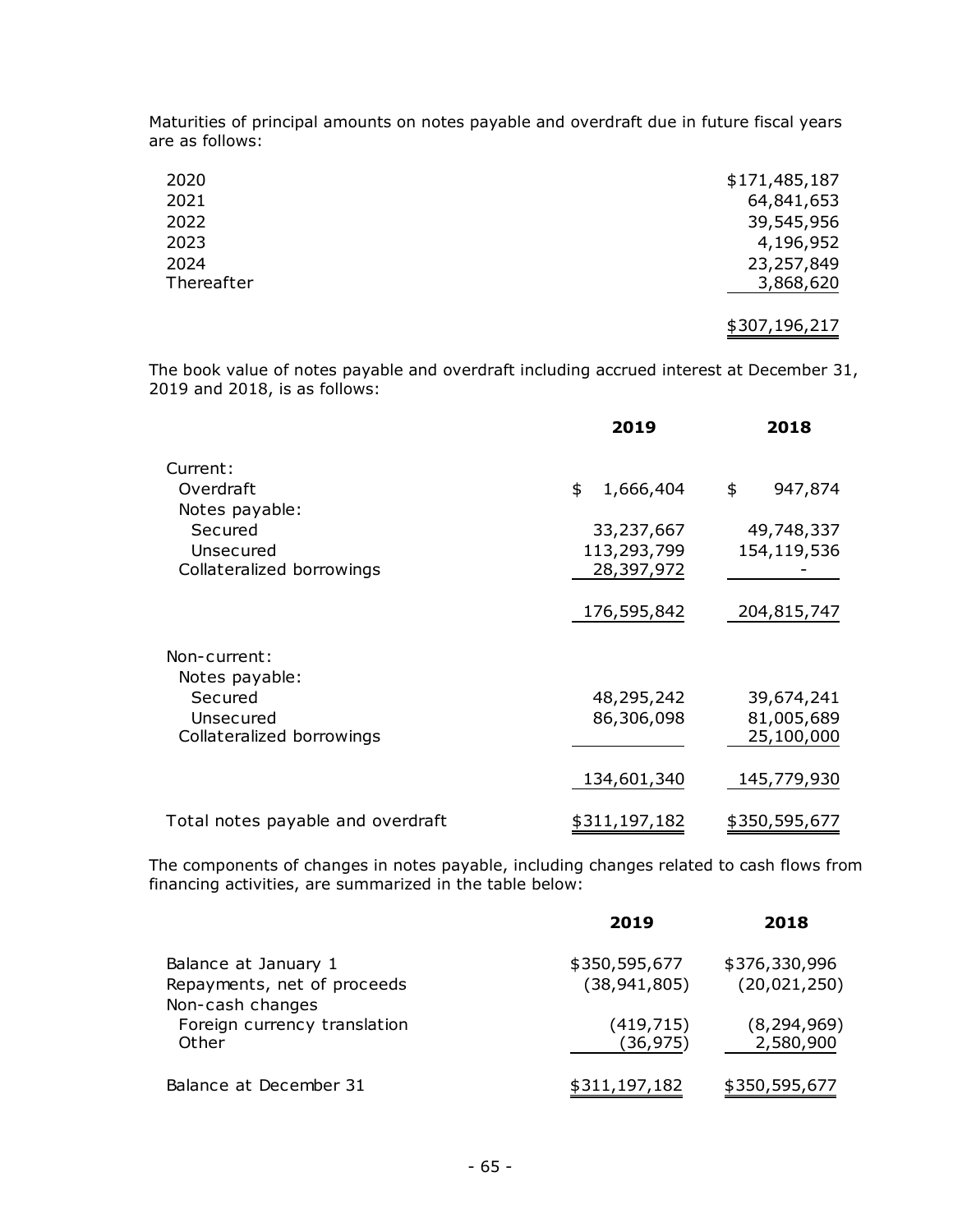Maturities of principal amounts on notes payable and overdraft due in future fiscal years are as follows:

| | |
|---|---|
| 2020 | $171,485,187 |
| 2021 | 64,841,653 |
| 2022 | 39,545,956 |
| 2023 | 4,196,952 |
| 2024 | 23,257,849 |
| Thereafter | 3,868,620 |
| | $307,196,217 |

The book value of notes payable and overdraft including accrued interest at December 31, 2019 and 2018, is as follows:

| | 2019 | 2018 |
|---|---|---|
| Current: | | |
| Overdraft | $ 1,666,404 | $ 947,874 |
| Notes payable: | | |
| Secured | 33,237,667 | 49,748,337 |
| Unsecured | 113,293,799 | 154,119,536 |
| Collateralized borrowings | 28,397,972 | - |
| | 176,595,842 | 204,815,747 |
| Non-current: | | |
| Notes payable: | | |
| Secured | 48,295,242 | 39,674,241 |
| Unsecured | 86,306,098 | 81,005,689 |
| Collateralized borrowings | | 25,100,000 |
| | 134,601,340 | 145,779,930 |
| Total notes payable and overdraft | $311,197,182 | $350,595,677 |

The components of changes in notes payable, including changes related to cash flows from financing activities, are summarized in the table below:

| | 2019 | 2018 |
|---|---|---|
| Balance at January 1 | $350,595,677 | $376,330,996 |
| Repayments, net of proceeds | (38,941,805) | (20,021,250) |
| Non-cash changes | | |
| Foreign currency translation | (419,715) | (8,294,969) |
| Other | (36,975) | 2,580,900 |
| Balance at December 31 | $311,197,182 | $350,595,677 |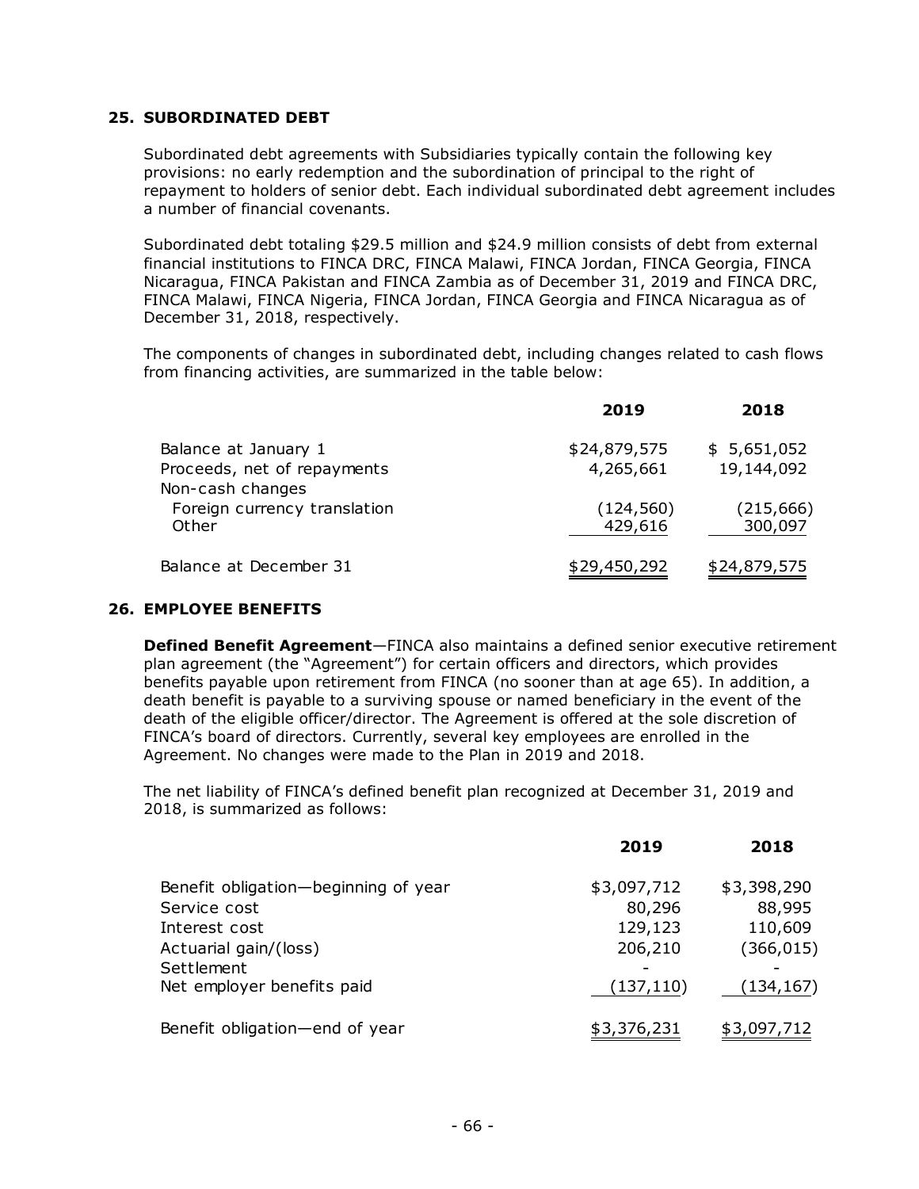## 25. SUBORDINATED DEBT

Subordinated debt agreements with Subsidiaries typically contain the following key provisions: no early redemption and the subordination of principal to the right of repayment to holders of senior debt. Each individual subordinated debt agreement includes a number of financial covenants.

Subordinated debt totaling $29.5 million and $24.9 million consists of debt from external financial institutions to FINCA DRC, FINCA Malawi, FINCA Jordan, FINCA Georgia, FINCA Nicaragua, FINCA Pakistan and FINCA Zambia as of December 31, 2019 and FINCA DRC, FINCA Malawi, FINCA Nigeria, FINCA Jordan, FINCA Georgia and FINCA Nicaragua as of December 31, 2018, respectively.

The components of changes in subordinated debt, including changes related to cash flows from financing activities, are summarized in the table below:

| | 2019 | 2018 |
|---|---|---|
| Balance at January 1 | $24,879,575 | $ 5,651,052 |
| Proceeds, net of repayments | 4,265,661 | 19,144,092 |
| Non-cash changes | | |
| Foreign currency translation | (124,560) | (215,666) |
| Other | 429,616 | 300,097 |
| Balance at December 31 | $29,450,292 | $24,879,575 |

## 26. EMPLOYEE BENEFITS

**Defined Benefit Agreement**—FINCA also maintains a defined senior executive retirement plan agreement (the "Agreement") for certain officers and directors, which provides benefits payable upon retirement from FINCA (no sooner than at age 65). In addition, a death benefit is payable to a surviving spouse or named beneficiary in the event of the death of the eligible officer/director. The Agreement is offered at the sole discretion of FINCA's board of directors. Currently, several key employees are enrolled in the Agreement. No changes were made to the Plan in 2019 and 2018.

The net liability of FINCA's defined benefit plan recognized at December 31, 2019 and 2018, is summarized as follows:

| | 2019 | 2018 |
|---|---|---|
| Benefit obligation—beginning of year | $3,097,712 | $3,398,290 |
| Service cost | 80,296 | 88,995 |
| Interest cost | 129,123 | 110,609 |
| Actuarial gain/(loss) | 206,210 | (366,015) |
| Settlement | - | - |
| Net employer benefits paid | (137,110) | (134,167) |
| Benefit obligation—end of year | $3,376,231 | $3,097,712 |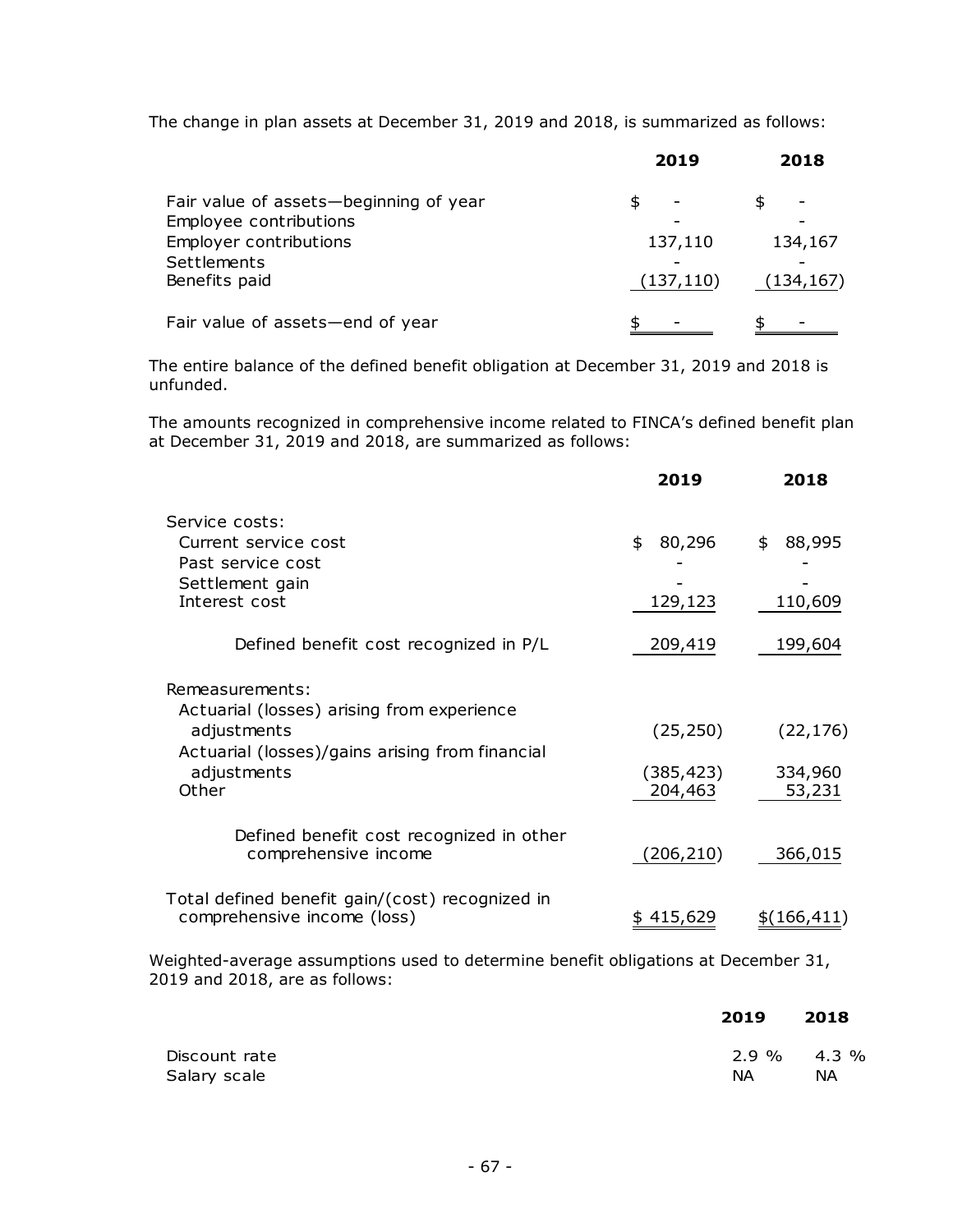The change in plan assets at December 31, 2019 and 2018, is summarized as follows:

| | 2019 | 2018 |
|---|---|---|
| Fair value of assets—beginning of year | $ - | $ - |
| Employee contributions | - | - |
| Employer contributions | 137,110 | 134,167 |
| Settlements | - | - |
| Benefits paid | (137,110) | (134,167) |
| Fair value of assets—end of year | $ - | $ - |

The entire balance of the defined benefit obligation at December 31, 2019 and 2018 is unfunded.

The amounts recognized in comprehensive income related to FINCA's defined benefit plan at December 31, 2019 and 2018, are summarized as follows:

| | 2019 | 2018 |
|---|---|---|
| Service costs: | | |
| Current service cost | $ 80,296 | $ 88,995 |
| Past service cost | - | - |
| Settlement gain | - | - |
| Interest cost | 129,123 | 110,609 |
| Defined benefit cost recognized in P/L | 209,419 | 199,604 |
| Remeasurements: | | |
| Actuarial (losses) arising from experience adjustments | (25,250) | (22,176) |
| Actuarial (losses)/gains arising from financial adjustments | (385,423) | 334,960 |
| Other | 204,463 | 53,231 |
| Defined benefit cost recognized in other comprehensive income | (206,210) | 366,015 |
| Total defined benefit gain/(cost) recognized in comprehensive income (loss) | $ 415,629 | $(166,411) |

Weighted-average assumptions used to determine benefit obligations at December 31, 2019 and 2018, are as follows:

| | 2019 | 2018 |
|---|---|---|
| Discount rate | 2.9 % | 4.3 % |
| Salary scale | NA | NA |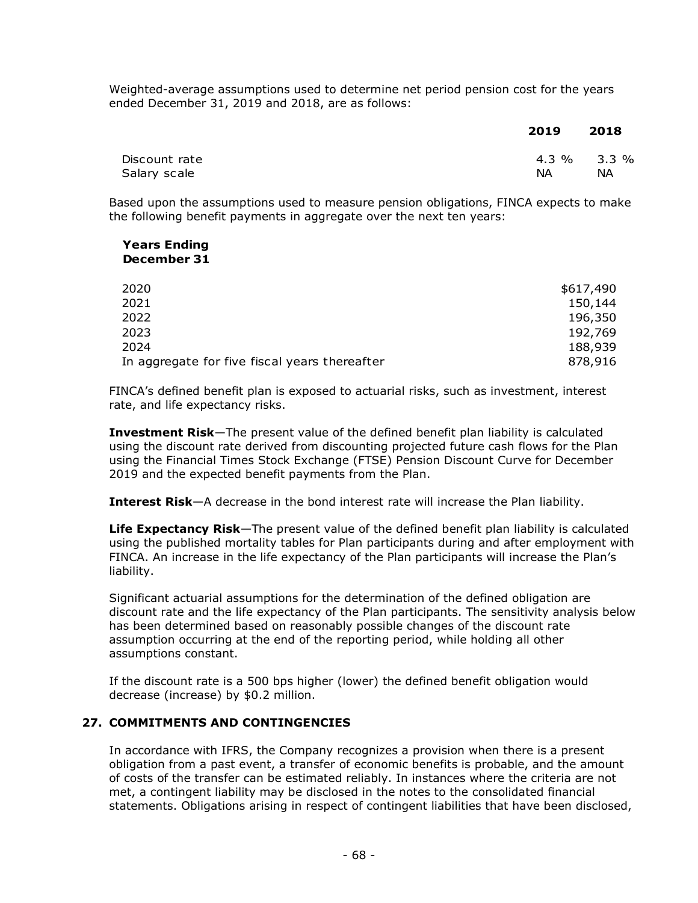Weighted-average assumptions used to determine net period pension cost for the years ended December 31, 2019 and 2018, are as follows:

| | 2019 | 2018 |
|---|---|---|
| Discount rate | 4.3 % | 3.3 % |
| Salary scale | NA | NA |

Based upon the assumptions used to measure pension obligations, FINCA expects to make the following benefit payments in aggregate over the next ten years:

| Years Ending December 31 | |
|---|---|
| 2020 | $617,490 |
| 2021 | 150,144 |
| 2022 | 196,350 |
| 2023 | 192,769 |
| 2024 | 188,939 |
| In aggregate for five fiscal years thereafter | 878,916 |

FINCA's defined benefit plan is exposed to actuarial risks, such as investment, interest rate, and life expectancy risks.

**Investment Risk**—The present value of the defined benefit plan liability is calculated using the discount rate derived from discounting projected future cash flows for the Plan using the Financial Times Stock Exchange (FTSE) Pension Discount Curve for December 2019 and the expected benefit payments from the Plan.

**Interest Risk**—A decrease in the bond interest rate will increase the Plan liability.

**Life Expectancy Risk**—The present value of the defined benefit plan liability is calculated using the published mortality tables for Plan participants during and after employment with FINCA. An increase in the life expectancy of the Plan participants will increase the Plan's liability.

Significant actuarial assumptions for the determination of the defined obligation are discount rate and the life expectancy of the Plan participants. The sensitivity analysis below has been determined based on reasonably possible changes of the discount rate assumption occurring at the end of the reporting period, while holding all other assumptions constant.

If the discount rate is a 500 bps higher (lower) the defined benefit obligation would decrease (increase) by $0.2 million.

## 27. COMMITMENTS AND CONTINGENCIES

In accordance with IFRS, the Company recognizes a provision when there is a present obligation from a past event, a transfer of economic benefits is probable, and the amount of costs of the transfer can be estimated reliably. In instances where the criteria are not met, a contingent liability may be disclosed in the notes to the consolidated financial statements. Obligations arising in respect of contingent liabilities that have been disclosed,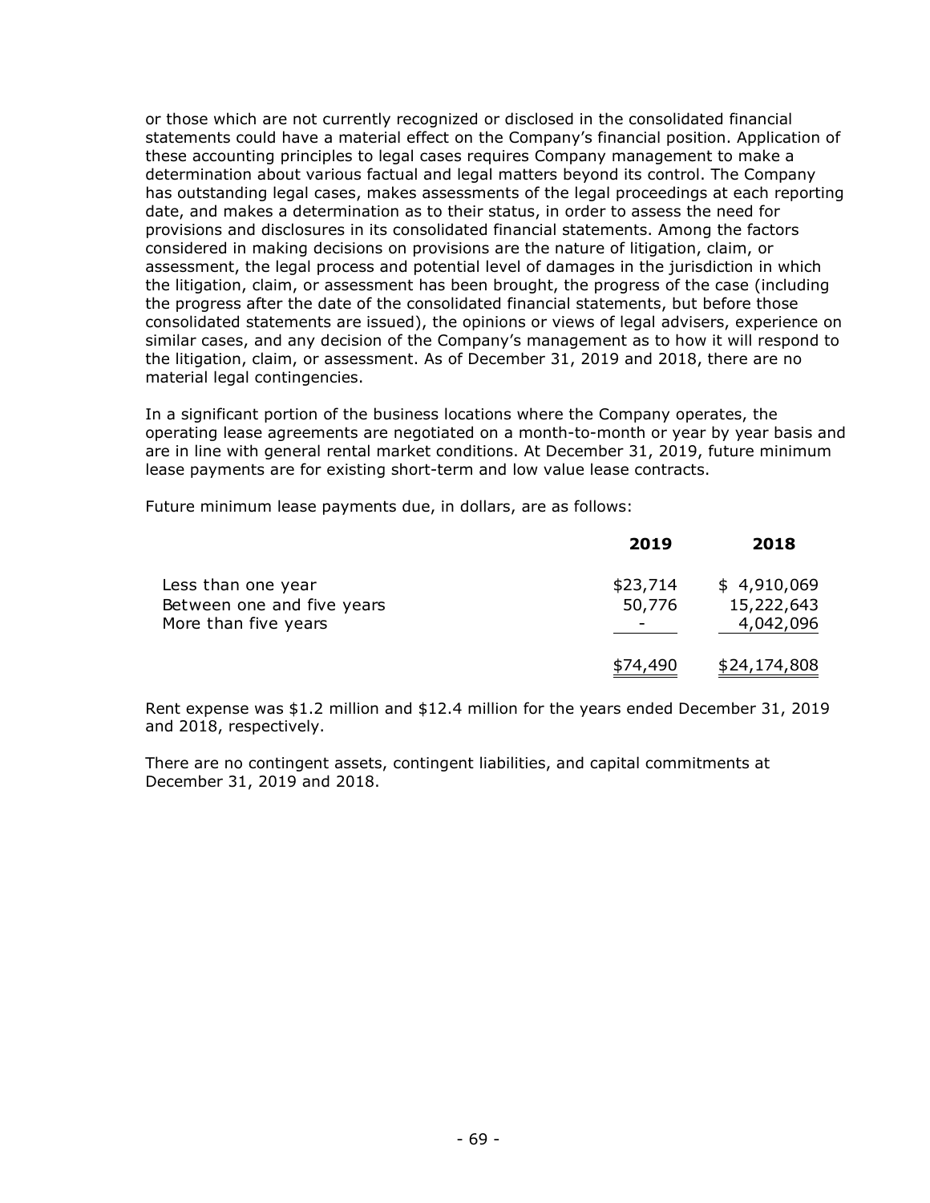or those which are not currently recognized or disclosed in the consolidated financial statements could have a material effect on the Company's financial position. Application of these accounting principles to legal cases requires Company management to make a determination about various factual and legal matters beyond its control. The Company has outstanding legal cases, makes assessments of the legal proceedings at each reporting date, and makes a determination as to their status, in order to assess the need for provisions and disclosures in its consolidated financial statements. Among the factors considered in making decisions on provisions are the nature of litigation, claim, or assessment, the legal process and potential level of damages in the jurisdiction in which the litigation, claim, or assessment has been brought, the progress of the case (including the progress after the date of the consolidated financial statements, but before those consolidated statements are issued), the opinions or views of legal advisers, experience on similar cases, and any decision of the Company's management as to how it will respond to the litigation, claim, or assessment. As of December 31, 2019 and 2018, there are no material legal contingencies.

In a significant portion of the business locations where the Company operates, the operating lease agreements are negotiated on a month-to-month or year by year basis and are in line with general rental market conditions. At December 31, 2019, future minimum lease payments are for existing short-term and low value lease contracts.

Future minimum lease payments due, in dollars, are as follows:

| | **2019** | **2018** |
|---|---|---|
| Less than one year | $23,714 | $ 4,910,069 |
| Between one and five years | 50,776 | 15,222,643 |
| More than five years | - | 4,042,096 |
| | $74,490 | $24,174,808 |

Rent expense was $1.2 million and $12.4 million for the years ended December 31, 2019 and 2018, respectively.

There are no contingent assets, contingent liabilities, and capital commitments at December 31, 2019 and 2018.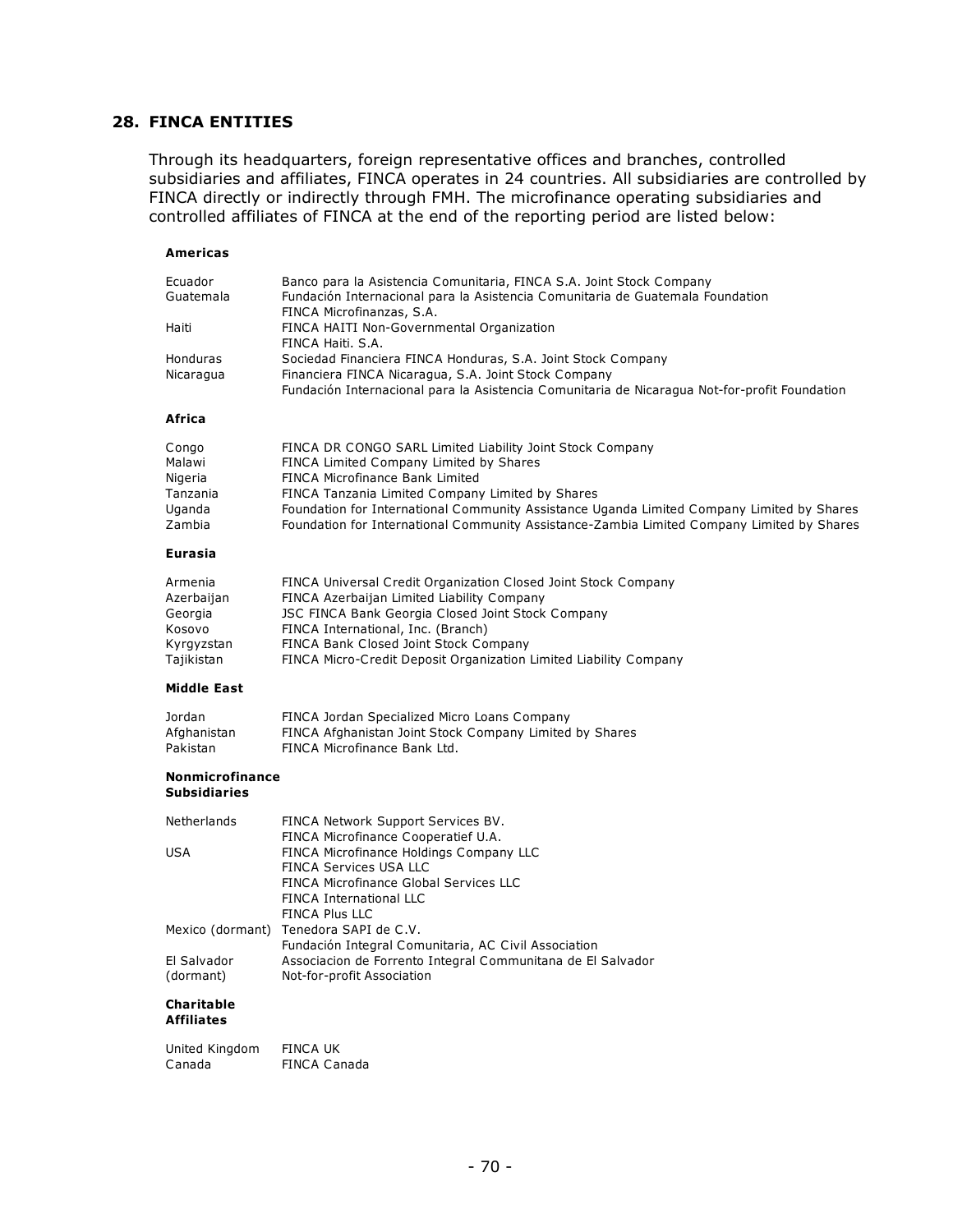## 28. FINCA ENTITIES

Through its headquarters, foreign representative offices and branches, controlled subsidiaries and affiliates, FINCA operates in 24 countries. All subsidiaries are controlled by FINCA directly or indirectly through FMH. The microfinance operating subsidiaries and controlled affiliates of FINCA at the end of the reporting period are listed below:

**Americas**

| | |
|---|---|
| Ecuador | Banco para la Asistencia Comunitaria, FINCA S.A. Joint Stock Company |
| Guatemala | Fundación Internacional para la Asistencia Comunitaria de Guatemala Foundation |
| | FINCA Microfinanzas, S.A. |
| Haiti | FINCA HAITI Non-Governmental Organization |
| | FINCA Haiti. S.A. |
| Honduras | Sociedad Financiera FINCA Honduras, S.A. Joint Stock Company |
| Nicaragua | Financiera FINCA Nicaragua, S.A. Joint Stock Company |
| | Fundación Internacional para la Asistencia Comunitaria de Nicaragua Not-for-profit Foundation |

**Africa**

| | |
|---|---|
| Congo | FINCA DR CONGO SARL Limited Liability Joint Stock Company |
| Malawi | FINCA Limited Company Limited by Shares |
| Nigeria | FINCA Microfinance Bank Limited |
| Tanzania | FINCA Tanzania Limited Company Limited by Shares |
| Uganda | Foundation for International Community Assistance Uganda Limited Company Limited by Shares |
| Zambia | Foundation for International Community Assistance-Zambia Limited Company Limited by Shares |

**Eurasia**

| | |
|---|---|
| Armenia | FINCA Universal Credit Organization Closed Joint Stock Company |
| Azerbaijan | FINCA Azerbaijan Limited Liability Company |
| Georgia | JSC FINCA Bank Georgia Closed Joint Stock Company |
| Kosovo | FINCA International, Inc. (Branch) |
| Kyrgyzstan | FINCA Bank Closed Joint Stock Company |
| Tajikistan | FINCA Micro-Credit Deposit Organization Limited Liability Company |

**Middle East**

| | |
|---|---|
| Jordan | FINCA Jordan Specialized Micro Loans Company |
| Afghanistan | FINCA Afghanistan Joint Stock Company Limited by Shares |
| Pakistan | FINCA Microfinance Bank Ltd. |

**Nonmicrofinance Subsidiaries**

| | |
|---|---|
| Netherlands | FINCA Network Support Services BV. |
| | FINCA Microfinance Cooperatief U.A. |
| USA | FINCA Microfinance Holdings Company LLC |
| | FINCA Services USA LLC |
| | FINCA Microfinance Global Services LLC |
| | FINCA International LLC |
| | FINCA Plus LLC |
| Mexico (dormant) | Tenedora SAPI de C.V. |
| | Fundación Integral Comunitaria, AC Civil Association |
| El Salvador (dormant) | Associacion de Forrento Integral Communitana de El Salvador Not-for-profit Association |

**Charitable Affiliates**

| | |
|---|---|
| United Kingdom | FINCA UK |
| Canada | FINCA Canada |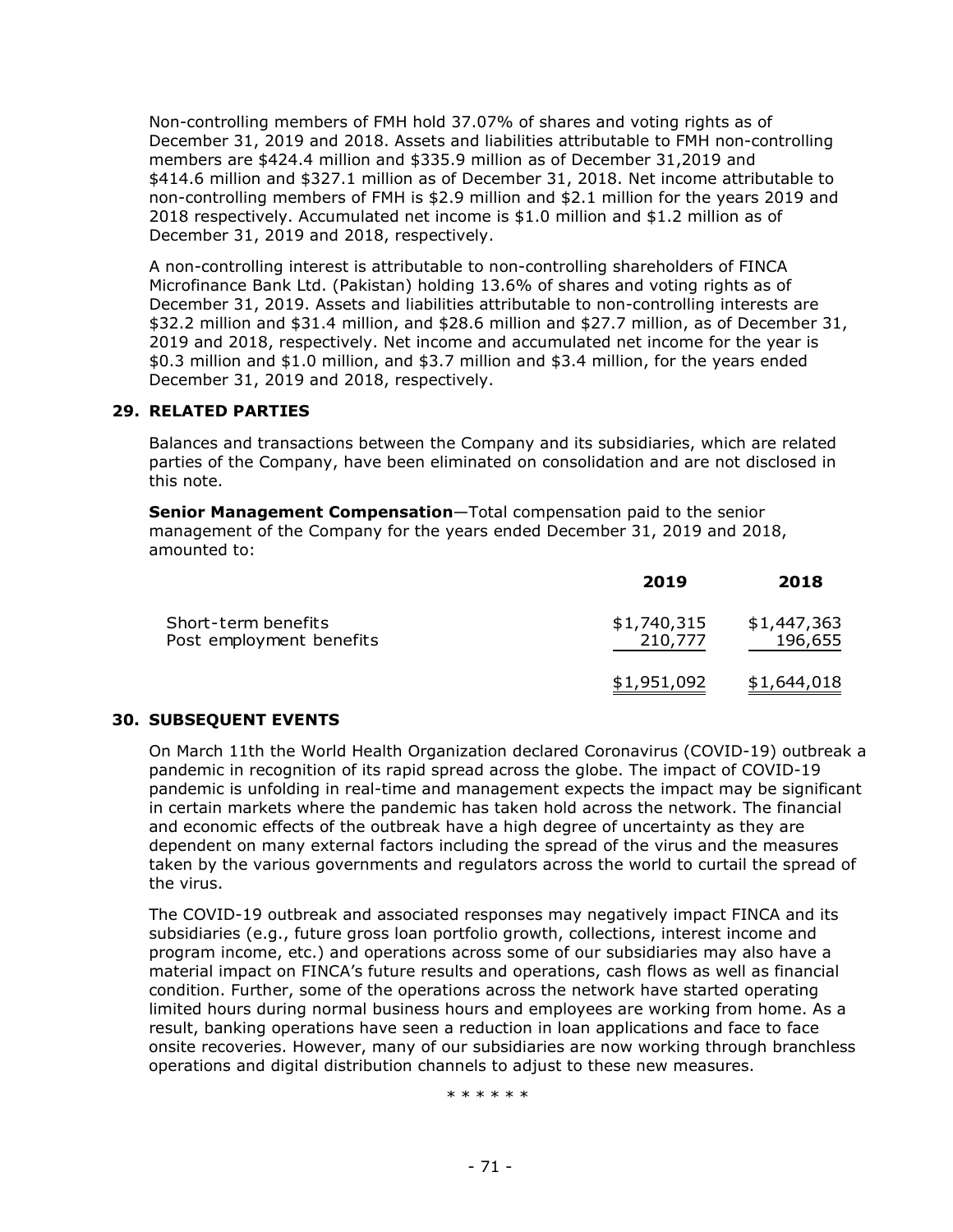Non-controlling members of FMH hold 37.07% of shares and voting rights as of December 31, 2019 and 2018. Assets and liabilities attributable to FMH non-controlling members are $424.4 million and $335.9 million as of December 31,2019 and $414.6 million and $327.1 million as of December 31, 2018. Net income attributable to non-controlling members of FMH is $2.9 million and $2.1 million for the years 2019 and 2018 respectively. Accumulated net income is $1.0 million and $1.2 million as of December 31, 2019 and 2018, respectively.

A non-controlling interest is attributable to non-controlling shareholders of FINCA Microfinance Bank Ltd. (Pakistan) holding 13.6% of shares and voting rights as of December 31, 2019. Assets and liabilities attributable to non-controlling interests are $32.2 million and $31.4 million, and $28.6 million and $27.7 million, as of December 31, 2019 and 2018, respectively. Net income and accumulated net income for the year is $0.3 million and $1.0 million, and $3.7 million and $3.4 million, for the years ended December 31, 2019 and 2018, respectively.

## 29. RELATED PARTIES

Balances and transactions between the Company and its subsidiaries, which are related parties of the Company, have been eliminated on consolidation and are not disclosed in this note.

**Senior Management Compensation**—Total compensation paid to the senior management of the Company for the years ended December 31, 2019 and 2018, amounted to:

| | 2019 | 2018 |
|---|---|---|
| Short-term benefits | $1,740,315 | $1,447,363 |
| Post employment benefits | 210,777 | 196,655 |
| | $1,951,092 | $1,644,018 |

## 30. SUBSEQUENT EVENTS

On March 11th the World Health Organization declared Coronavirus (COVID-19) outbreak a pandemic in recognition of its rapid spread across the globe. The impact of COVID-19 pandemic is unfolding in real-time and management expects the impact may be significant in certain markets where the pandemic has taken hold across the network. The financial and economic effects of the outbreak have a high degree of uncertainty as they are dependent on many external factors including the spread of the virus and the measures taken by the various governments and regulators across the world to curtail the spread of the virus.

The COVID-19 outbreak and associated responses may negatively impact FINCA and its subsidiaries (e.g., future gross loan portfolio growth, collections, interest income and program income, etc.) and operations across some of our subsidiaries may also have a material impact on FINCA's future results and operations, cash flows as well as financial condition. Further, some of the operations across the network have started operating limited hours during normal business hours and employees are working from home. As a result, banking operations have seen a reduction in loan applications and face to face onsite recoveries. However, many of our subsidiaries are now working through branchless operations and digital distribution channels to adjust to these new measures.

\* \* \* \* \* \*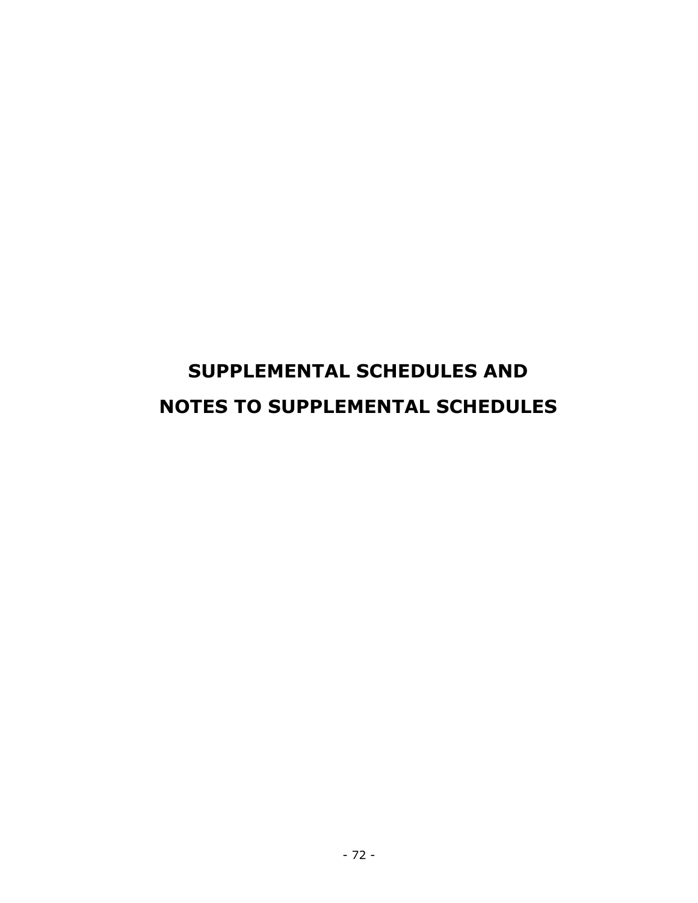# SUPPLEMENTAL SCHEDULES AND NOTES TO SUPPLEMENTAL SCHEDULES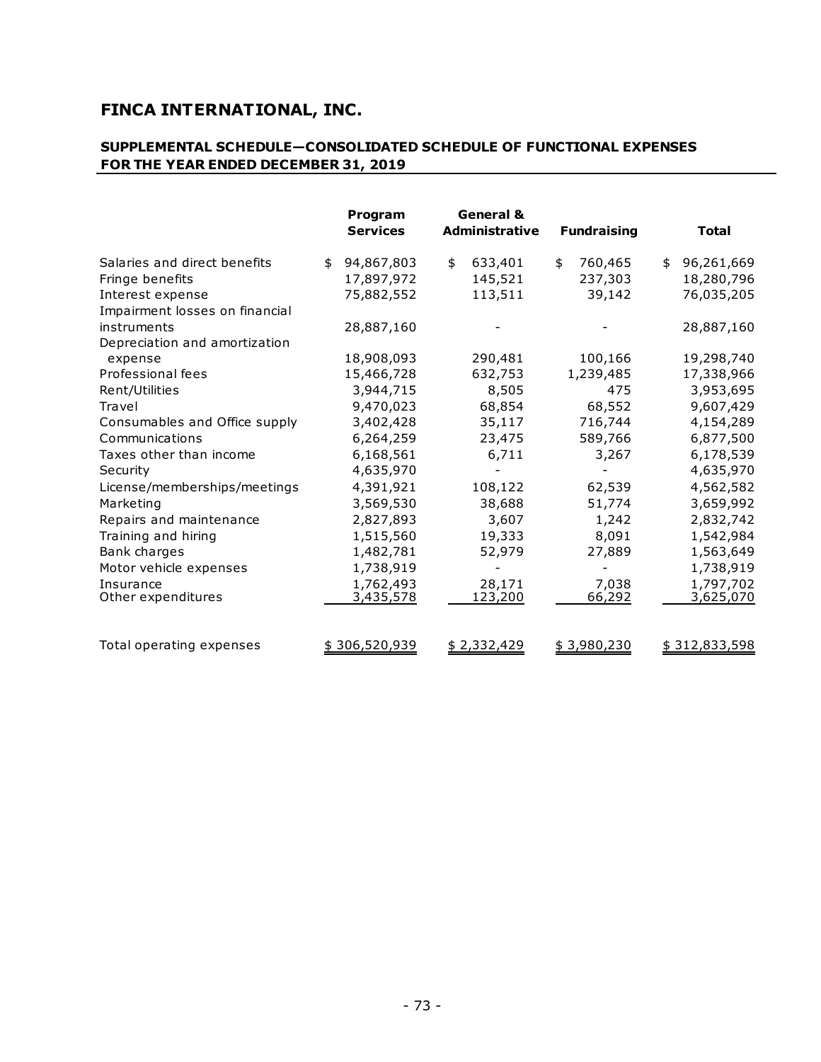# FINCA INTERNATIONAL, INC.

## SUPPLEMENTAL SCHEDULE—CONSOLIDATED SCHEDULE OF FUNCTIONAL EXPENSES FOR THE YEAR ENDED DECEMBER 31, 2019

| | Program Services | General & Administrative | Fundraising | Total |
|---|---|---|---|---|
| Salaries and direct benefits | $ 94,867,803 | $ 633,401 | $ 760,465 | $ 96,261,669 |
| Fringe benefits | 17,897,972 | 145,521 | 237,303 | 18,280,796 |
| Interest expense | 75,882,552 | 113,511 | 39,142 | 76,035,205 |
| Impairment losses on financial instruments | 28,887,160 | - | - | 28,887,160 |
| Depreciation and amortization expense | 18,908,093 | 290,481 | 100,166 | 19,298,740 |
| Professional fees | 15,466,728 | 632,753 | 1,239,485 | 17,338,966 |
| Rent/Utilities | 3,944,715 | 8,505 | 475 | 3,953,695 |
| Travel | 9,470,023 | 68,854 | 68,552 | 9,607,429 |
| Consumables and Office supply | 3,402,428 | 35,117 | 716,744 | 4,154,289 |
| Communications | 6,264,259 | 23,475 | 589,766 | 6,877,500 |
| Taxes other than income | 6,168,561 | 6,711 | 3,267 | 6,178,539 |
| Security | 4,635,970 | - | - | 4,635,970 |
| License/memberships/meetings | 4,391,921 | 108,122 | 62,539 | 4,562,582 |
| Marketing | 3,569,530 | 38,688 | 51,774 | 3,659,992 |
| Repairs and maintenance | 2,827,893 | 3,607 | 1,242 | 2,832,742 |
| Training and hiring | 1,515,560 | 19,333 | 8,091 | 1,542,984 |
| Bank charges | 1,482,781 | 52,979 | 27,889 | 1,563,649 |
| Motor vehicle expenses | 1,738,919 | - | - | 1,738,919 |
| Insurance | 1,762,493 | 28,171 | 7,038 | 1,797,702 |
| Other expenditures | 3,435,578 | 123,200 | 66,292 | 3,625,070 |
| Total operating expenses | $ 306,520,939 | $ 2,332,429 | $ 3,980,230 | $ 312,833,598 |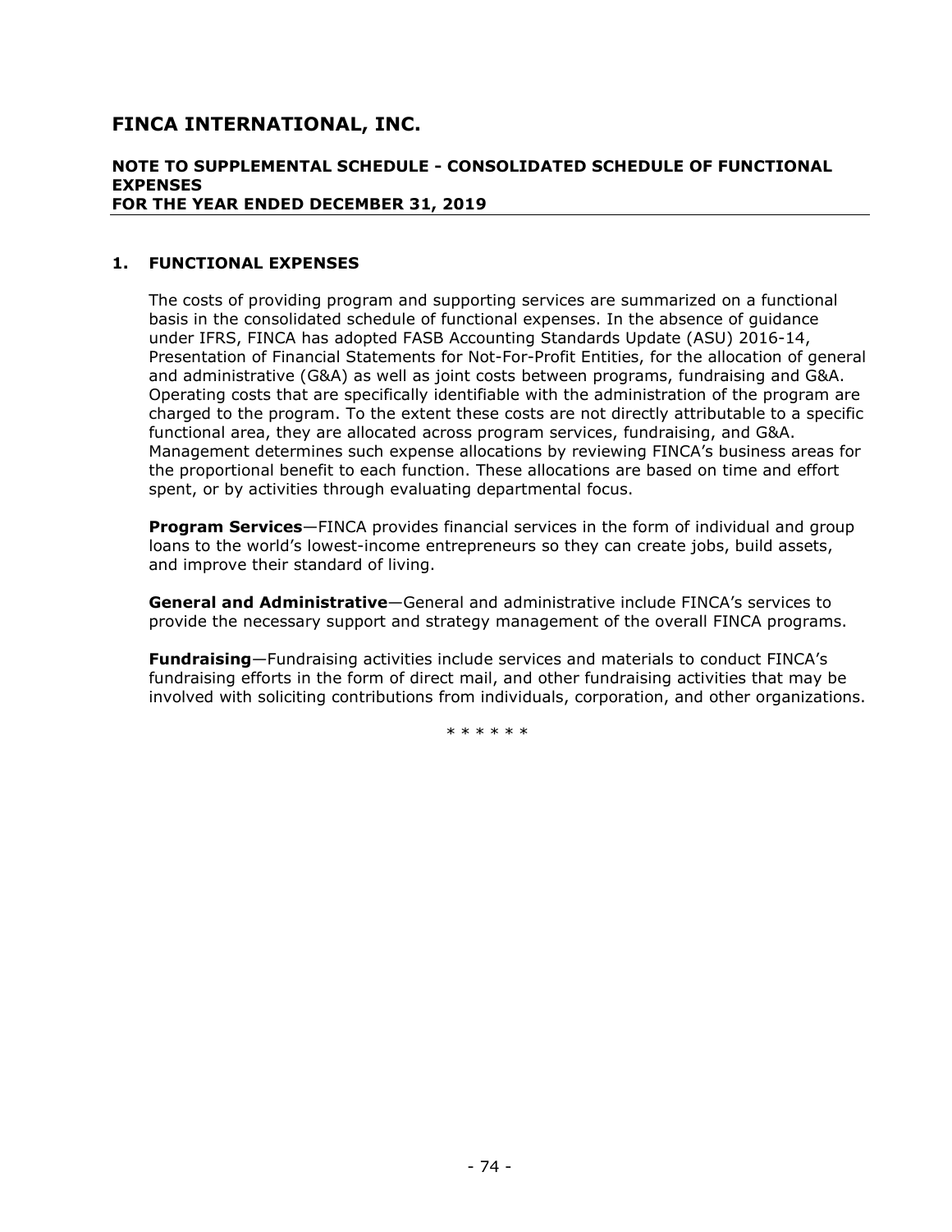# FINCA INTERNATIONAL, INC.

## NOTE TO SUPPLEMENTAL SCHEDULE - CONSOLIDATED SCHEDULE OF FUNCTIONAL EXPENSES FOR THE YEAR ENDED DECEMBER 31, 2019

### 1. FUNCTIONAL EXPENSES

The costs of providing program and supporting services are summarized on a functional basis in the consolidated schedule of functional expenses. In the absence of guidance under IFRS, FINCA has adopted FASB Accounting Standards Update (ASU) 2016-14, Presentation of Financial Statements for Not-For-Profit Entities, for the allocation of general and administrative (G&A) as well as joint costs between programs, fundraising and G&A. Operating costs that are specifically identifiable with the administration of the program are charged to the program. To the extent these costs are not directly attributable to a specific functional area, they are allocated across program services, fundraising, and G&A. Management determines such expense allocations by reviewing FINCA's business areas for the proportional benefit to each function. These allocations are based on time and effort spent, or by activities through evaluating departmental focus.

**Program Services**—FINCA provides financial services in the form of individual and group loans to the world's lowest-income entrepreneurs so they can create jobs, build assets, and improve their standard of living.

**General and Administrative**—General and administrative include FINCA's services to provide the necessary support and strategy management of the overall FINCA programs.

**Fundraising**—Fundraising activities include services and materials to conduct FINCA's fundraising efforts in the form of direct mail, and other fundraising activities that may be involved with soliciting contributions from individuals, corporation, and other organizations.

\* \* \* \* \* \*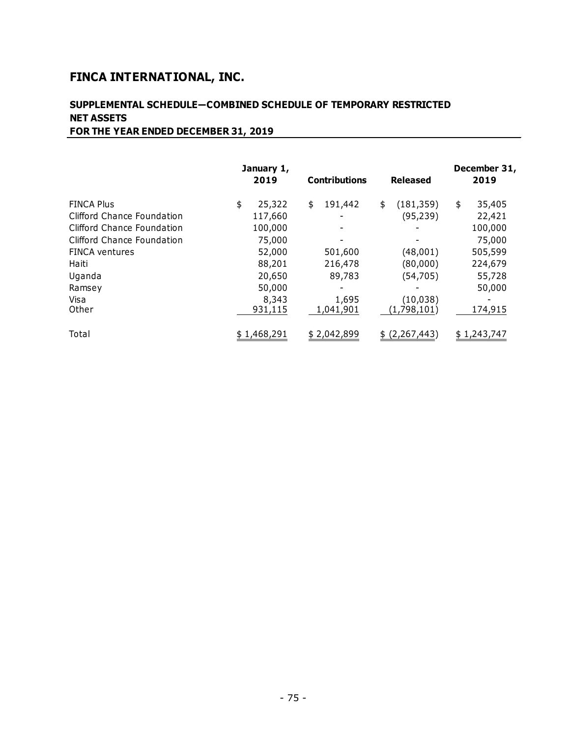# FINCA INTERNATIONAL, INC.

## SUPPLEMENTAL SCHEDULE—COMBINED SCHEDULE OF TEMPORARY RESTRICTED NET ASSETS
## FOR THE YEAR ENDED DECEMBER 31, 2019

| | January 1, 2019 | Contributions | Released | December 31, 2019 |
|---|---|---|---|---|
| FINCA Plus | $ 25,322 | $ 191,442 | $ (181,359) | $ 35,405 |
| Clifford Chance Foundation | 117,660 | - | (95,239) | 22,421 |
| Clifford Chance Foundation | 100,000 | - | - | 100,000 |
| Clifford Chance Foundation | 75,000 | - | - | 75,000 |
| FINCA ventures | 52,000 | 501,600 | (48,001) | 505,599 |
| Haiti | 88,201 | 216,478 | (80,000) | 224,679 |
| Uganda | 20,650 | 89,783 | (54,705) | 55,728 |
| Ramsey | 50,000 | - | - | 50,000 |
| Visa | 8,343 | 1,695 | (10,038) | - |
| Other | 931,115 | 1,041,901 | (1,798,101) | 174,915 |
| Total | $ 1,468,291 | $ 2,042,899 | $ (2,267,443) | $ 1,243,747 |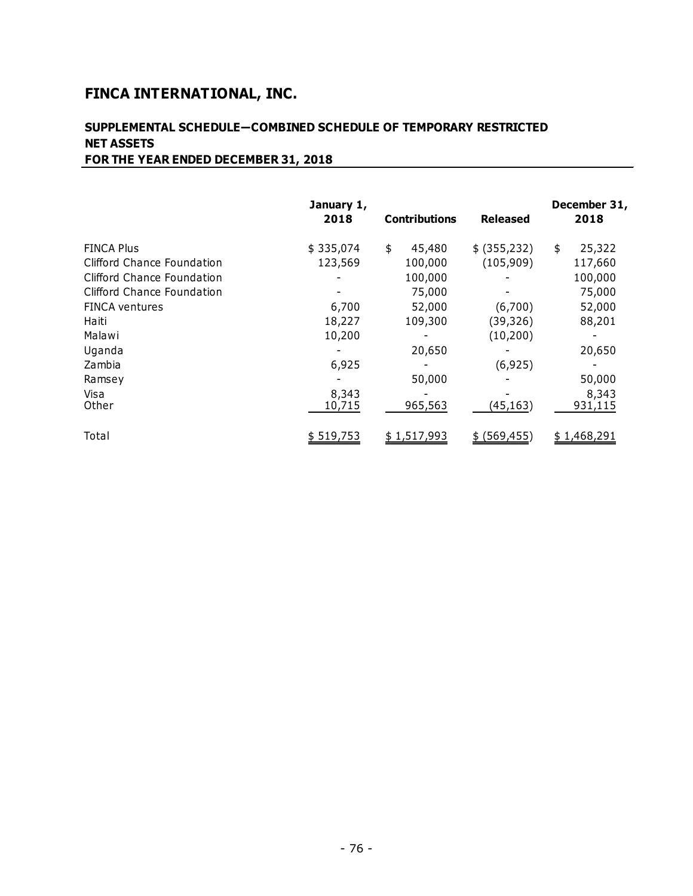# FINCA INTERNATIONAL, INC.

## SUPPLEMENTAL SCHEDULE—COMBINED SCHEDULE OF TEMPORARY RESTRICTED NET ASSETS
## FOR THE YEAR ENDED DECEMBER 31, 2018

| | January 1, 2018 | Contributions | Released | December 31, 2018 |
|---|---|---|---|---|
| FINCA Plus | $ 335,074 | $ 45,480 | $ (355,232) | $ 25,322 |
| Clifford Chance Foundation | 123,569 | 100,000 | (105,909) | 117,660 |
| Clifford Chance Foundation | - | 100,000 | - | 100,000 |
| Clifford Chance Foundation | - | 75,000 | - | 75,000 |
| FINCA ventures | 6,700 | 52,000 | (6,700) | 52,000 |
| Haiti | 18,227 | 109,300 | (39,326) | 88,201 |
| Malawi | 10,200 | - | (10,200) | - |
| Uganda | - | 20,650 | - | 20,650 |
| Zambia | 6,925 | - | (6,925) | - |
| Ramsey | - | 50,000 | - | 50,000 |
| Visa | 8,343 | - | - | 8,343 |
| Other | 10,715 | 965,563 | (45,163) | 931,115 |
| Total | $ 519,753 | $ 1,517,993 | $ (569,455) | $ 1,468,291 |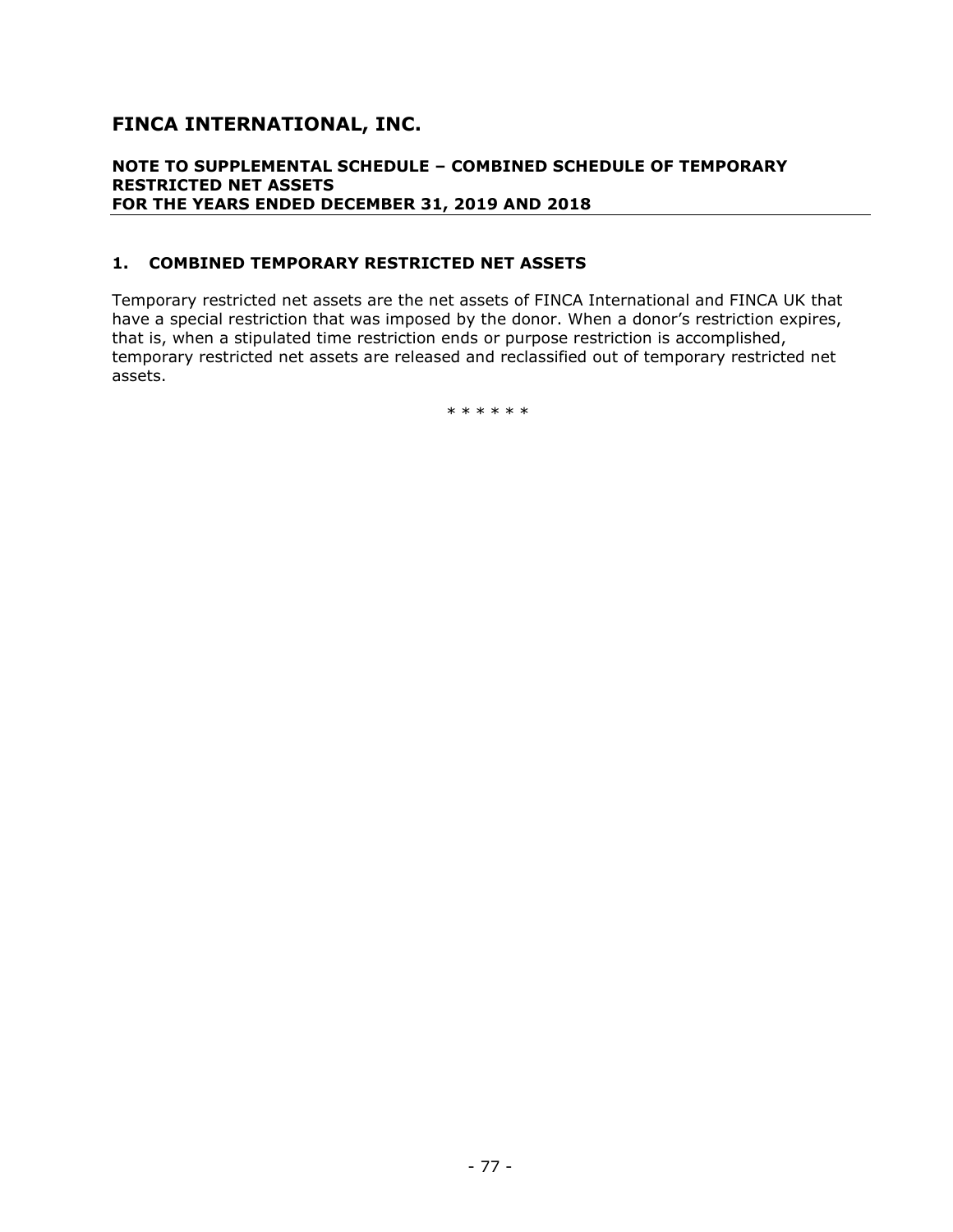# FINCA INTERNATIONAL, INC.

**NOTE TO SUPPLEMENTAL SCHEDULE – COMBINED SCHEDULE OF TEMPORARY RESTRICTED NET ASSETS**
**FOR THE YEARS ENDED DECEMBER 31, 2019 AND 2018**

## 1. COMBINED TEMPORARY RESTRICTED NET ASSETS

Temporary restricted net assets are the net assets of FINCA International and FINCA UK that have a special restriction that was imposed by the donor. When a donor's restriction expires, that is, when a stipulated time restriction ends or purpose restriction is accomplished, temporary restricted net assets are released and reclassified out of temporary restricted net assets.

* * * * * *